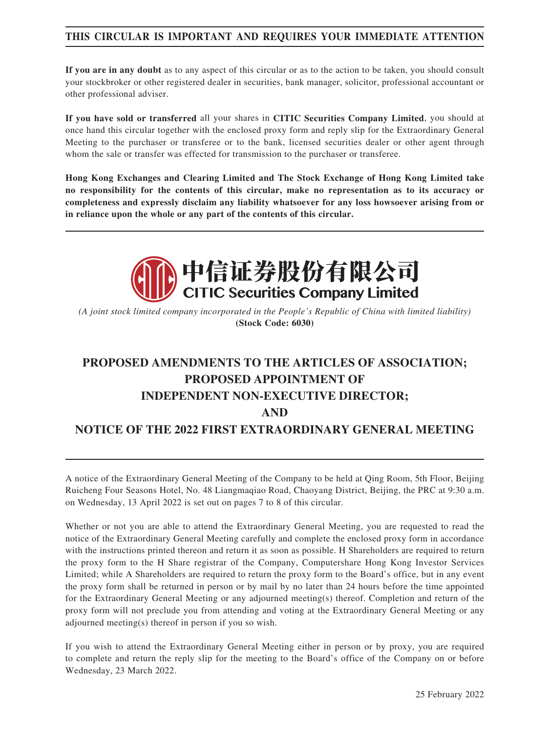**THIS CIRCULAR IS IMPORTANT AND REQUIRES YOUR IMMEDIATE ATTENTION**

**If you are in any doubt** as to any aspect of this circular or as to the action to be taken, you should consult your stockbroker or other registered dealer in securities, bank manager, solicitor, professional accountant or other professional adviser.

**If you have sold or transferred** all your shares in **CITIC Securities Company Limited**, you should at once hand this circular together with the enclosed proxy form and reply slip for the Extraordinary General Meeting to the purchaser or transferee or to the bank, licensed securities dealer or other agent through whom the sale or transfer was effected for transmission to the purchaser or transferee.

**Hong Kong Exchanges and Clearing Limited and The Stock Exchange of Hong Kong Limited take no responsibility for the contents of this circular, make no representation as to its accuracy or completeness and expressly disclaim any liability whatsoever for any loss howsoever arising from or in reliance upon the whole or any part of the contents of this circular.**

**中信证券股份有限公司**
**CITIC Securities Company Limited**

*(A joint stock limited company incorporated in the People's Republic of China with limited liability)*
**(Stock Code: 6030)**

# PROPOSED AMENDMENTS TO THE ARTICLES OF ASSOCIATION; PROPOSED APPOINTMENT OF INDEPENDENT NON-EXECUTIVE DIRECTOR; AND NOTICE OF THE 2022 FIRST EXTRAORDINARY GENERAL MEETING

A notice of the Extraordinary General Meeting of the Company to be held at Qing Room, 5th Floor, Beijing Ruicheng Four Seasons Hotel, No. 48 Liangmaqiao Road, Chaoyang District, Beijing, the PRC at 9:30 a.m. on Wednesday, 13 April 2022 is set out on pages 7 to 8 of this circular.

Whether or not you are able to attend the Extraordinary General Meeting, you are requested to read the notice of the Extraordinary General Meeting carefully and complete the enclosed proxy form in accordance with the instructions printed thereon and return it as soon as possible. H Shareholders are required to return the proxy form to the H Share registrar of the Company, Computershare Hong Kong Investor Services Limited; while A Shareholders are required to return the proxy form to the Board's office, but in any event the proxy form shall be returned in person or by mail by no later than 24 hours before the time appointed for the Extraordinary General Meeting or any adjourned meeting(s) thereof. Completion and return of the proxy form will not preclude you from attending and voting at the Extraordinary General Meeting or any adjourned meeting(s) thereof in person if you so wish.

If you wish to attend the Extraordinary General Meeting either in person or by proxy, you are required to complete and return the reply slip for the meeting to the Board's office of the Company on or before Wednesday, 23 March 2022.

25 February 2022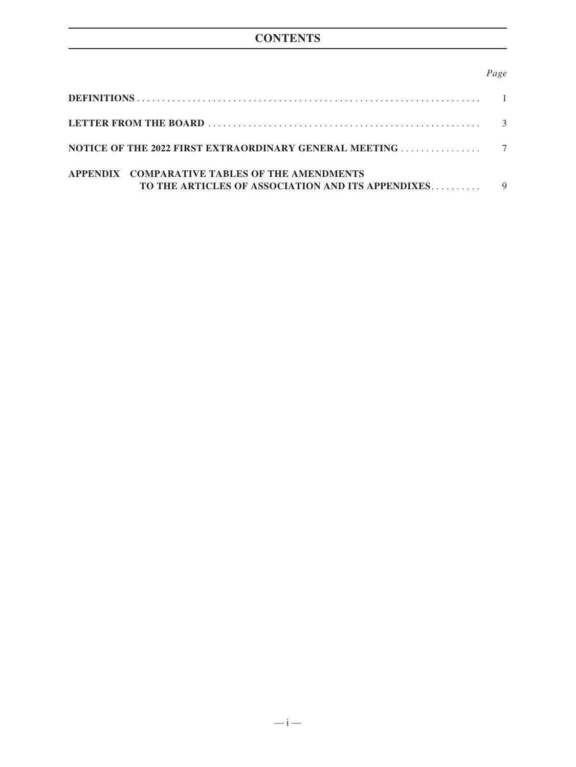# CONTENTS

| | *Page* |
|---|---|
| **DEFINITIONS** | 1 |
| **LETTER FROM THE BOARD** | 3 |
| **NOTICE OF THE 2022 FIRST EXTRAORDINARY GENERAL MEETING** | 7 |
| **APPENDIX COMPARATIVE TABLES OF THE AMENDMENTS TO THE ARTICLES OF ASSOCIATION AND ITS APPENDIXES** | 9 |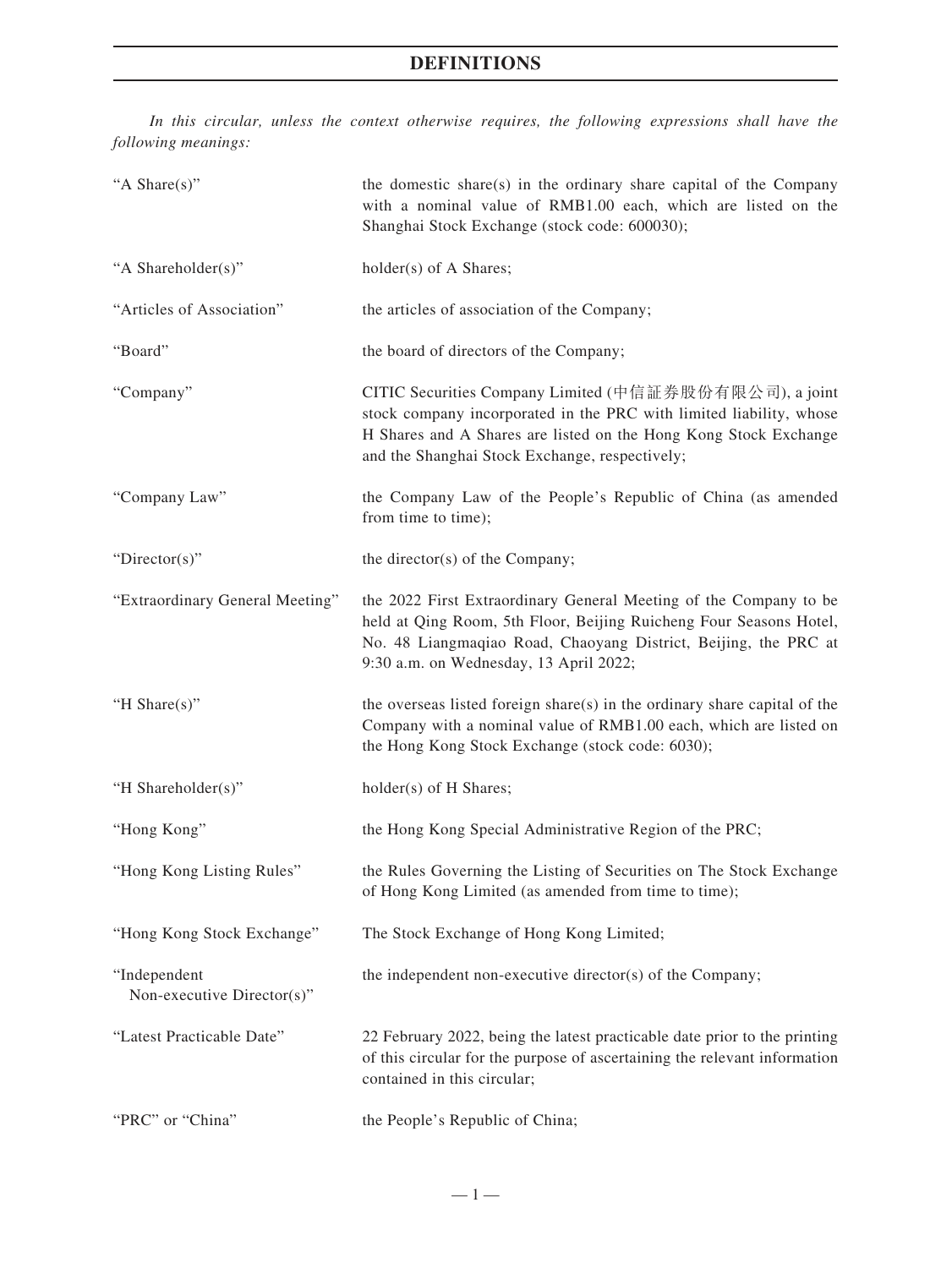# DEFINITIONS

*In this circular, unless the context otherwise requires, the following expressions shall have the following meanings:*

| | |
|---|---|
| "A Share(s)" | the domestic share(s) in the ordinary share capital of the Company with a nominal value of RMB1.00 each, which are listed on the Shanghai Stock Exchange (stock code: 600030); |
| "A Shareholder(s)" | holder(s) of A Shares; |
| "Articles of Association" | the articles of association of the Company; |
| "Board" | the board of directors of the Company; |
| "Company" | CITIC Securities Company Limited (中信証券股份有限公司), a joint stock company incorporated in the PRC with limited liability, whose H Shares and A Shares are listed on the Hong Kong Stock Exchange and the Shanghai Stock Exchange, respectively; |
| "Company Law" | the Company Law of the People's Republic of China (as amended from time to time); |
| "Director(s)" | the director(s) of the Company; |
| "Extraordinary General Meeting" | the 2022 First Extraordinary General Meeting of the Company to be held at Qing Room, 5th Floor, Beijing Ruicheng Four Seasons Hotel, No. 48 Liangmaqiao Road, Chaoyang District, Beijing, the PRC at 9:30 a.m. on Wednesday, 13 April 2022; |
| "H Share(s)" | the overseas listed foreign share(s) in the ordinary share capital of the Company with a nominal value of RMB1.00 each, which are listed on the Hong Kong Stock Exchange (stock code: 6030); |
| "H Shareholder(s)" | holder(s) of H Shares; |
| "Hong Kong" | the Hong Kong Special Administrative Region of the PRC; |
| "Hong Kong Listing Rules" | the Rules Governing the Listing of Securities on The Stock Exchange of Hong Kong Limited (as amended from time to time); |
| "Hong Kong Stock Exchange" | The Stock Exchange of Hong Kong Limited; |
| "Independent Non-executive Director(s)" | the independent non-executive director(s) of the Company; |
| "Latest Practicable Date" | 22 February 2022, being the latest practicable date prior to the printing of this circular for the purpose of ascertaining the relevant information contained in this circular; |
| "PRC" or "China" | the People's Republic of China; |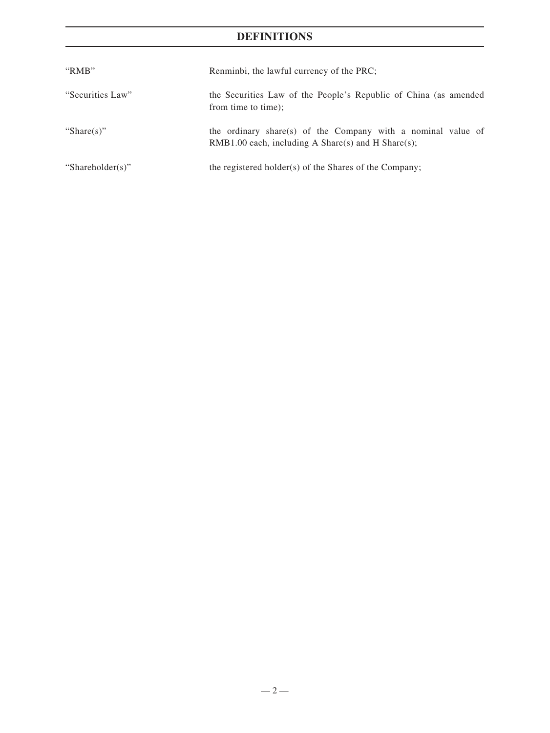# DEFINITIONS

| | |
|---|---|
| "RMB" | Renminbi, the lawful currency of the PRC; |
| "Securities Law" | the Securities Law of the People's Republic of China (as amended from time to time); |
| "Share(s)" | the ordinary share(s) of the Company with a nominal value of RMB1.00 each, including A Share(s) and H Share(s); |
| "Shareholder(s)" | the registered holder(s) of the Shares of the Company; |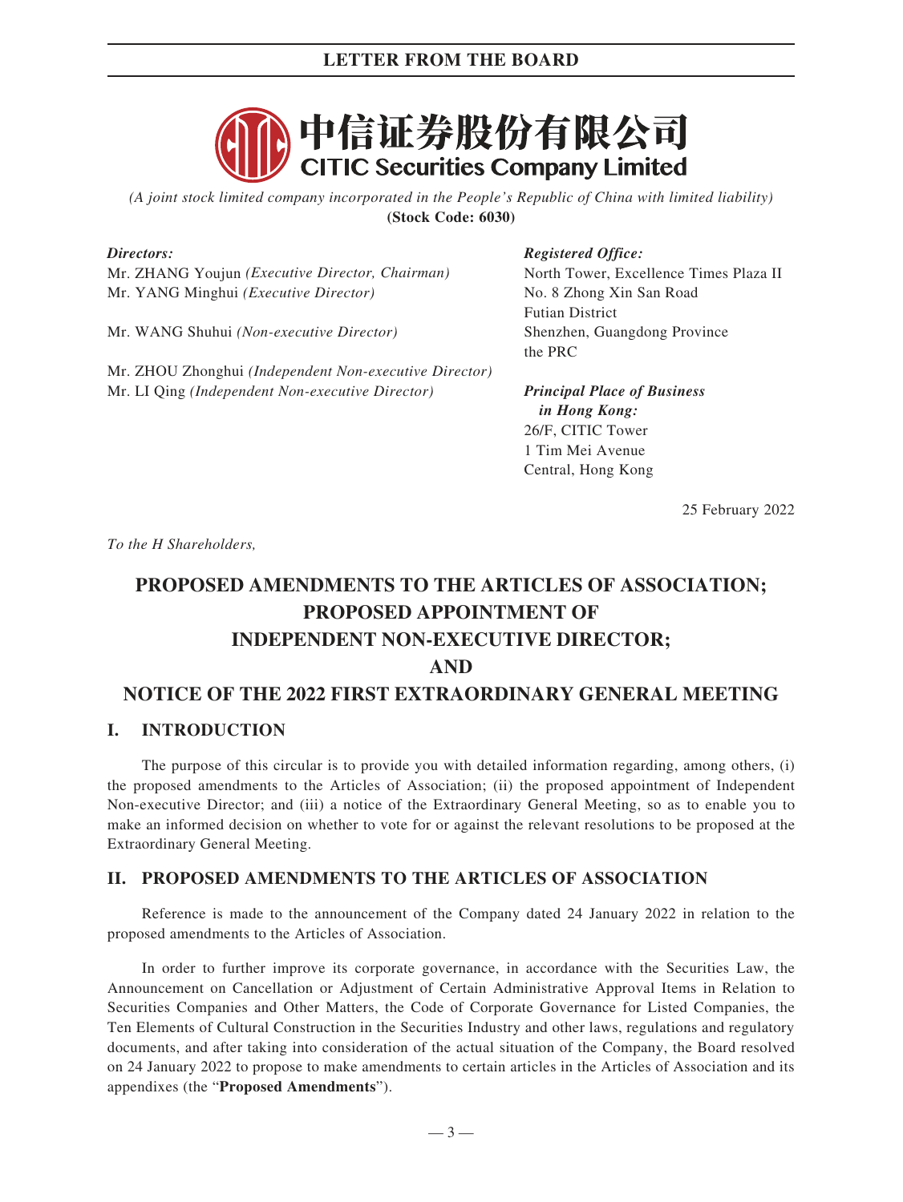中信证券股份有限公司
**CITIC Securities Company Limited**

*(A joint stock limited company incorporated in the People's Republic of China with limited liability)*
**(Stock Code: 6030)**

*Directors:*
Mr. ZHANG Youjun *(Executive Director, Chairman)*
Mr. YANG Minghui *(Executive Director)*

Mr. WANG Shuhui *(Non-executive Director)*

Mr. ZHOU Zhonghui *(Independent Non-executive Director)*
Mr. LI Qing *(Independent Non-executive Director)*

*Registered Office:*
North Tower, Excellence Times Plaza II
No. 8 Zhong Xin San Road
Futian District
Shenzhen, Guangdong Province
the PRC

***Principal Place of Business in Hong Kong:***
26/F, CITIC Tower
1 Tim Mei Avenue
Central, Hong Kong

25 February 2022

*To the H Shareholders,*

# PROPOSED AMENDMENTS TO THE ARTICLES OF ASSOCIATION; PROPOSED APPOINTMENT OF INDEPENDENT NON-EXECUTIVE DIRECTOR; AND NOTICE OF THE 2022 FIRST EXTRAORDINARY GENERAL MEETING

## I. INTRODUCTION

The purpose of this circular is to provide you with detailed information regarding, among others, (i) the proposed amendments to the Articles of Association; (ii) the proposed appointment of Independent Non-executive Director; and (iii) a notice of the Extraordinary General Meeting, so as to enable you to make an informed decision on whether to vote for or against the relevant resolutions to be proposed at the Extraordinary General Meeting.

## II. PROPOSED AMENDMENTS TO THE ARTICLES OF ASSOCIATION

Reference is made to the announcement of the Company dated 24 January 2022 in relation to the proposed amendments to the Articles of Association.

In order to further improve its corporate governance, in accordance with the Securities Law, the Announcement on Cancellation or Adjustment of Certain Administrative Approval Items in Relation to Securities Companies and Other Matters, the Code of Corporate Governance for Listed Companies, the Ten Elements of Cultural Construction in the Securities Industry and other laws, regulations and regulatory documents, and after taking into consideration of the actual situation of the Company, the Board resolved on 24 January 2022 to propose to make amendments to certain articles in the Articles of Association and its appendixes (the "**Proposed Amendments**").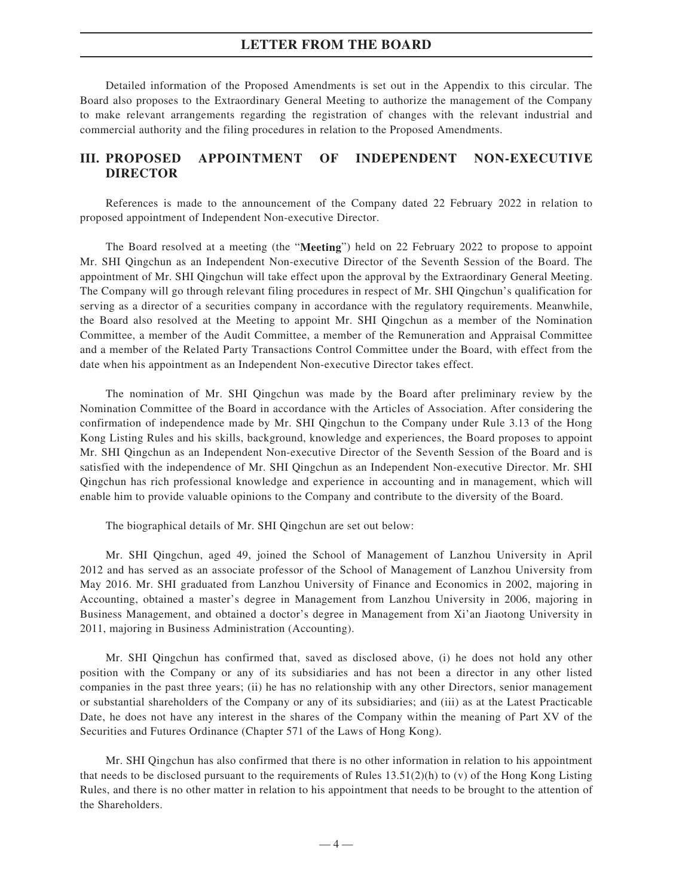Detailed information of the Proposed Amendments is set out in the Appendix to this circular. The Board also proposes to the Extraordinary General Meeting to authorize the management of the Company to make relevant arrangements regarding the registration of changes with the relevant industrial and commercial authority and the filing procedures in relation to the Proposed Amendments.

## III. PROPOSED APPOINTMENT OF INDEPENDENT NON-EXECUTIVE DIRECTOR

References is made to the announcement of the Company dated 22 February 2022 in relation to proposed appointment of Independent Non-executive Director.

The Board resolved at a meeting (the "**Meeting**") held on 22 February 2022 to propose to appoint Mr. SHI Qingchun as an Independent Non-executive Director of the Seventh Session of the Board. The appointment of Mr. SHI Qingchun will take effect upon the approval by the Extraordinary General Meeting. The Company will go through relevant filing procedures in respect of Mr. SHI Qingchun's qualification for serving as a director of a securities company in accordance with the regulatory requirements. Meanwhile, the Board also resolved at the Meeting to appoint Mr. SHI Qingchun as a member of the Nomination Committee, a member of the Audit Committee, a member of the Remuneration and Appraisal Committee and a member of the Related Party Transactions Control Committee under the Board, with effect from the date when his appointment as an Independent Non-executive Director takes effect.

The nomination of Mr. SHI Qingchun was made by the Board after preliminary review by the Nomination Committee of the Board in accordance with the Articles of Association. After considering the confirmation of independence made by Mr. SHI Qingchun to the Company under Rule 3.13 of the Hong Kong Listing Rules and his skills, background, knowledge and experiences, the Board proposes to appoint Mr. SHI Qingchun as an Independent Non-executive Director of the Seventh Session of the Board and is satisfied with the independence of Mr. SHI Qingchun as an Independent Non-executive Director. Mr. SHI Qingchun has rich professional knowledge and experience in accounting and in management, which will enable him to provide valuable opinions to the Company and contribute to the diversity of the Board.

The biographical details of Mr. SHI Qingchun are set out below:

Mr. SHI Qingchun, aged 49, joined the School of Management of Lanzhou University in April 2012 and has served as an associate professor of the School of Management of Lanzhou University from May 2016. Mr. SHI graduated from Lanzhou University of Finance and Economics in 2002, majoring in Accounting, obtained a master's degree in Management from Lanzhou University in 2006, majoring in Business Management, and obtained a doctor's degree in Management from Xi'an Jiaotong University in 2011, majoring in Business Administration (Accounting).

Mr. SHI Qingchun has confirmed that, saved as disclosed above, (i) he does not hold any other position with the Company or any of its subsidiaries and has not been a director in any other listed companies in the past three years; (ii) he has no relationship with any other Directors, senior management or substantial shareholders of the Company or any of its subsidiaries; and (iii) as at the Latest Practicable Date, he does not have any interest in the shares of the Company within the meaning of Part XV of the Securities and Futures Ordinance (Chapter 571 of the Laws of Hong Kong).

Mr. SHI Qingchun has also confirmed that there is no other information in relation to his appointment that needs to be disclosed pursuant to the requirements of Rules 13.51(2)(h) to (v) of the Hong Kong Listing Rules, and there is no other matter in relation to his appointment that needs to be brought to the attention of the Shareholders.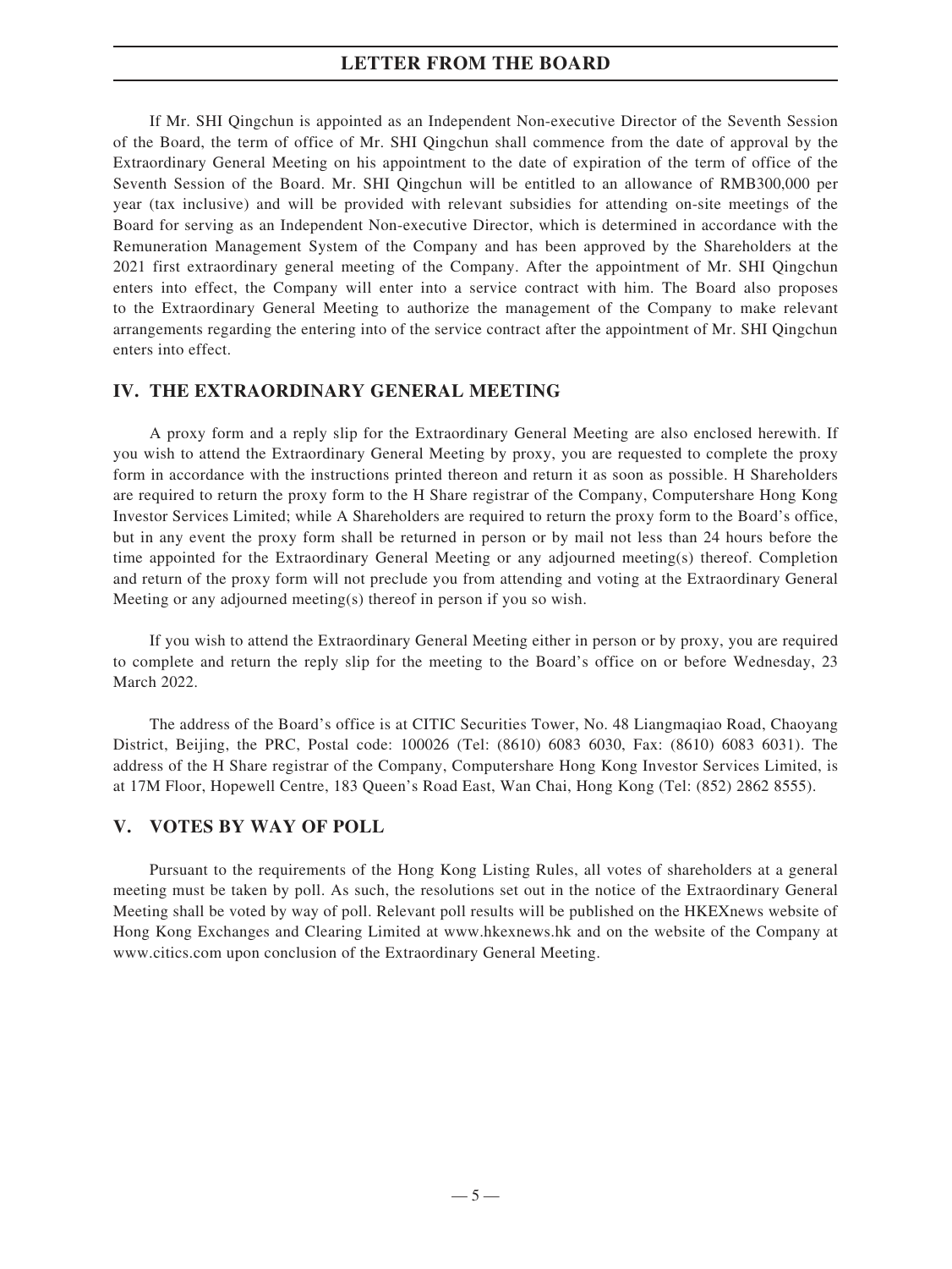If Mr. SHI Qingchun is appointed as an Independent Non-executive Director of the Seventh Session of the Board, the term of office of Mr. SHI Qingchun shall commence from the date of approval by the Extraordinary General Meeting on his appointment to the date of expiration of the term of office of the Seventh Session of the Board. Mr. SHI Qingchun will be entitled to an allowance of RMB300,000 per year (tax inclusive) and will be provided with relevant subsidies for attending on-site meetings of the Board for serving as an Independent Non-executive Director, which is determined in accordance with the Remuneration Management System of the Company and has been approved by the Shareholders at the 2021 first extraordinary general meeting of the Company. After the appointment of Mr. SHI Qingchun enters into effect, the Company will enter into a service contract with him. The Board also proposes to the Extraordinary General Meeting to authorize the management of the Company to make relevant arrangements regarding the entering into of the service contract after the appointment of Mr. SHI Qingchun enters into effect.

## IV. THE EXTRAORDINARY GENERAL MEETING

A proxy form and a reply slip for the Extraordinary General Meeting are also enclosed herewith. If you wish to attend the Extraordinary General Meeting by proxy, you are requested to complete the proxy form in accordance with the instructions printed thereon and return it as soon as possible. H Shareholders are required to return the proxy form to the H Share registrar of the Company, Computershare Hong Kong Investor Services Limited; while A Shareholders are required to return the proxy form to the Board's office, but in any event the proxy form shall be returned in person or by mail not less than 24 hours before the time appointed for the Extraordinary General Meeting or any adjourned meeting(s) thereof. Completion and return of the proxy form will not preclude you from attending and voting at the Extraordinary General Meeting or any adjourned meeting(s) thereof in person if you so wish.

If you wish to attend the Extraordinary General Meeting either in person or by proxy, you are required to complete and return the reply slip for the meeting to the Board's office on or before Wednesday, 23 March 2022.

The address of the Board's office is at CITIC Securities Tower, No. 48 Liangmaqiao Road, Chaoyang District, Beijing, the PRC, Postal code: 100026 (Tel: (8610) 6083 6030, Fax: (8610) 6083 6031). The address of the H Share registrar of the Company, Computershare Hong Kong Investor Services Limited, is at 17M Floor, Hopewell Centre, 183 Queen's Road East, Wan Chai, Hong Kong (Tel: (852) 2862 8555).

## V. VOTES BY WAY OF POLL

Pursuant to the requirements of the Hong Kong Listing Rules, all votes of shareholders at a general meeting must be taken by poll. As such, the resolutions set out in the notice of the Extraordinary General Meeting shall be voted by way of poll. Relevant poll results will be published on the HKEXnews website of Hong Kong Exchanges and Clearing Limited at www.hkexnews.hk and on the website of the Company at www.citics.com upon conclusion of the Extraordinary General Meeting.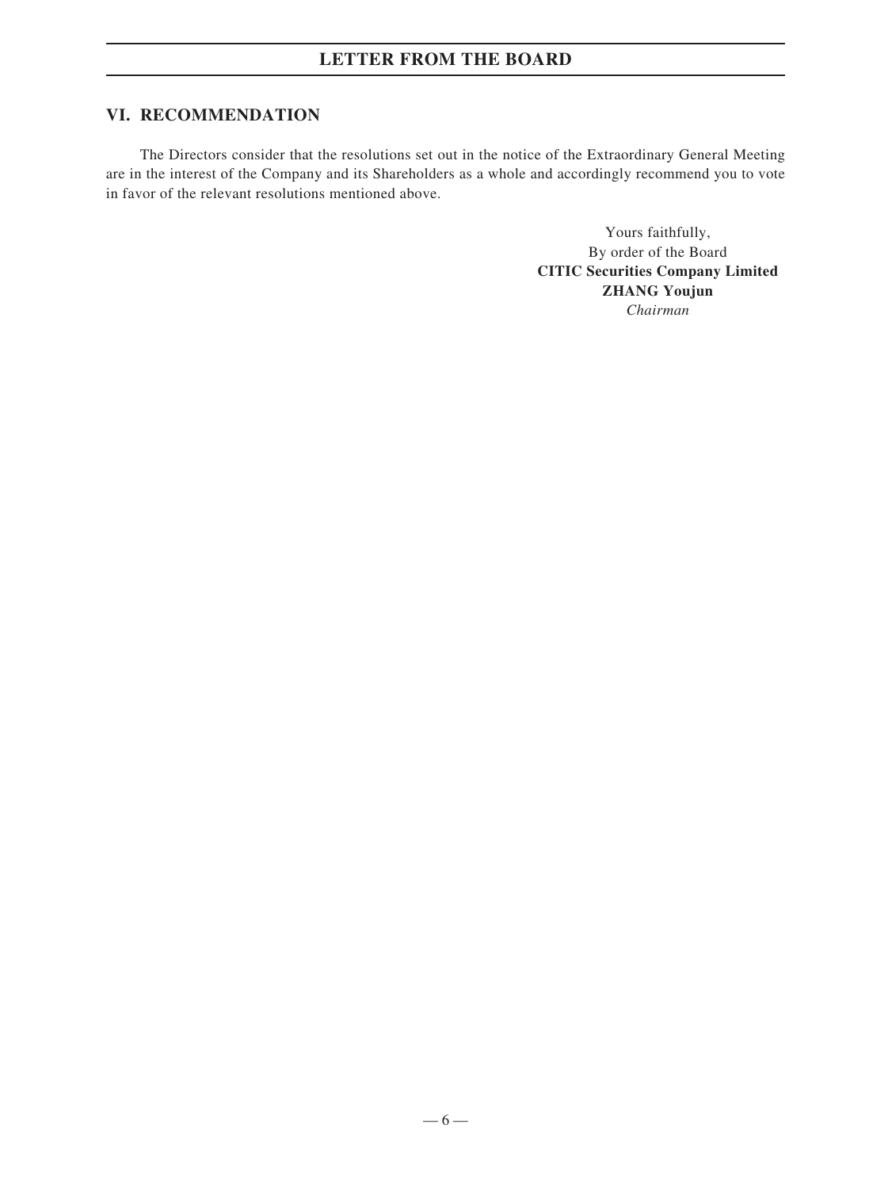## VI. RECOMMENDATION

The Directors consider that the resolutions set out in the notice of the Extraordinary General Meeting are in the interest of the Company and its Shareholders as a whole and accordingly recommend you to vote in favor of the relevant resolutions mentioned above.

Yours faithfully,
By order of the Board
**CITIC Securities Company Limited**
**ZHANG Youjun**
*Chairman*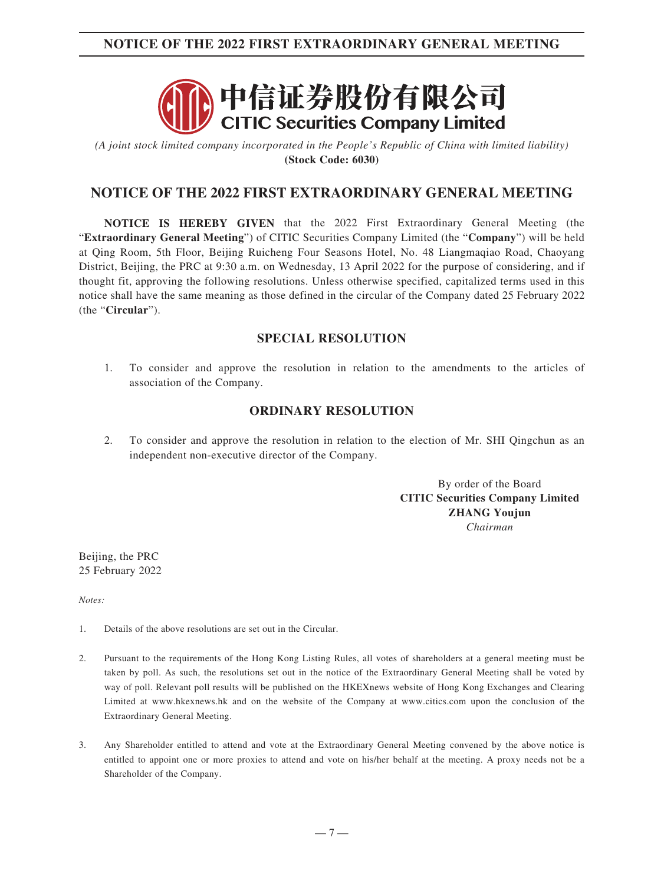中信证券股份有限公司
**CITIC Securities Company Limited**

*(A joint stock limited company incorporated in the People's Republic of China with limited liability)*
**(Stock Code: 6030)**

# NOTICE OF THE 2022 FIRST EXTRAORDINARY GENERAL MEETING

**NOTICE IS HEREBY GIVEN** that the 2022 First Extraordinary General Meeting (the "**Extraordinary General Meeting**") of CITIC Securities Company Limited (the "**Company**") will be held at Qing Room, 5th Floor, Beijing Ruicheng Four Seasons Hotel, No. 48 Liangmaqiao Road, Chaoyang District, Beijing, the PRC at 9:30 a.m. on Wednesday, 13 April 2022 for the purpose of considering, and if thought fit, approving the following resolutions. Unless otherwise specified, capitalized terms used in this notice shall have the same meaning as those defined in the circular of the Company dated 25 February 2022 (the "**Circular**").

## SPECIAL RESOLUTION

1. To consider and approve the resolution in relation to the amendments to the articles of association of the Company.

## ORDINARY RESOLUTION

2. To consider and approve the resolution in relation to the election of Mr. SHI Qingchun as an independent non-executive director of the Company.

By order of the Board
**CITIC Securities Company Limited**
**ZHANG Youjun**
*Chairman*

Beijing, the PRC
25 February 2022

*Notes:*

1. Details of the above resolutions are set out in the Circular.

2. Pursuant to the requirements of the Hong Kong Listing Rules, all votes of shareholders at a general meeting must be taken by poll. As such, the resolutions set out in the notice of the Extraordinary General Meeting shall be voted by way of poll. Relevant poll results will be published on the HKEXnews website of Hong Kong Exchanges and Clearing Limited at www.hkexnews.hk and on the website of the Company at www.citics.com upon the conclusion of the Extraordinary General Meeting.

3. Any Shareholder entitled to attend and vote at the Extraordinary General Meeting convened by the above notice is entitled to appoint one or more proxies to attend and vote on his/her behalf at the meeting. A proxy needs not be a Shareholder of the Company.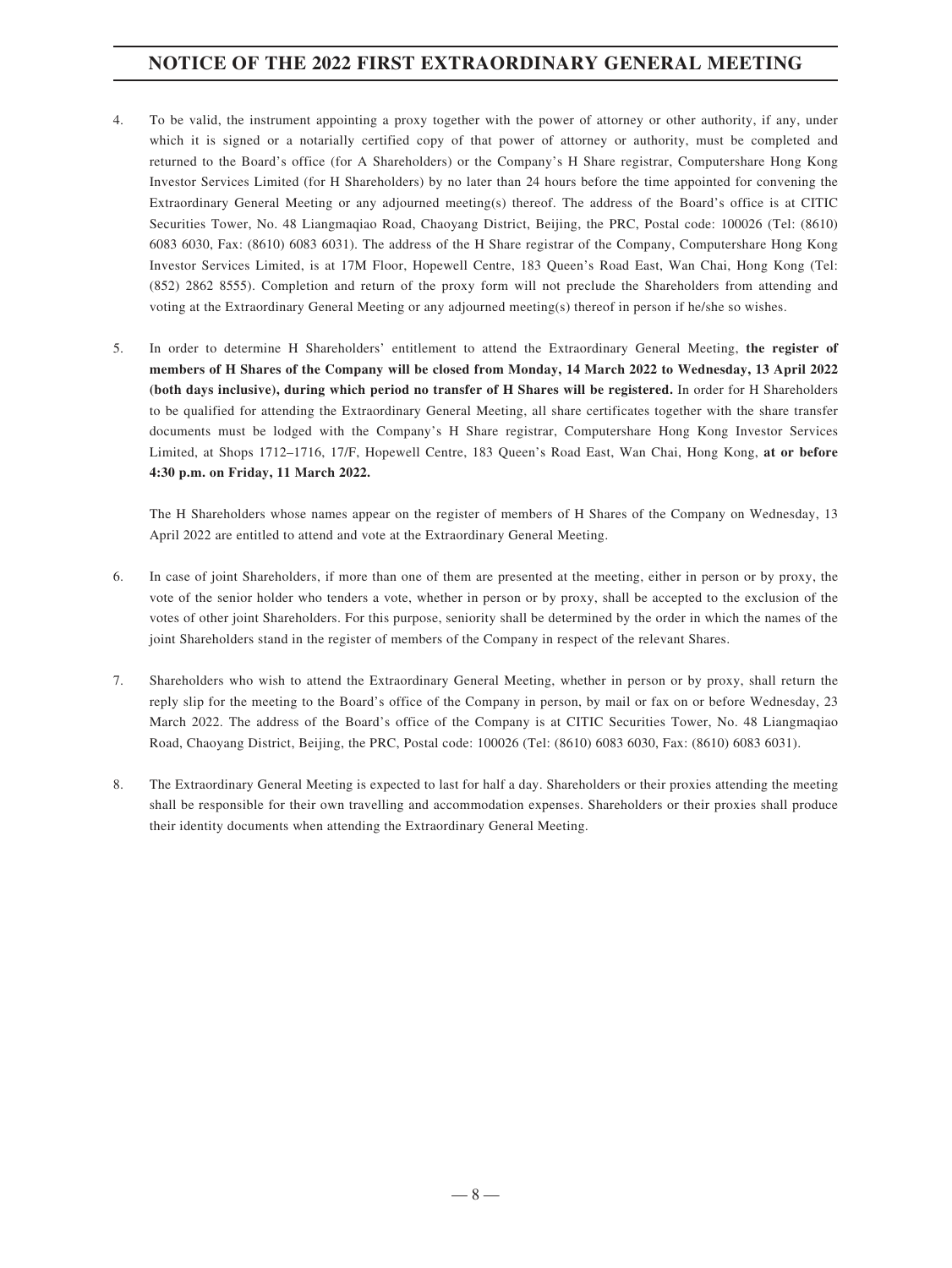4. To be valid, the instrument appointing a proxy together with the power of attorney or other authority, if any, under which it is signed or a notarially certified copy of that power of attorney or authority, must be completed and returned to the Board's office (for A Shareholders) or the Company's H Share registrar, Computershare Hong Kong Investor Services Limited (for H Shareholders) by no later than 24 hours before the time appointed for convening the Extraordinary General Meeting or any adjourned meeting(s) thereof. The address of the Board's office is at CITIC Securities Tower, No. 48 Liangmaqiao Road, Chaoyang District, Beijing, the PRC, Postal code: 100026 (Tel: (8610) 6083 6030, Fax: (8610) 6083 6031). The address of the H Share registrar of the Company, Computershare Hong Kong Investor Services Limited, is at 17M Floor, Hopewell Centre, 183 Queen's Road East, Wan Chai, Hong Kong (Tel: (852) 2862 8555). Completion and return of the proxy form will not preclude the Shareholders from attending and voting at the Extraordinary General Meeting or any adjourned meeting(s) thereof in person if he/she so wishes.

5. In order to determine H Shareholders' entitlement to attend the Extraordinary General Meeting, **the register of members of H Shares of the Company will be closed from Monday, 14 March 2022 to Wednesday, 13 April 2022 (both days inclusive), during which period no transfer of H Shares will be registered.** In order for H Shareholders to be qualified for attending the Extraordinary General Meeting, all share certificates together with the share transfer documents must be lodged with the Company's H Share registrar, Computershare Hong Kong Investor Services Limited, at Shops 1712–1716, 17/F, Hopewell Centre, 183 Queen's Road East, Wan Chai, Hong Kong, **at or before 4:30 p.m. on Friday, 11 March 2022.**

   The H Shareholders whose names appear on the register of members of H Shares of the Company on Wednesday, 13 April 2022 are entitled to attend and vote at the Extraordinary General Meeting.

6. In case of joint Shareholders, if more than one of them are presented at the meeting, either in person or by proxy, the vote of the senior holder who tenders a vote, whether in person or by proxy, shall be accepted to the exclusion of the votes of other joint Shareholders. For this purpose, seniority shall be determined by the order in which the names of the joint Shareholders stand in the register of members of the Company in respect of the relevant Shares.

7. Shareholders who wish to attend the Extraordinary General Meeting, whether in person or by proxy, shall return the reply slip for the meeting to the Board's office of the Company in person, by mail or fax on or before Wednesday, 23 March 2022. The address of the Board's office of the Company is at CITIC Securities Tower, No. 48 Liangmaqiao Road, Chaoyang District, Beijing, the PRC, Postal code: 100026 (Tel: (8610) 6083 6030, Fax: (8610) 6083 6031).

8. The Extraordinary General Meeting is expected to last for half a day. Shareholders or their proxies attending the meeting shall be responsible for their own travelling and accommodation expenses. Shareholders or their proxies shall produce their identity documents when attending the Extraordinary General Meeting.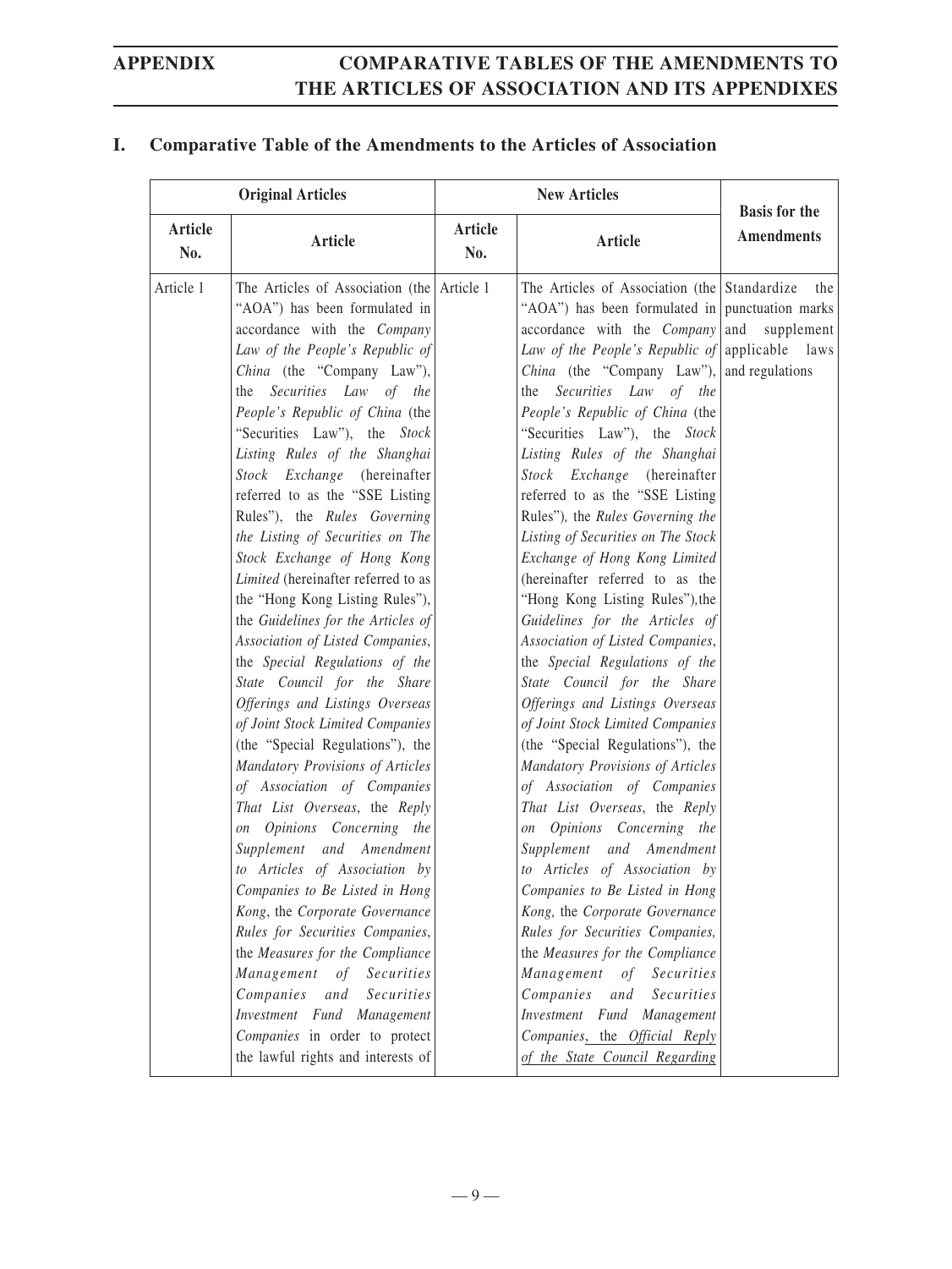## I. Comparative Table of the Amendments to the Articles of Association

| Original Articles | | New Articles | | Basis for the Amendments |
|---|---|---|---|---|
| Article No. | Article | Article No. | Article | |
| Article 1 | The Articles of Association (the "AOA") has been formulated in accordance with the *Company Law of the People's Republic of China* (the "Company Law"), the *Securities Law of the People's Republic of China* (the "Securities Law"), the *Stock Listing Rules of the Shanghai Stock Exchange* (hereinafter referred to as the "SSE Listing Rules"), the *Rules Governing the Listing of Securities on The Stock Exchange of Hong Kong Limited* (hereinafter referred to as the "Hong Kong Listing Rules"), the *Guidelines for the Articles of Association of Listed Companies*, the *Special Regulations of the State Council for the Share Offerings and Listings Overseas of Joint Stock Limited Companies* (the "Special Regulations"), the *Mandatory Provisions of Articles of Association of Companies That List Overseas*, the *Reply on Opinions Concerning the Supplement and Amendment to Articles of Association by Companies to Be Listed in Hong Kong*, the *Corporate Governance Rules for Securities Companies*, the *Measures for the Compliance Management of Securities Companies and Securities Investment Fund Management Companies* in order to protect the lawful rights and interests of | Article 1 | The Articles of Association (the "AOA") has been formulated in accordance with the *Company Law of the People's Republic of China* (the "Company Law"), the *Securities Law of the People's Republic of China* (the "Securities Law"), the *Stock Listing Rules of the Shanghai Stock Exchange* (hereinafter referred to as the "SSE Listing Rules"), the *Rules Governing the Listing of Securities on The Stock Exchange of Hong Kong Limited* (hereinafter referred to as the "Hong Kong Listing Rules"),the *Guidelines for the Articles of Association of Listed Companies*, the *Special Regulations of the State Council for the Share Offerings and Listings Overseas of Joint Stock Limited Companies* (the "Special Regulations"), the *Mandatory Provisions of Articles of Association of Companies That List Overseas*, the *Reply on Opinions Concerning the Supplement and Amendment to Articles of Association by Companies to Be Listed in Hong Kong,* the *Corporate Governance Rules for Securities Companies,* the *Measures for the Compliance Management of Securities Companies and Securities Investment Fund Management Companies*, the *Official Reply of the State Council Regarding* | Standardize the punctuation marks and supplement applicable laws and regulations |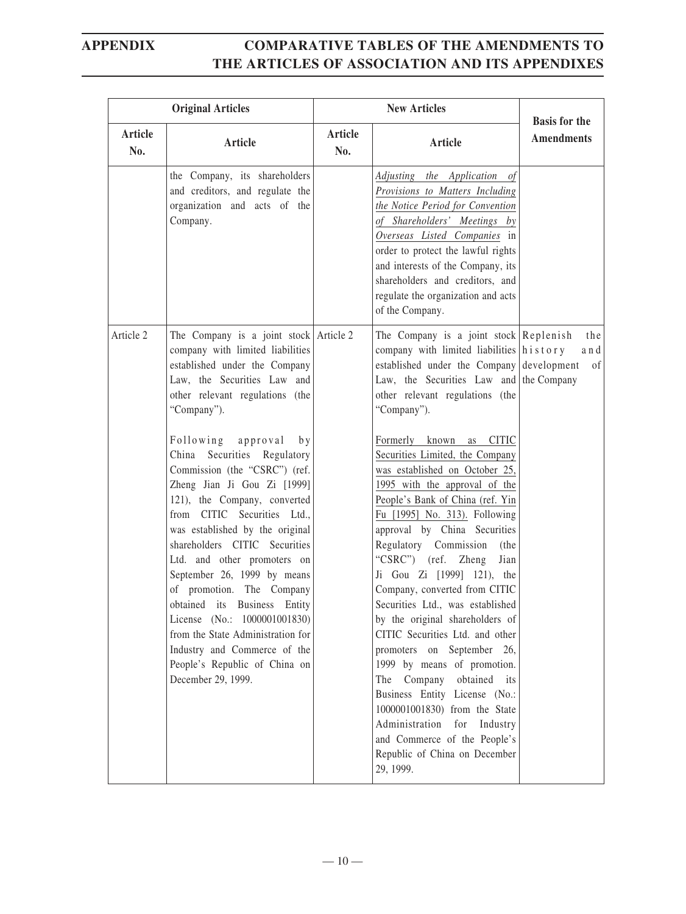| Original Articles | | New Articles | | Basis for the Amendments |
|---|---|---|---|---|
| Article No. | Article | Article No. | Article | |
| | the Company, its shareholders and creditors, and regulate the organization and acts of the Company. | | *Adjusting the Application of Provisions to Matters Including the Notice Period for Convention of Shareholders' Meetings by Overseas Listed Companies* in order to protect the lawful rights and interests of the Company, its shareholders and creditors, and regulate the organization and acts of the Company. | |
| Article 2 | The Company is a joint stock company with limited liabilities established under the Company Law, the Securities Law and other relevant regulations (the "Company").<br><br>Following approval by China Securities Regulatory Commission (the "CSRC") (ref. Zheng Jian Ji Gou Zi [1999] 121), the Company, converted from CITIC Securities Ltd., was established by the original shareholders CITIC Securities Ltd. and other promoters on September 26, 1999 by means of promotion. The Company obtained its Business Entity License (No.: 1000001001830) from the State Administration for Industry and Commerce of the People's Republic of China on December 29, 1999. | Article 2 | The Company is a joint stock company with limited liabilities established under the Company Law, the Securities Law and other relevant regulations (the "Company").<br><br><u>Formerly known as CITIC Securities Limited, the Company was established on October 25, 1995 with the approval of the People's Bank of China (ref. Yin Fu [1995] No. 313).</u> Following approval by China Securities Regulatory Commission (the "CSRC") (ref. Zheng Jian Ji Gou Zi [1999] 121), the Company, converted from CITIC Securities Ltd., was established by the original shareholders of CITIC Securities Ltd. and other promoters on September 26, 1999 by means of promotion. The Company obtained its Business Entity License (No.: 1000001001830) from the State Administration for Industry and Commerce of the People's Republic of China on December 29, 1999. | Replenish the history and development of the Company |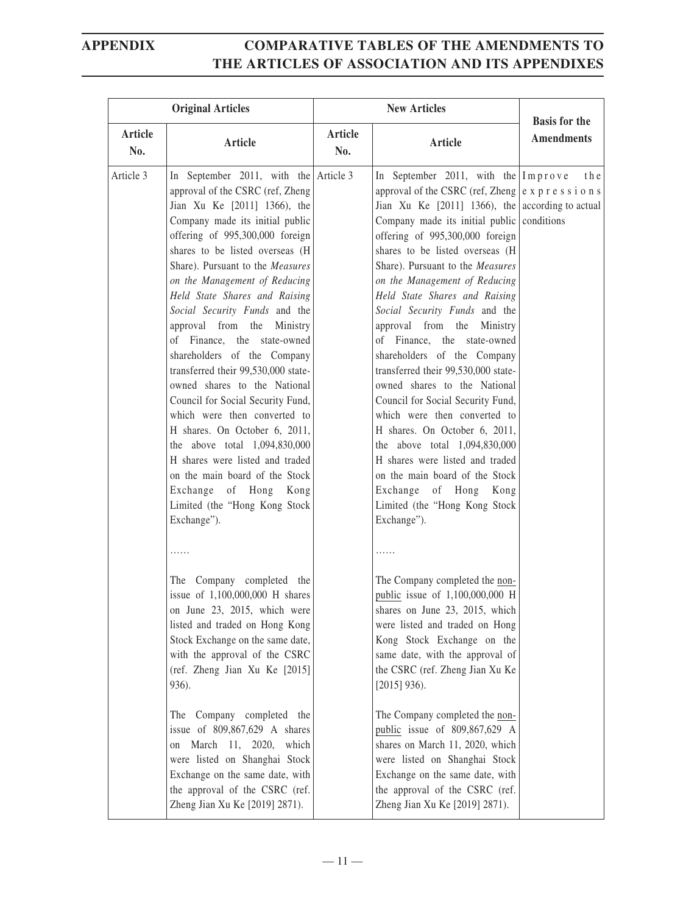| Original Articles | | New Articles | | Basis for the Amendments |
|---|---|---|---|---|
| Article No. | Article | Article No. | Article | |
| Article 3 | In September 2011, with the approval of the CSRC (ref, Zheng Jian Xu Ke [2011] 1366), the Company made its initial public offering of 995,300,000 foreign shares to be listed overseas (H Share). Pursuant to the *Measures on the Management of Reducing Held State Shares and Raising Social Security Funds* and the approval from the Ministry of Finance, the state-owned shareholders of the Company transferred their 99,530,000 state-owned shares to the National Council for Social Security Fund, which were then converted to H shares. On October 6, 2011, the above total 1,094,830,000 H shares were listed and traded on the main board of the Stock Exchange of Hong Kong Limited (the "Hong Kong Stock Exchange").<br><br>……<br><br>The Company completed the issue of 1,100,000,000 H shares on June 23, 2015, which were listed and traded on Hong Kong Stock Exchange on the same date, with the approval of the CSRC (ref. Zheng Jian Xu Ke [2015] 936).<br><br>The Company completed the issue of 809,867,629 A shares on March 11, 2020, which were listed on Shanghai Stock Exchange on the same date, with the approval of the CSRC (ref. Zheng Jian Xu Ke [2019] 2871). | Article 3 | In September 2011, with the approval of the CSRC (ref, Zheng Jian Xu Ke [2011] 1366), the Company made its initial public offering of 995,300,000 foreign shares to be listed overseas (H Share). Pursuant to the *Measures on the Management of Reducing Held State Shares and Raising Social Security Funds* and the approval from the Ministry of Finance, the state-owned shareholders of the Company transferred their 99,530,000 state-owned shares to the National Council for Social Security Fund, which were then converted to H shares. On October 6, 2011, the above total 1,094,830,000 H shares were listed and traded on the main board of the Stock Exchange of Hong Kong Limited (the "Hong Kong Stock Exchange").<br><br>……<br><br>The Company completed the <u>non-public</u> issue of 1,100,000,000 H shares on June 23, 2015, which were listed and traded on Hong Kong Stock Exchange on the same date, with the approval of the CSRC (ref. Zheng Jian Xu Ke [2015] 936).<br><br>The Company completed the <u>non-public</u> issue of 809,867,629 A shares on March 11, 2020, which were listed on Shanghai Stock Exchange on the same date, with the approval of the CSRC (ref. Zheng Jian Xu Ke [2019] 2871). | Improve the expressions according to actual conditions |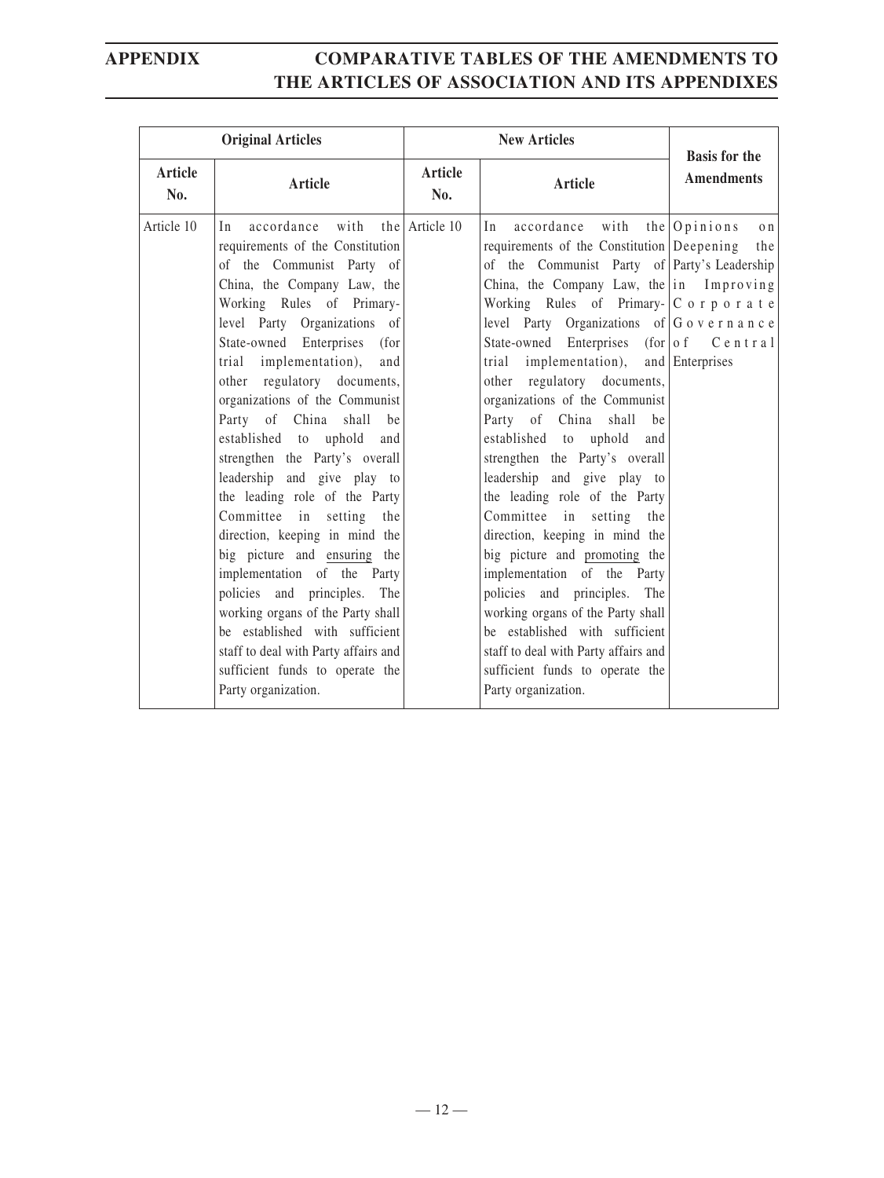| Original Articles | | New Articles | | Basis for the Amendments |
|---|---|---|---|---|
| Article No. | Article | Article No. | Article | |
| Article 10 | In accordance with the requirements of the Constitution of the Communist Party of China, the Company Law, the Working Rules of Primary-level Party Organizations of State-owned Enterprises (for trial implementation), and other regulatory documents, organizations of the Communist Party of China shall be established to uphold and strengthen the Party's overall leadership and give play to the leading role of the Party Committee in setting the direction, keeping in mind the big picture and ensuring the implementation of the Party policies and principles. The working organs of the Party shall be established with sufficient staff to deal with Party affairs and sufficient funds to operate the Party organization. | Article 10 | In accordance with the requirements of the Constitution of the Communist Party of China, the Company Law, the Working Rules of Primary-level Party Organizations of State-owned Enterprises (for trial implementation), and other regulatory documents, organizations of the Communist Party of China shall be established to uphold and strengthen the Party's overall leadership and give play to the leading role of the Party Committee in setting the direction, keeping in mind the big picture and promoting the implementation of the Party policies and principles. The working organs of the Party shall be established with sufficient staff to deal with Party affairs and sufficient funds to operate the Party organization. | Opinions on Deepening the Party's Leadership in Improving Corporate Governance of Central Enterprises |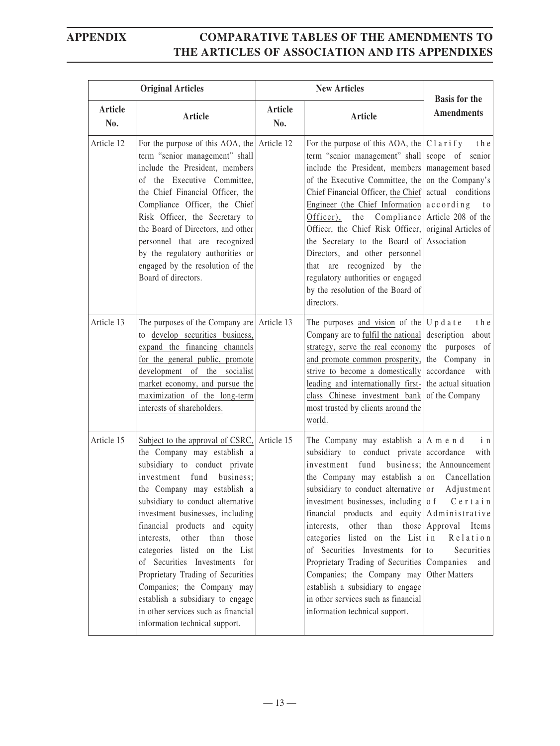| Original Articles | | New Articles | | Basis for the Amendments |
|---|---|---|---|---|
| Article No. | Article | Article No. | Article | |
| Article 12 | For the purpose of this AOA, the term "senior management" shall include the President, members of the Executive Committee, the Chief Financial Officer, the Compliance Officer, the Chief Risk Officer, the Secretary to the Board of Directors, and other personnel that are recognized by the regulatory authorities or engaged by the resolution of the Board of directors. | Article 12 | For the purpose of this AOA, the term "senior management" shall include the President, members of the Executive Committee, the Chief Financial Officer, the Chief Engineer (the Chief Information Officer), the Compliance Officer, the Chief Risk Officer, the Secretary to the Board of Directors, and other personnel that are recognized by the regulatory authorities or engaged by the resolution of the Board of directors. | Clarify the scope of senior management based on the Company's actual conditions according to Article 208 of the original Articles of Association |
| Article 13 | The purposes of the Company are to develop securities business, expand the financing channels for the general public, promote development of the socialist market economy, and pursue the maximization of the long-term interests of shareholders. | Article 13 | The purposes and vision of the Company are to fulfil the national strategy, serve the real economy and promote common prosperity, strive to become a domestically leading and internationally first-class Chinese investment bank most trusted by clients around the world. | Update the description about the purposes of the Company in accordance with the actual situation of the Company |
| Article 15 | Subject to the approval of CSRC, the Company may establish a subsidiary to conduct private investment fund business; the Company may establish a subsidiary to conduct alternative investment businesses, including financial products and equity interests, other than those categories listed on the List of Securities Investments for Proprietary Trading of Securities Companies; the Company may establish a subsidiary to engage in other services such as financial information technical support. | Article 15 | The Company may establish a subsidiary to conduct private investment fund business; the Company may establish a subsidiary to conduct alternative investment businesses, including financial products and equity interests, other than those categories listed on the List of Securities Investments for Proprietary Trading of Securities Companies; the Company may establish a subsidiary to engage in other services such as financial information technical support. | Amend in accordance with the Announcement on Cancellation or Adjustment of Certain Administrative Approval Items in Relation to Securities Companies and Other Matters |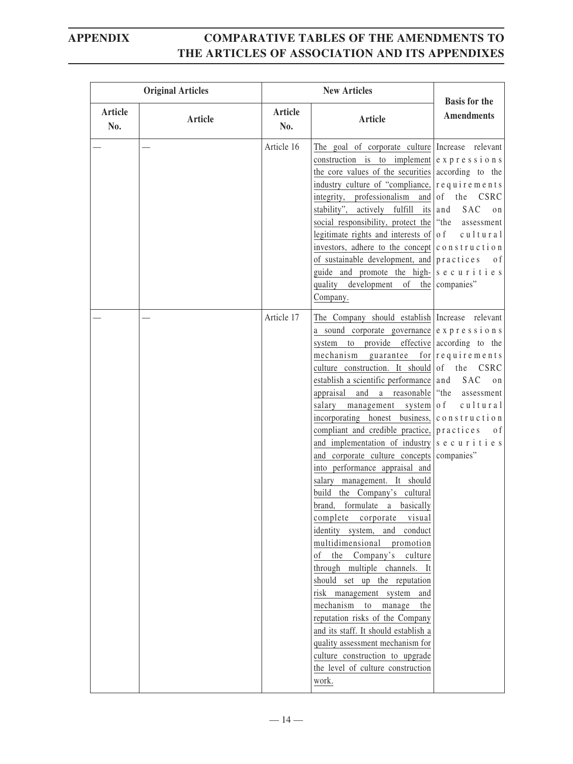| Original Articles | | New Articles | | Basis for the Amendments |
|---|---|---|---|---|
| Article No. | Article | Article No. | Article | |
| — | — | Article 16 | The goal of corporate culture construction is to implement the core values of the securities industry culture of "compliance, integrity, professionalism and stability", actively fulfill its social responsibility, protect the legitimate rights and interests of investors, adhere to the concept of sustainable development, and guide and promote the high-quality development of the Company. | Increase relevant expressions according to the requirements of the CSRC and SAC on "the assessment of cultural construction practices of securities companies" |
| — | — | Article 17 | The Company should establish a sound corporate governance system to provide effective mechanism guarantee for culture construction. It should establish a scientific performance appraisal and a reasonable salary management system incorporating honest business, compliant and credible practice, and implementation of industry and corporate culture concepts into performance appraisal and salary management. It should build the Company's cultural brand, formulate a basically complete corporate visual identity system, and conduct multidimensional promotion of the Company's culture through multiple channels. It should set up the reputation risk management system and mechanism to manage the reputation risks of the Company and its staff. It should establish a quality assessment mechanism for culture construction to upgrade the level of culture construction work. | Increase relevant expressions according to the requirements of the CSRC and SAC on "the assessment of cultural construction practices of securities companies" |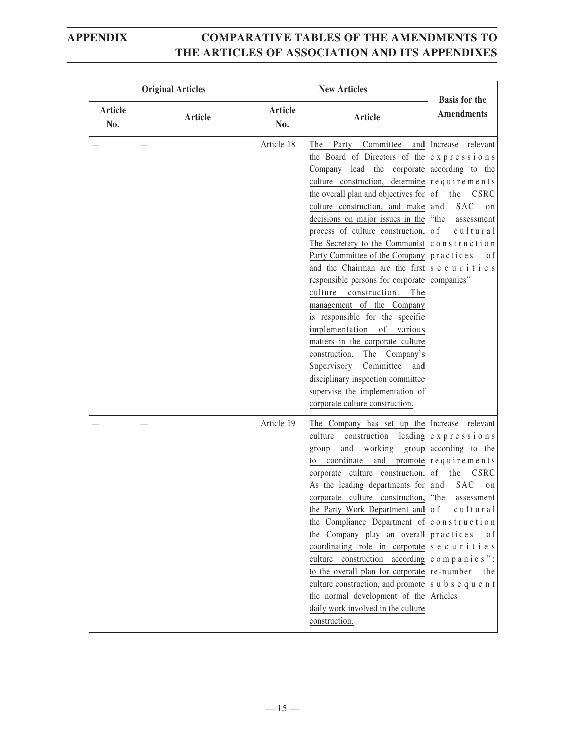# APPENDIX COMPARATIVE TABLES OF THE AMENDMENTS TO THE ARTICLES OF ASSOCIATION AND ITS APPENDIXES

| Original Articles | | New Articles | | Basis for the Amendments |
|---|---|---|---|---|
| Article No. | Article | Article No. | Article | |
| — | — | Article 18 | The Party Committee and the Board of Directors of the Company lead the corporate culture construction, determine the overall plan and objectives for culture construction, and make decisions on major issues in the process of culture construction. The Secretary to the Communist Party Committee of the Company and the Chairman are the first responsible persons for corporate culture construction. The management of the Company is responsible for the specific implementation of various matters in the corporate culture construction. The Company's Supervisory Committee and disciplinary inspection committee supervise the implementation of corporate culture construction. | Increase relevant expressions according to the requirements of the CSRC and SAC on "the assessment of cultural construction practices of securities companies" |
| — | — | Article 19 | The Company has set up the culture construction leading group and working group to coordinate and promote corporate culture construction. As the leading departments for corporate culture construction, the Party Work Department and the Compliance Department of the Company play an overall coordinating role in corporate culture construction according to the overall plan for corporate culture construction, and promote the normal development of the daily work involved in the culture construction. | Increase relevant expressions according to the requirements of the CSRC and SAC on "the assessment of cultural construction practices of securities companies"; re-number the subsequent Articles |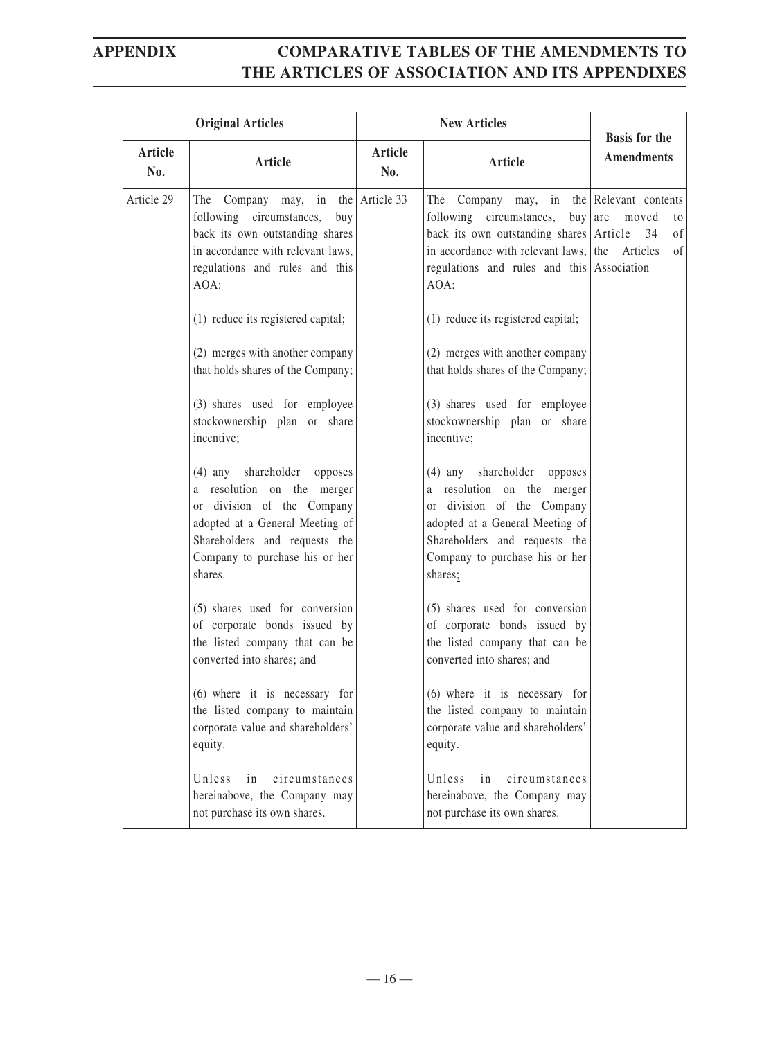| Original Articles | | New Articles | | Basis for the Amendments |
|---|---|---|---|---|
| Article No. | Article | Article No. | Article | |
| Article 29 | The Company may, in the following circumstances, buy back its own outstanding shares in accordance with relevant laws, regulations and rules and this AOA:<br><br>(1) reduce its registered capital;<br><br>(2) merges with another company that holds shares of the Company;<br><br>(3) shares used for employee stockownership plan or share incentive;<br><br>(4) any shareholder opposes a resolution on the merger or division of the Company adopted at a General Meeting of Shareholders and requests the Company to purchase his or her shares.<br><br>(5) shares used for conversion of corporate bonds issued by the listed company that can be converted into shares; and<br><br>(6) where it is necessary for the listed company to maintain corporate value and shareholders' equity.<br><br>Unless in circumstances hereinabove, the Company may not purchase its own shares. | Article 33 | The Company may, in the following circumstances, buy back its own outstanding shares in accordance with relevant laws, regulations and rules and this AOA:<br><br>(1) reduce its registered capital;<br><br>(2) merges with another company that holds shares of the Company;<br><br>(3) shares used for employee stockownership plan or share incentive;<br><br>(4) any shareholder opposes a resolution on the merger or division of the Company adopted at a General Meeting of Shareholders and requests the Company to purchase his or her shares;<br><br>(5) shares used for conversion of corporate bonds issued by the listed company that can be converted into shares; and<br><br>(6) where it is necessary for the listed company to maintain corporate value and shareholders' equity.<br><br>Unless in circumstances hereinabove, the Company may not purchase its own shares. | Relevant contents are moved to Article 34 of the Articles of Association |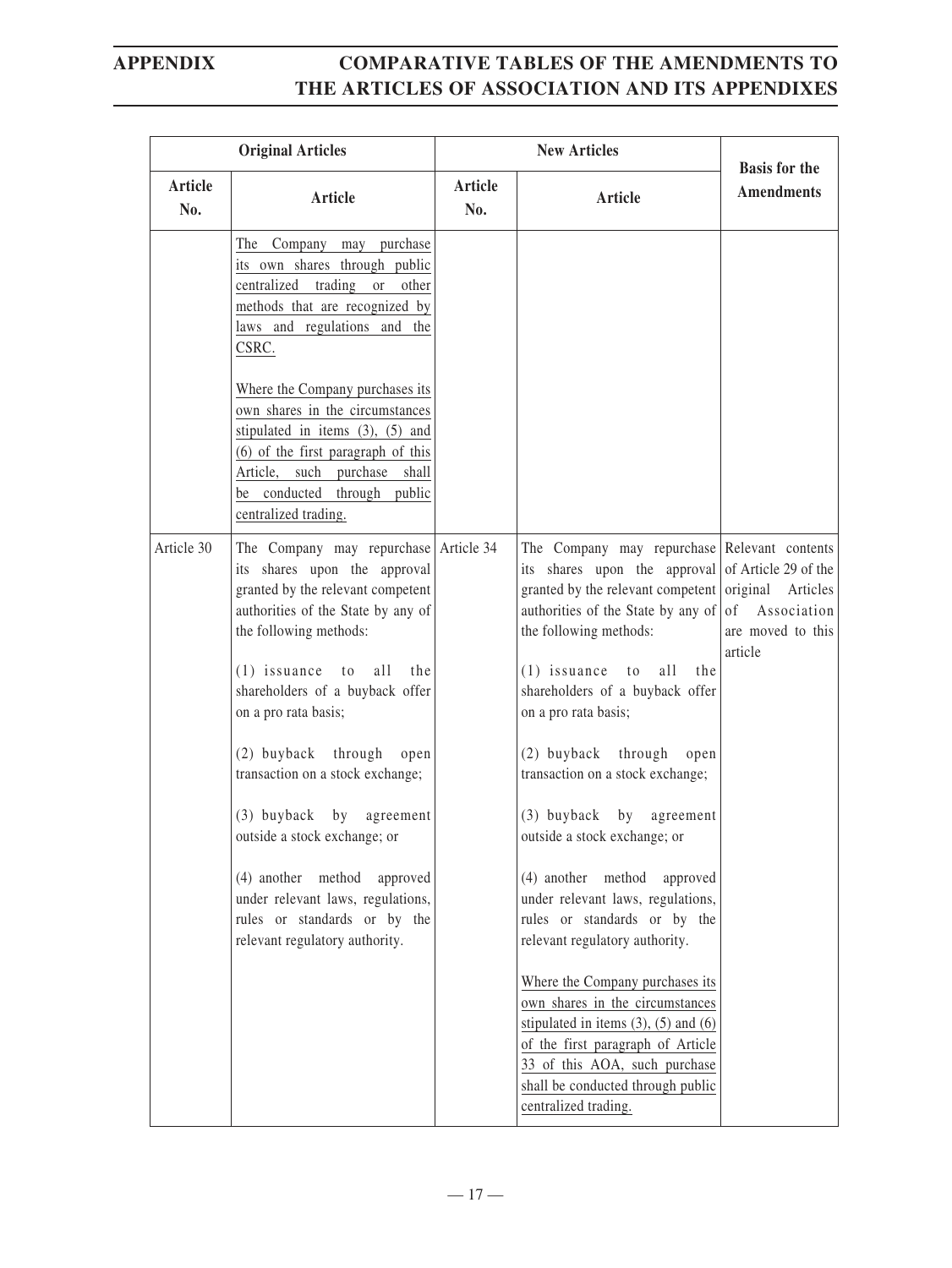| Original Articles | | New Articles | | Basis for the Amendments |
|---|---|---|---|---|
| Article No. | Article | Article No. | Article | |
| | The Company may purchase its own shares through public centralized trading or other methods that are recognized by laws and regulations and the CSRC.<br><br>Where the Company purchases its own shares in the circumstances stipulated in items (3), (5) and (6) of the first paragraph of this Article, such purchase shall be conducted through public centralized trading. | | | |
| Article 30 | The Company may repurchase its shares upon the approval granted by the relevant competent authorities of the State by any of the following methods:<br><br>(1) issuance to all the shareholders of a buyback offer on a pro rata basis;<br><br>(2) buyback through open transaction on a stock exchange;<br><br>(3) buyback by agreement outside a stock exchange; or<br><br>(4) another method approved under relevant laws, regulations, rules or standards or by the relevant regulatory authority. | Article 34 | The Company may repurchase its shares upon the approval granted by the relevant competent authorities of the State by any of the following methods:<br><br>(1) issuance to all the shareholders of a buyback offer on a pro rata basis;<br><br>(2) buyback through open transaction on a stock exchange;<br><br>(3) buyback by agreement outside a stock exchange; or<br><br>(4) another method approved under relevant laws, regulations, rules or standards or by the relevant regulatory authority.<br><br>Where the Company purchases its own shares in the circumstances stipulated in items (3), (5) and (6) of the first paragraph of Article 33 of this AOA, such purchase shall be conducted through public centralized trading. | Relevant contents of Article 29 of the original Articles of Association are moved to this article |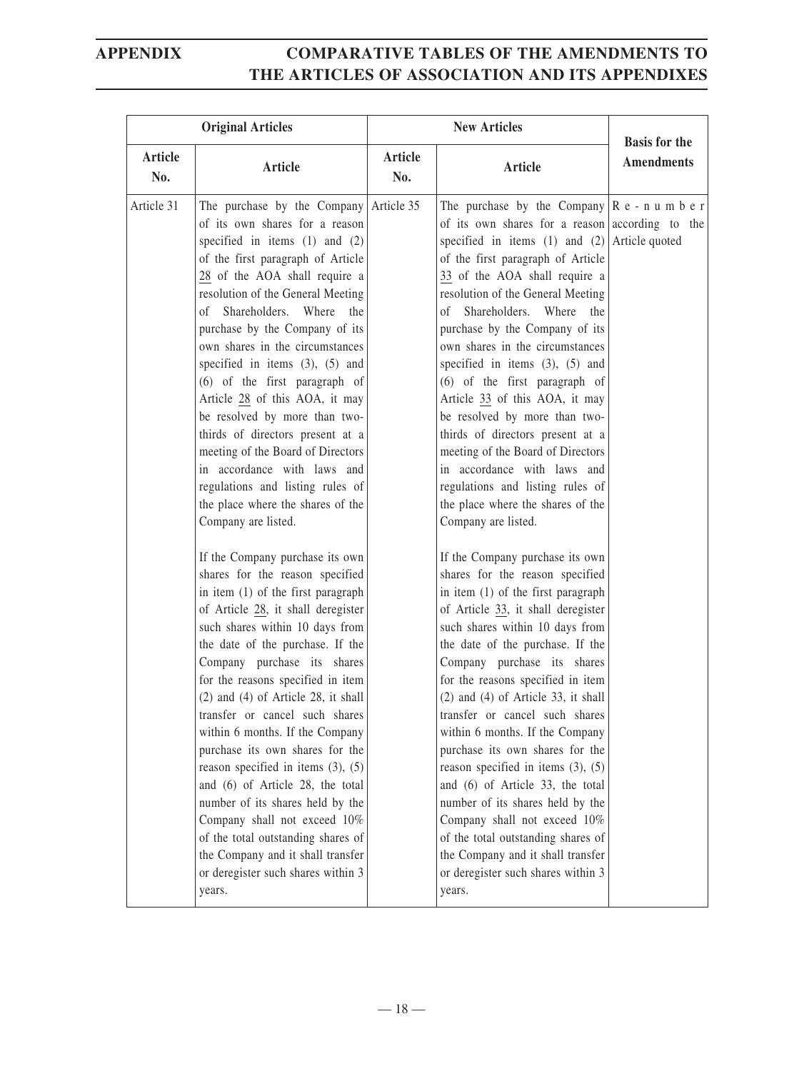| Original Articles | | New Articles | | Basis for the Amendments |
|---|---|---|---|---|
| Article No. | Article | Article No. | Article | |
| Article 31 | The purchase by the Company of its own shares for a reason specified in items (1) and (2) of the first paragraph of Article 28 of the AOA shall require a resolution of the General Meeting of Shareholders. Where the purchase by the Company of its own shares in the circumstances specified in items (3), (5) and (6) of the first paragraph of Article 28 of this AOA, it may be resolved by more than two-thirds of directors present at a meeting of the Board of Directors in accordance with laws and regulations and listing rules of the place where the shares of the Company are listed.<br><br>If the Company purchase its own shares for the reason specified in item (1) of the first paragraph of Article 28, it shall deregister such shares within 10 days from the date of the purchase. If the Company purchase its shares for the reasons specified in item (2) and (4) of Article 28, it shall transfer or cancel such shares within 6 months. If the Company purchase its own shares for the reason specified in items (3), (5) and (6) of Article 28, the total number of its shares held by the Company shall not exceed 10% of the total outstanding shares of the Company and it shall transfer or deregister such shares within 3 years. | Article 35 | The purchase by the Company of its own shares for a reason specified in items (1) and (2) of the first paragraph of Article 33 of the AOA shall require a resolution of the General Meeting of Shareholders. Where the purchase by the Company of its own shares in the circumstances specified in items (3), (5) and (6) of the first paragraph of Article 33 of this AOA, it may be resolved by more than two-thirds of directors present at a meeting of the Board of Directors in accordance with laws and regulations and listing rules of the place where the shares of the Company are listed.<br><br>If the Company purchase its own shares for the reason specified in item (1) of the first paragraph of Article 33, it shall deregister such shares within 10 days from the date of the purchase. If the Company purchase its shares for the reasons specified in item (2) and (4) of Article 33, it shall transfer or cancel such shares within 6 months. If the Company purchase its own shares for the reason specified in items (3), (5) and (6) of Article 33, the total number of its shares held by the Company shall not exceed 10% of the total outstanding shares of the Company and it shall transfer or deregister such shares within 3 years. | Re-number according to the Article quoted |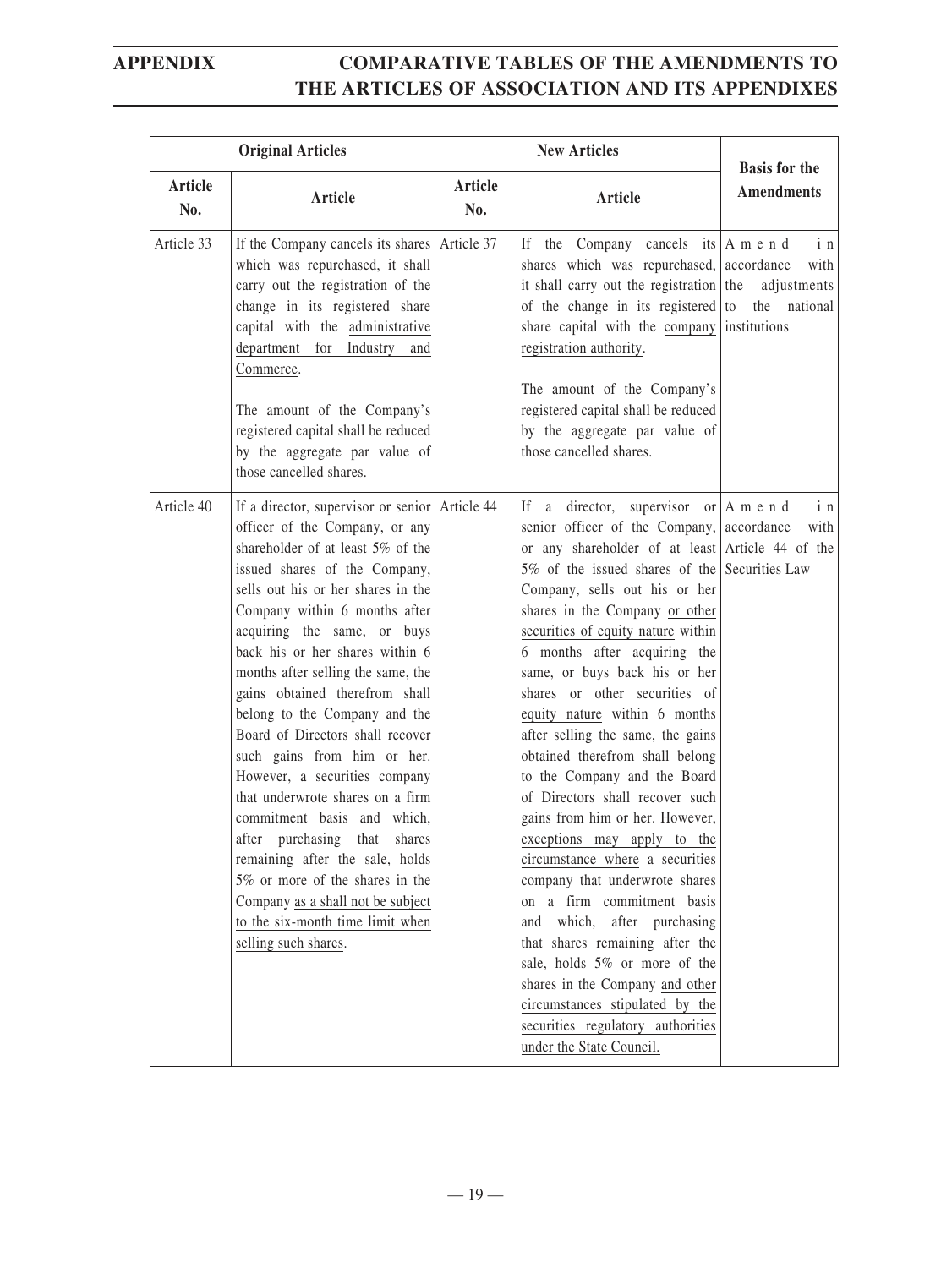| Original Articles | | New Articles | | Basis for the Amendments |
|---|---|---|---|---|
| Article No. | Article | Article No. | Article | |
| Article 33 | If the Company cancels its shares which was repurchased, it shall carry out the registration of the change in its registered share capital with the administrative department for Industry and Commerce.<br><br>The amount of the Company's registered capital shall be reduced by the aggregate par value of those cancelled shares. | Article 37 | If the Company cancels its shares which was repurchased, it shall carry out the registration of the change in its registered share capital with the company registration authority.<br><br>The amount of the Company's registered capital shall be reduced by the aggregate par value of those cancelled shares. | Amend in accordance with the adjustments to the national institutions |
| Article 40 | If a director, supervisor or senior officer of the Company, or any shareholder of at least 5% of the issued shares of the Company, sells out his or her shares in the Company within 6 months after acquiring the same, or buys back his or her shares within 6 months after selling the same, the gains obtained therefrom shall belong to the Company and the Board of Directors shall recover such gains from him or her. However, a securities company that underwrote shares on a firm commitment basis and which, after purchasing that shares remaining after the sale, holds 5% or more of the shares in the Company as a shall not be subject to the six-month time limit when selling such shares. | Article 44 | If a director, supervisor or senior officer of the Company, or any shareholder of at least 5% of the issued shares of the Company, sells out his or her shares in the Company or other securities of equity nature within 6 months after acquiring the same, or buys back his or her shares or other securities of equity nature within 6 months after selling the same, the gains obtained therefrom shall belong to the Company and the Board of Directors shall recover such gains from him or her. However, exceptions may apply to the circumstance where a securities company that underwrote shares on a firm commitment basis and which, after purchasing that shares remaining after the sale, holds 5% or more of the shares in the Company and other circumstances stipulated by the securities regulatory authorities under the State Council. | Amend in accordance with Article 44 of the Securities Law |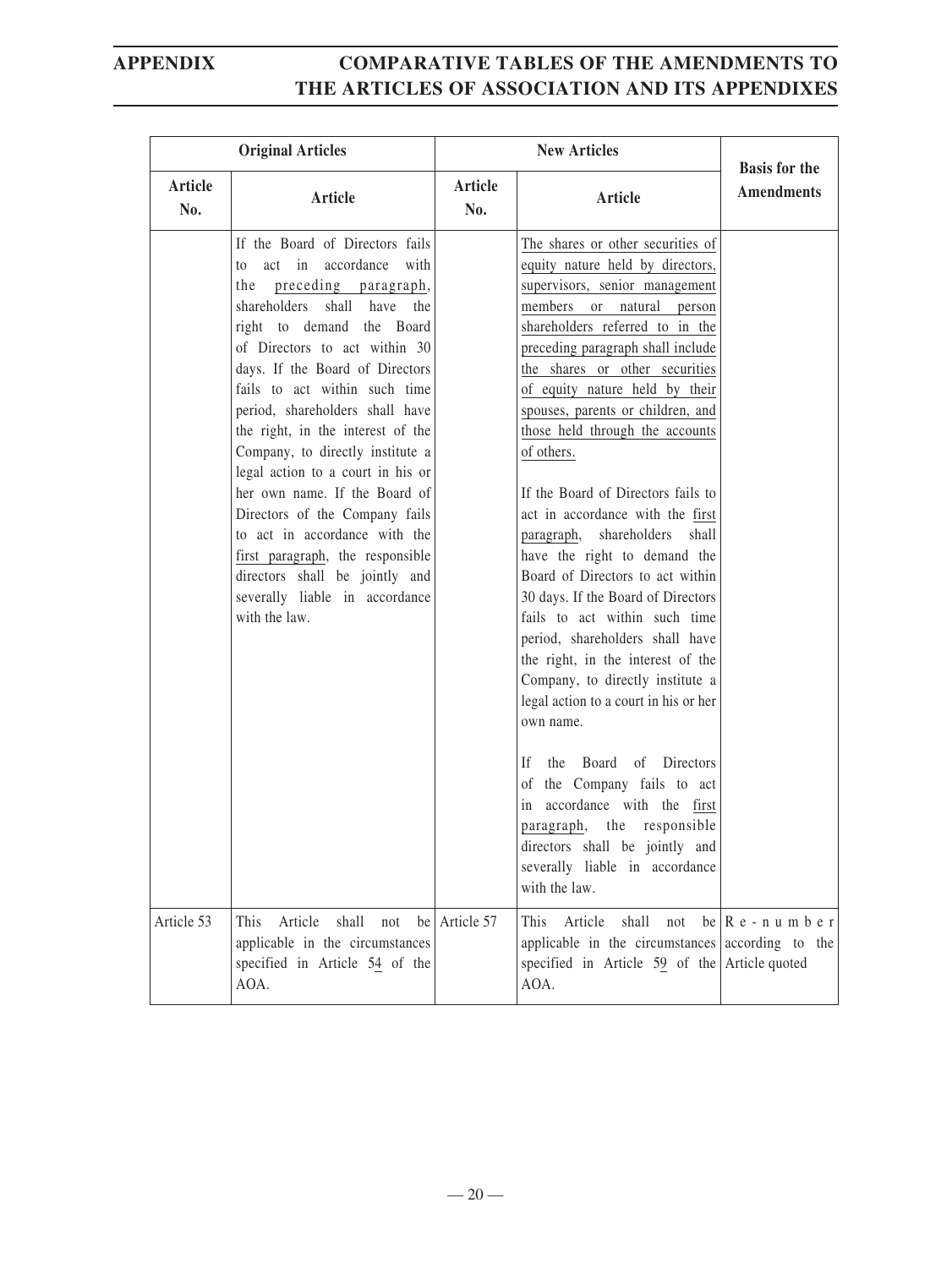| Original Articles | | New Articles | | Basis for the Amendments |
|---|---|---|---|---|
| Article No. | Article | Article No. | Article | |
| | If the Board of Directors fails to act in accordance with the preceding paragraph, shareholders shall have the right to demand the Board of Directors to act within 30 days. If the Board of Directors fails to act within such time period, shareholders shall have the right, in the interest of the Company, to directly institute a legal action to a court in his or her own name. If the Board of Directors of the Company fails to act in accordance with the first paragraph, the responsible directors shall be jointly and severally liable in accordance with the law. | | The shares or other securities of equity nature held by directors, supervisors, senior management members or natural person shareholders referred to in the preceding paragraph shall include the shares or other securities of equity nature held by their spouses, parents or children, and those held through the accounts of others.<br><br>If the Board of Directors fails to act in accordance with the first paragraph, shareholders shall have the right to demand the Board of Directors to act within 30 days. If the Board of Directors fails to act within such time period, shareholders shall have the right, in the interest of the Company, to directly institute a legal action to a court in his or her own name.<br><br>If the Board of Directors of the Company fails to act in accordance with the first paragraph, the responsible directors shall be jointly and severally liable in accordance with the law. | |
| Article 53 | This Article shall not be applicable in the circumstances specified in Article 54 of the AOA. | Article 57 | This Article shall not be applicable in the circumstances specified in Article 59 of the AOA. | Re-number according to the Article quoted |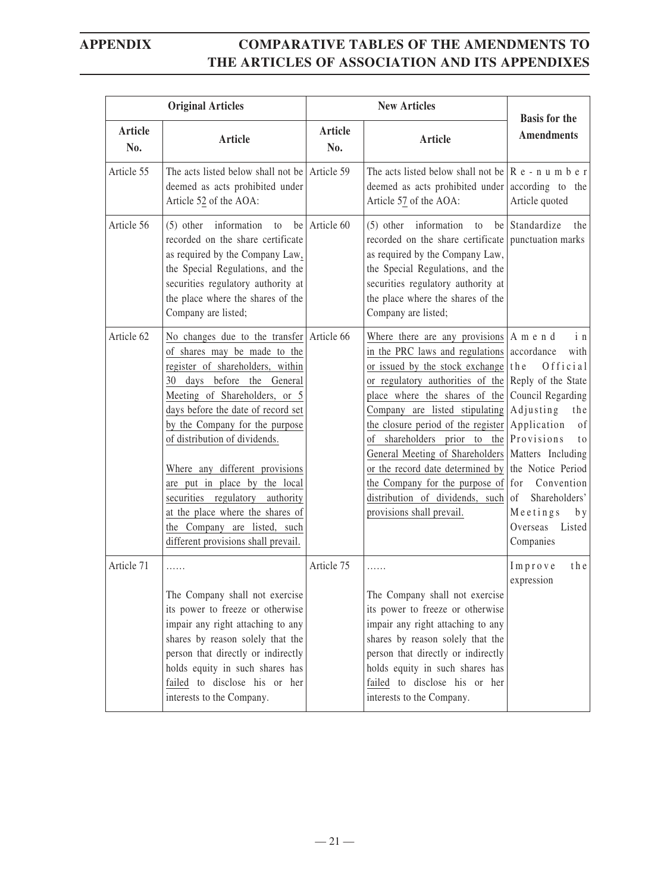| Original Articles | | New Articles | | Basis for the Amendments |
|---|---|---|---|---|
| Article No. | Article | Article No. | Article | |
| Article 55 | The acts listed below shall not be deemed as acts prohibited under Article 52 of the AOA: | Article 59 | The acts listed below shall not be deemed as acts prohibited under Article 57 of the AOA: | Re-number according to the Article quoted |
| Article 56 | (5) other information to be recorded on the share certificate as required by the Company Law, the Special Regulations, and the securities regulatory authority at the place where the shares of the Company are listed; | Article 60 | (5) other information to be recorded on the share certificate as required by the Company Law, the Special Regulations, and the securities regulatory authority at the place where the shares of the Company are listed; | Standardize the punctuation marks |
| Article 62 | No changes due to the transfer of shares may be made to the register of shareholders, within 30 days before the General Meeting of Shareholders, or 5 days before the date of record set by the Company for the purpose of distribution of dividends.<br><br>Where any different provisions are put in place by the local securities regulatory authority at the place where the shares of the Company are listed, such different provisions shall prevail. | Article 66 | Where there are any provisions in the PRC laws and regulations or issued by the stock exchange or regulatory authorities of the place where the shares of the Company are listed stipulating the closure period of the register of shareholders prior to the General Meeting of Shareholders or the record date determined by the Company for the purpose of distribution of dividends, such provisions shall prevail. | Amend in accordance with the Official Reply of the State Council Regarding Adjusting the Application of Provisions to Matters Including the Notice Period for Convention of Shareholders' Meetings by Overseas Listed Companies |
| Article 71 | ……<br><br>The Company shall not exercise its power to freeze or otherwise impair any right attaching to any shares by reason solely that the person that directly or indirectly holds equity in such shares has failed to disclose his or her interests to the Company. | Article 75 | ……<br><br>The Company shall not exercise its power to freeze or otherwise impair any right attaching to any shares by reason solely that the person that directly or indirectly holds equity in such shares has failed to disclose his or her interests to the Company. | Improve the expression |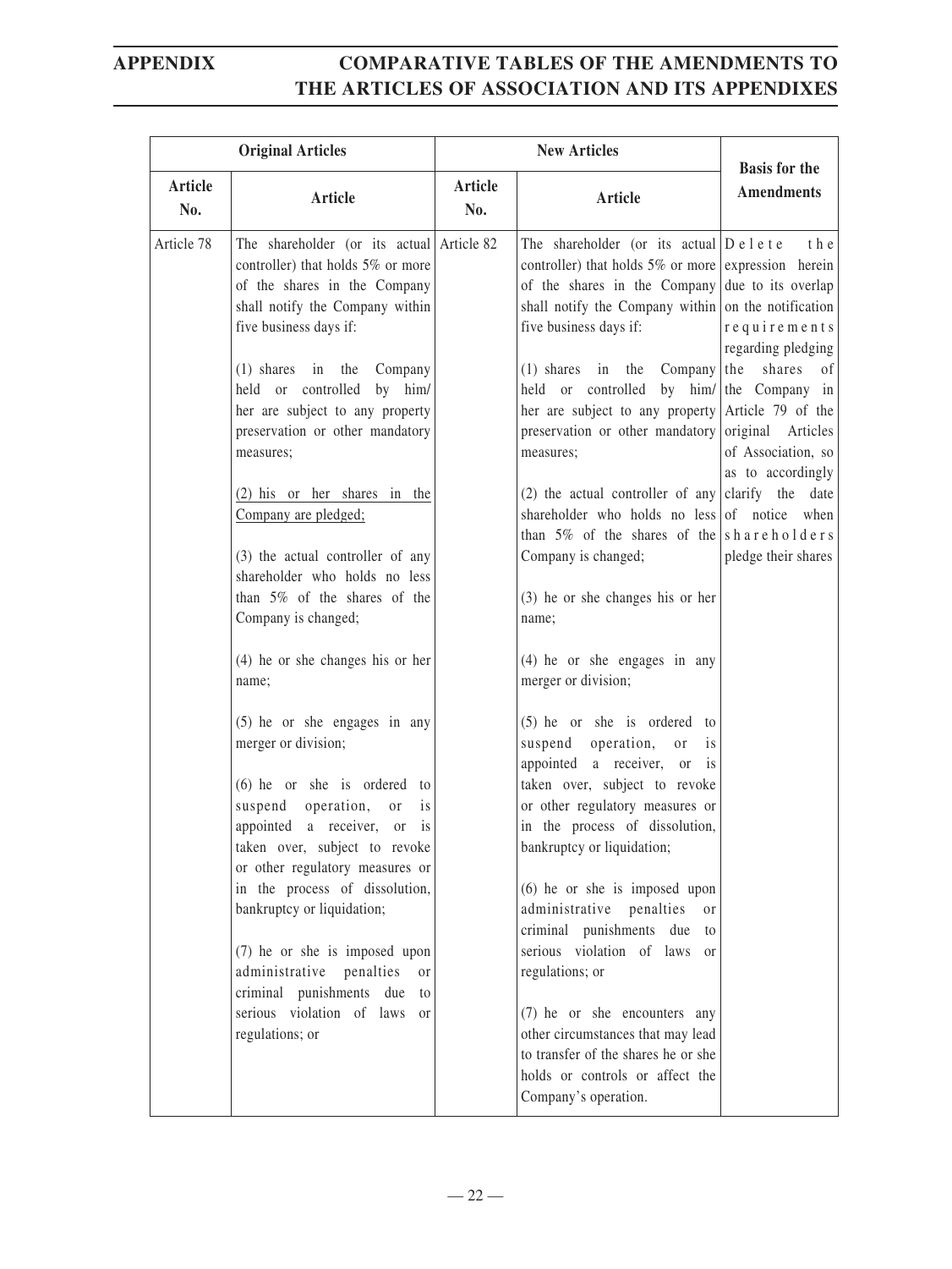| Original Articles | | New Articles | | Basis for the Amendments |
|---|---|---|---|---|
| Article No. | Article | Article No. | Article | |
| Article 78 | The shareholder (or its actual controller) that holds 5% or more of the shares in the Company shall notify the Company within five business days if:<br><br>(1) shares in the Company held or controlled by him/her are subject to any property preservation or other mandatory measures;<br><br>(2) his or her shares in the Company are pledged;<br><br>(3) the actual controller of any shareholder who holds no less than 5% of the shares of the Company is changed;<br><br>(4) he or she changes his or her name;<br><br>(5) he or she engages in any merger or division;<br><br>(6) he or she is ordered to suspend operation, or is appointed a receiver, or is taken over, subject to revoke or other regulatory measures or in the process of dissolution, bankruptcy or liquidation;<br><br>(7) he or she is imposed upon administrative penalties or criminal punishments due to serious violation of laws or regulations; or | Article 82 | The shareholder (or its actual controller) that holds 5% or more of the shares in the Company shall notify the Company within five business days if:<br><br>(1) shares in the Company held or controlled by him/her are subject to any property preservation or other mandatory measures;<br><br>(2) the actual controller of any shareholder who holds no less than 5% of the shares of the Company is changed;<br><br>(3) he or she changes his or her name;<br><br>(4) he or she engages in any merger or division;<br><br>(5) he or she is ordered to suspend operation, or is appointed a receiver, or is taken over, subject to revoke or other regulatory measures or in the process of dissolution, bankruptcy or liquidation;<br><br>(6) he or she is imposed upon administrative penalties or criminal punishments due to serious violation of laws or regulations; or<br><br>(7) he or she encounters any other circumstances that may lead to transfer of the shares he or she holds or controls or affect the Company's operation. | Delete the expression herein due to its overlap on the notification requirements regarding pledging the shares of the Company in Article 79 of the original Articles of Association, so as to accordingly clarify the date of notice when shareholders pledge their shares |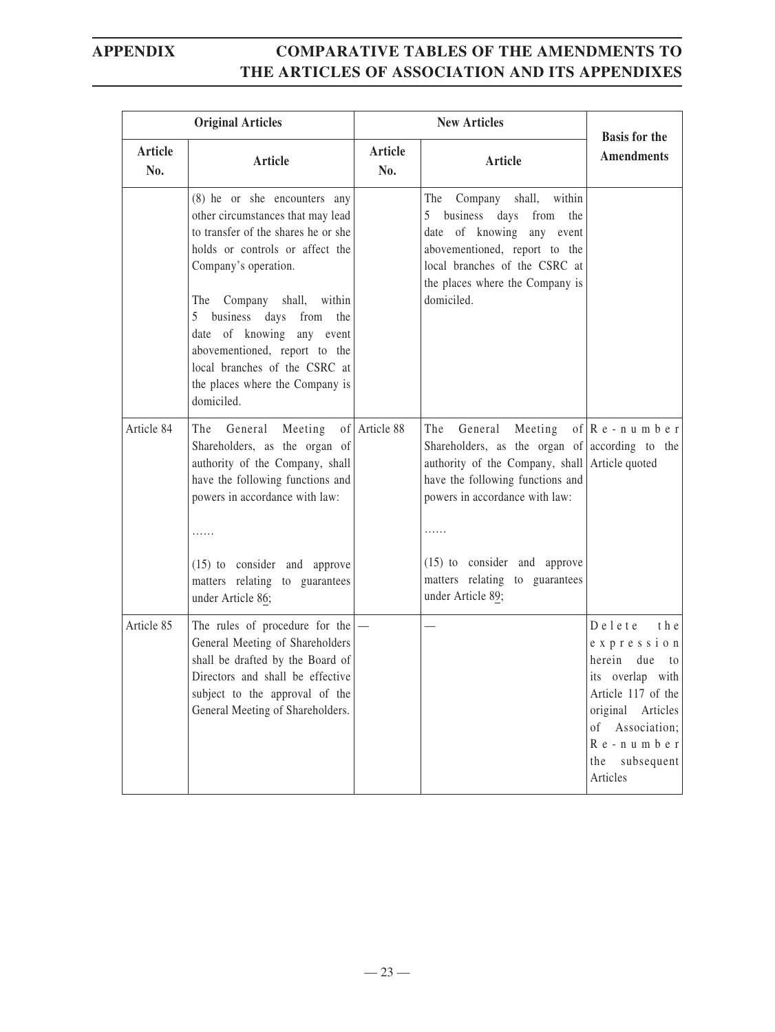| Original Articles | | New Articles | | Basis for the Amendments |
|---|---|---|---|---|
| Article No. | Article | Article No. | Article | |
| | (8) he or she encounters any other circumstances that may lead to transfer of the shares he or she holds or controls or affect the Company's operation.<br><br>The Company shall, within 5 business days from the date of knowing any event abovementioned, report to the local branches of the CSRC at the places where the Company is domiciled. | | The Company shall, within 5 business days from the date of knowing any event abovementioned, report to the local branches of the CSRC at the places where the Company is domiciled. | |
| Article 84 | The General Meeting of Shareholders, as the organ of authority of the Company, shall have the following functions and powers in accordance with law:<br><br>……<br><br>(15) to consider and approve matters relating to guarantees under Article 86; | Article 88 | The General Meeting of Shareholders, as the organ of authority of the Company, shall have the following functions and powers in accordance with law:<br><br>……<br><br>(15) to consider and approve matters relating to guarantees under Article 89; | Re-number according to the Article quoted |
| Article 85 | The rules of procedure for the General Meeting of Shareholders shall be drafted by the Board of Directors and shall be effective subject to the approval of the General Meeting of Shareholders. | — | — | Delete the expression herein due to its overlap with Article 117 of the original Articles of Association; Re-number the subsequent Articles |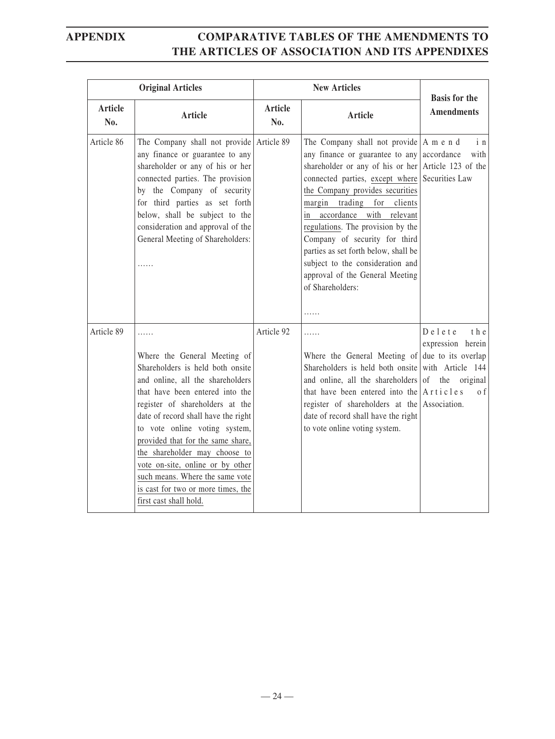| Original Articles | | New Articles | | Basis for the Amendments |
|---|---|---|---|---|
| Article No. | Article | Article No. | Article | |
| Article 86 | The Company shall not provide any finance or guarantee to any shareholder or any of his or her connected parties. The provision by the Company of security for third parties as set forth below, shall be subject to the consideration and approval of the General Meeting of Shareholders:<br><br>…… | Article 89 | The Company shall not provide any finance or guarantee to any shareholder or any of his or her connected parties, except where the Company provides securities margin trading for clients in accordance with relevant regulations. The provision by the Company of security for third parties as set forth below, shall be subject to the consideration and approval of the General Meeting of Shareholders:<br><br>…… | Amend in accordance with Article 123 of the Securities Law |
| Article 89 | ……<br><br>Where the General Meeting of Shareholders is held both onsite and online, all the shareholders that have been entered into the register of shareholders at the date of record shall have the right to vote online voting system, provided that for the same share, the shareholder may choose to vote on-site, online or by other such means. Where the same vote is cast for two or more times, the first cast shall hold. | Article 92 | ……<br><br>Where the General Meeting of Shareholders is held both onsite and online, all the shareholders that have been entered into the register of shareholders at the date of record shall have the right to vote online voting system. | Delete the expression herein due to its overlap with Article 144 of the original Articles of Association. |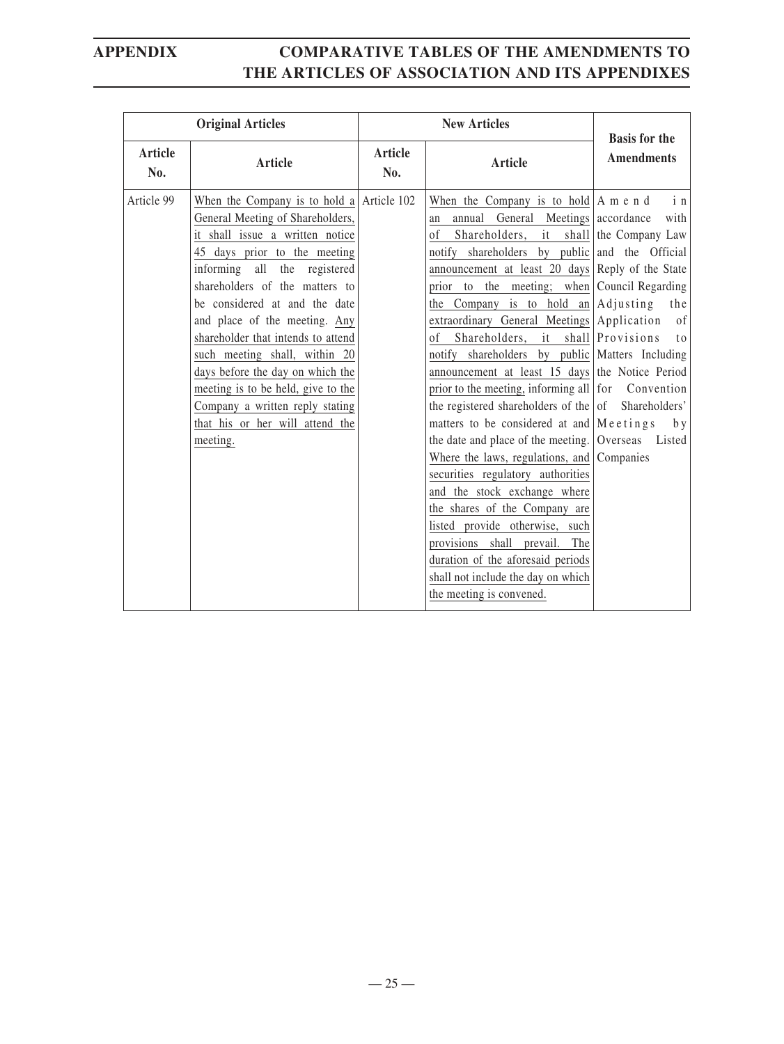| Original Articles | | New Articles | | Basis for the Amendments |
|---|---|---|---|---|
| Article No. | Article | Article No. | Article | |
| Article 99 | When the Company is to hold a General Meeting of Shareholders, it shall issue a written notice 45 days prior to the meeting informing all the registered shareholders of the matters to be considered at and the date and place of the meeting. Any shareholder that intends to attend such meeting shall, within 20 days before the day on which the meeting is to be held, give to the Company a written reply stating that his or her will attend the meeting. | Article 102 | When the Company is to hold an annual General Meetings of Shareholders, it shall notify shareholders by public announcement at least 20 days prior to the meeting; when the Company is to hold an extraordinary General Meetings of Shareholders, it shall notify shareholders by public announcement at least 15 days prior to the meeting, informing all the registered shareholders of the matters to be considered at and the date and place of the meeting. Where the laws, regulations, and securities regulatory authorities and the stock exchange where the shares of the Company are listed provide otherwise, such provisions shall prevail. The duration of the aforesaid periods shall not include the day on which the meeting is convened. | Amend in accordance with the Company Law and the Official Reply of the State Council Regarding Adjusting the Application of Provisions to Matters Including the Notice Period for Convention of Shareholders' Meetings by Overseas Listed Companies |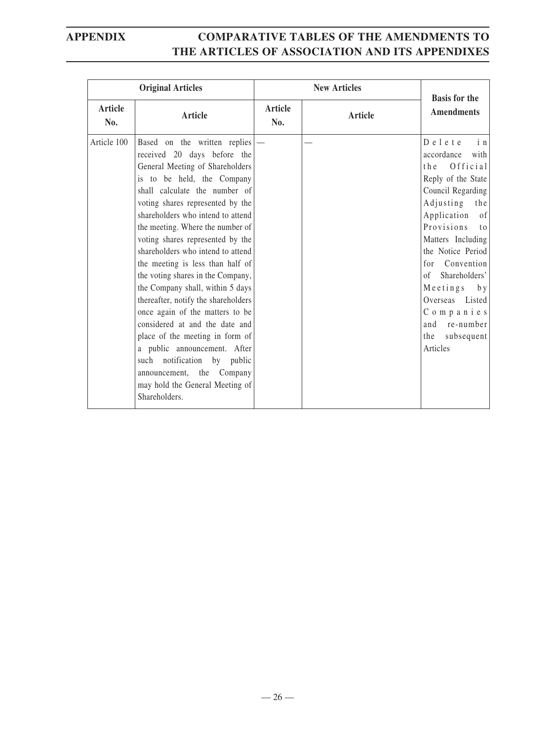| Original Articles | | New Articles | | Basis for the Amendments |
|---|---|---|---|---|
| Article No. | Article | Article No. | Article | |
| Article 100 | Based on the written replies received 20 days before the General Meeting of Shareholders is to be held, the Company shall calculate the number of voting shares represented by the shareholders who intend to attend the meeting. Where the number of voting shares represented by the shareholders who intend to attend the meeting is less than half of the voting shares in the Company, the Company shall, within 5 days thereafter, notify the shareholders once again of the matters to be considered at and the date and place of the meeting in form of a public announcement. After such notification by public announcement, the Company may hold the General Meeting of Shareholders. | — | — | Delete in accordance with the Official Reply of the State Council Regarding Adjusting the Application of Provisions to Matters Including the Notice Period for Convention of Shareholders' Meetings by Overseas Listed Companies and re-number the subsequent Articles |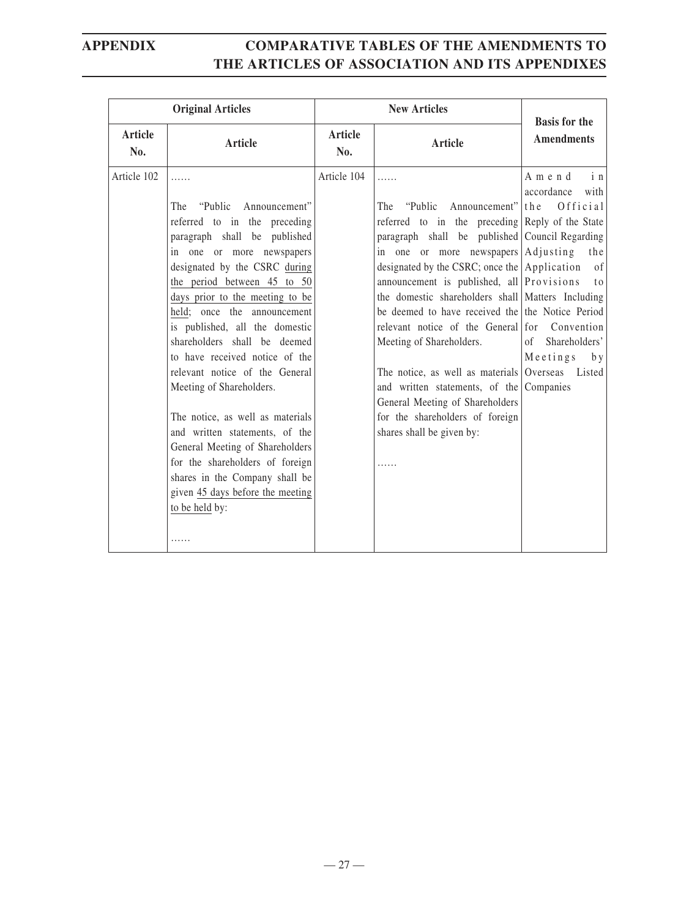| Original Articles | | New Articles | | Basis for the Amendments |
|---|---|---|---|---|
| Article No. | Article | Article No. | Article | |
| Article 102 | ……<br><br>The "Public Announcement" referred to in the preceding paragraph shall be published in one or more newspapers designated by the CSRC during the period between 45 to 50 days prior to the meeting to be held; once the announcement is published, all the domestic shareholders shall be deemed to have received notice of the relevant notice of the General Meeting of Shareholders.<br><br>The notice, as well as materials and written statements, of the General Meeting of Shareholders for the shareholders of foreign shares in the Company shall be given 45 days before the meeting to be held by:<br><br>…… | Article 104 | ……<br><br>The "Public Announcement" referred to in the preceding paragraph shall be published in one or more newspapers designated by the CSRC; once the announcement is published, all the domestic shareholders shall be deemed to have received the relevant notice of the General Meeting of Shareholders.<br><br>The notice, as well as materials and written statements, of the General Meeting of Shareholders for the shareholders of foreign shares shall be given by:<br><br>…… | Amend in accordance with the Official Reply of the State Council Regarding Adjusting the Application of Provisions to Matters Including the Notice Period for Convention of Shareholders' Meetings by Overseas Listed Companies |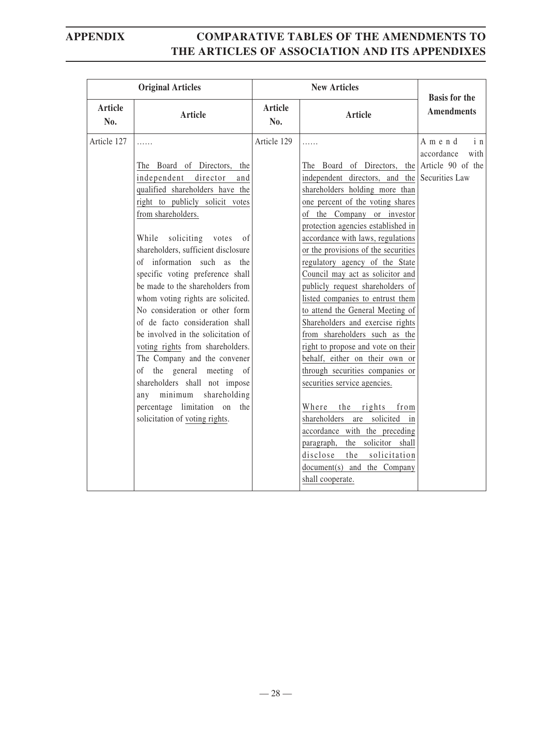| Original Articles | | New Articles | | Basis for the Amendments |
|---|---|---|---|---|
| Article No. | Article | Article No. | Article | |
| Article 127 | ……<br><br>The Board of Directors, the independent director and qualified shareholders have the right to publicly solicit votes from shareholders.<br><br>While soliciting votes of shareholders, sufficient disclosure of information such as the specific voting preference shall be made to the shareholders from whom voting rights are solicited. No consideration or other form of de facto consideration shall be involved in the solicitation of voting rights from shareholders. The Company and the convener of the general meeting of shareholders shall not impose any minimum shareholding percentage limitation on the solicitation of voting rights. | Article 129 | ……<br><br>The Board of Directors, the independent directors, and the shareholders holding more than one percent of the voting shares of the Company or investor protection agencies established in accordance with laws, regulations or the provisions of the securities regulatory agency of the State Council may act as solicitor and publicly request shareholders of listed companies to entrust them to attend the General Meeting of Shareholders and exercise rights from shareholders such as the right to propose and vote on their behalf, either on their own or through securities companies or securities service agencies.<br><br>Where the rights from shareholders are solicited in accordance with the preceding paragraph, the solicitor shall disclose the solicitation document(s) and the Company shall cooperate. | Amend in accordance with Article 90 of the Securities Law |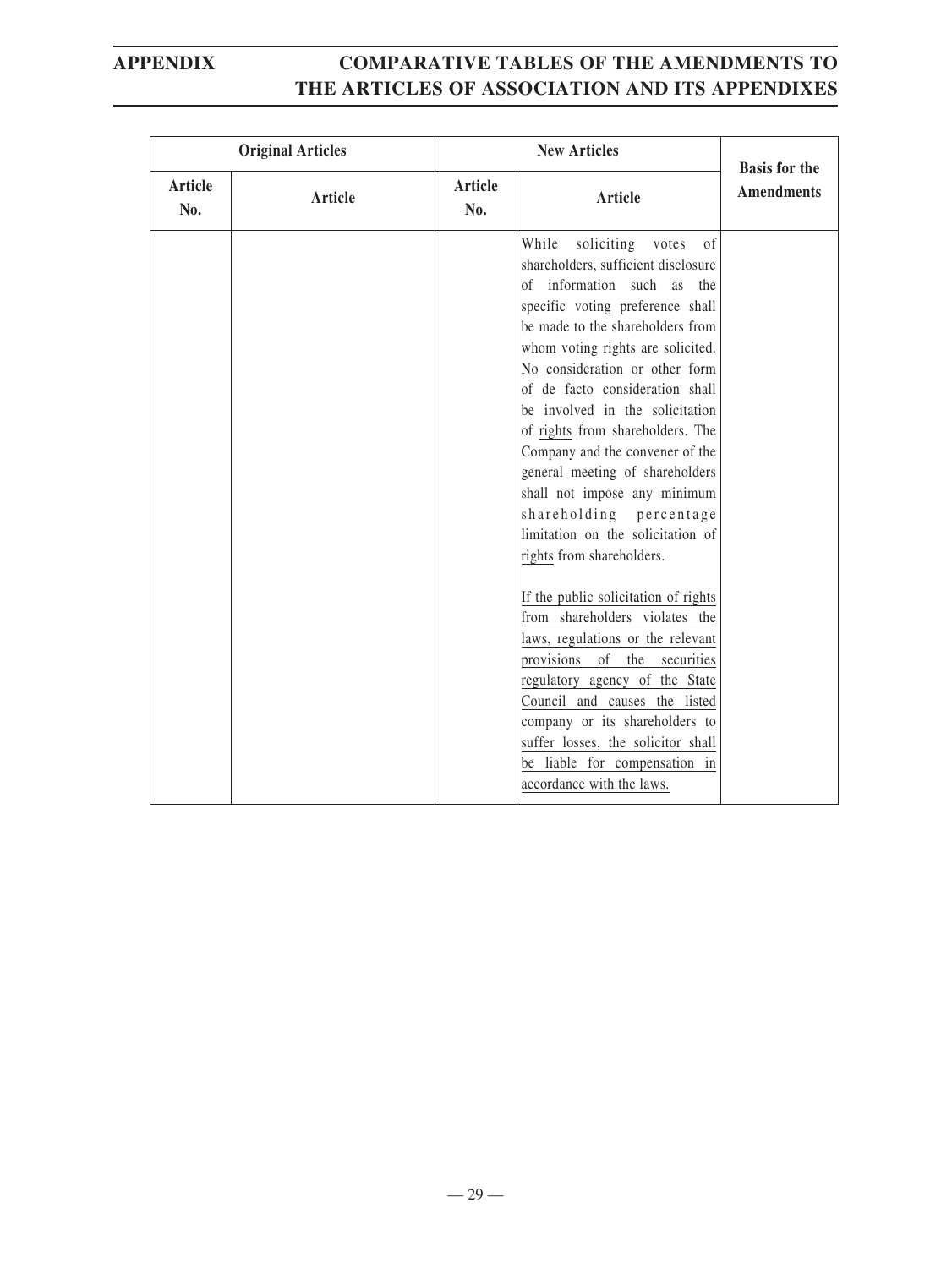| Original Articles | | New Articles | | Basis for the Amendments |
|---|---|---|---|---|
| Article No. | Article | Article No. | Article | |
| | | | While soliciting votes of shareholders, sufficient disclosure of information such as the specific voting preference shall be made to the shareholders from whom voting rights are solicited. No consideration or other form of de facto consideration shall be involved in the solicitation of rights from shareholders. The Company and the convener of the general meeting of shareholders shall not impose any minimum shareholding percentage limitation on the solicitation of rights from shareholders.<br><br>If the public solicitation of rights from shareholders violates the laws, regulations or the relevant provisions of the securities regulatory agency of the State Council and causes the listed company or its shareholders to suffer losses, the solicitor shall be liable for compensation in accordance with the laws. | |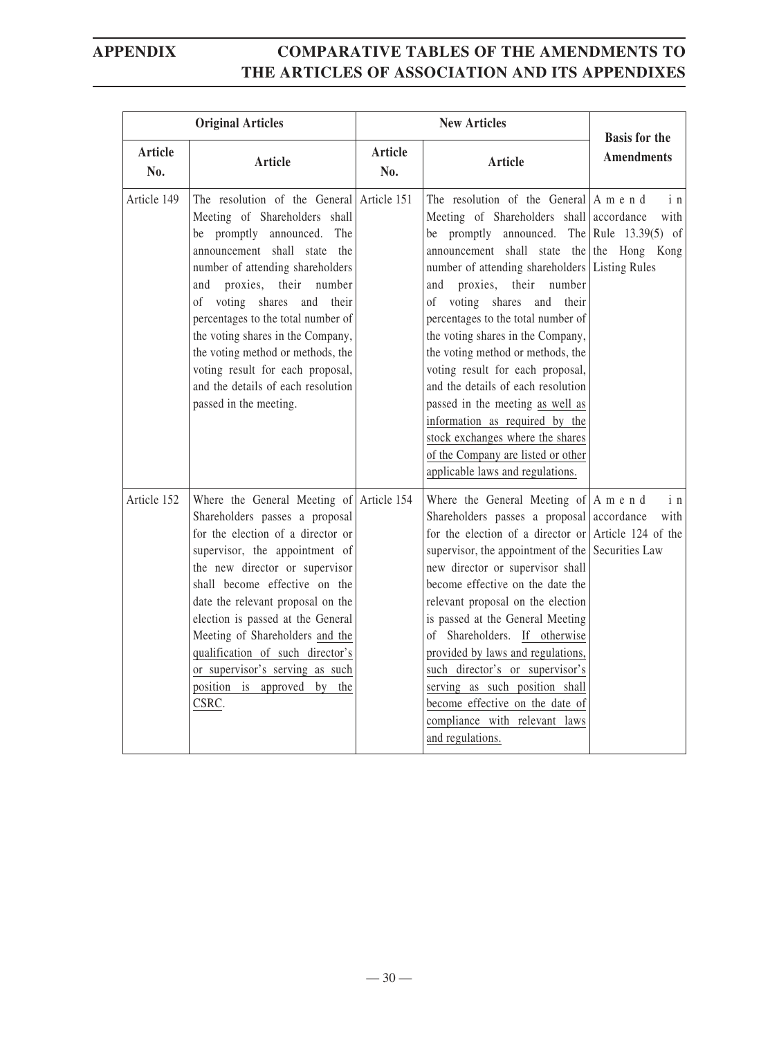| Original Articles | | New Articles | | Basis for the Amendments |
|---|---|---|---|---|
| Article No. | Article | Article No. | Article | |
| Article 149 | The resolution of the General Meeting of Shareholders shall be promptly announced. The announcement shall state the number of attending shareholders and proxies, their number of voting shares and their percentages to the total number of the voting shares in the Company, the voting method or methods, the voting result for each proposal, and the details of each resolution passed in the meeting. | Article 151 | The resolution of the General Meeting of Shareholders shall be promptly announced. The announcement shall state the number of attending shareholders and proxies, their number of voting shares and their percentages to the total number of the voting shares in the Company, the voting method or methods, the voting result for each proposal, and the details of each resolution passed in the meeting as well as information as required by the stock exchanges where the shares of the Company are listed or other applicable laws and regulations. | Amend in accordance with Rule 13.39(5) of the Hong Kong Listing Rules |
| Article 152 | Where the General Meeting of Shareholders passes a proposal for the election of a director or supervisor, the appointment of the new director or supervisor shall become effective on the date the relevant proposal on the election is passed at the General Meeting of Shareholders and the qualification of such director's or supervisor's serving as such position is approved by the CSRC. | Article 154 | Where the General Meeting of Shareholders passes a proposal for the election of a director or supervisor, the appointment of the new director or supervisor shall become effective on the date the relevant proposal on the election is passed at the General Meeting of Shareholders. If otherwise provided by laws and regulations, such director's or supervisor's serving as such position shall become effective on the date of compliance with relevant laws and regulations. | Amend in accordance with Article 124 of the Securities Law |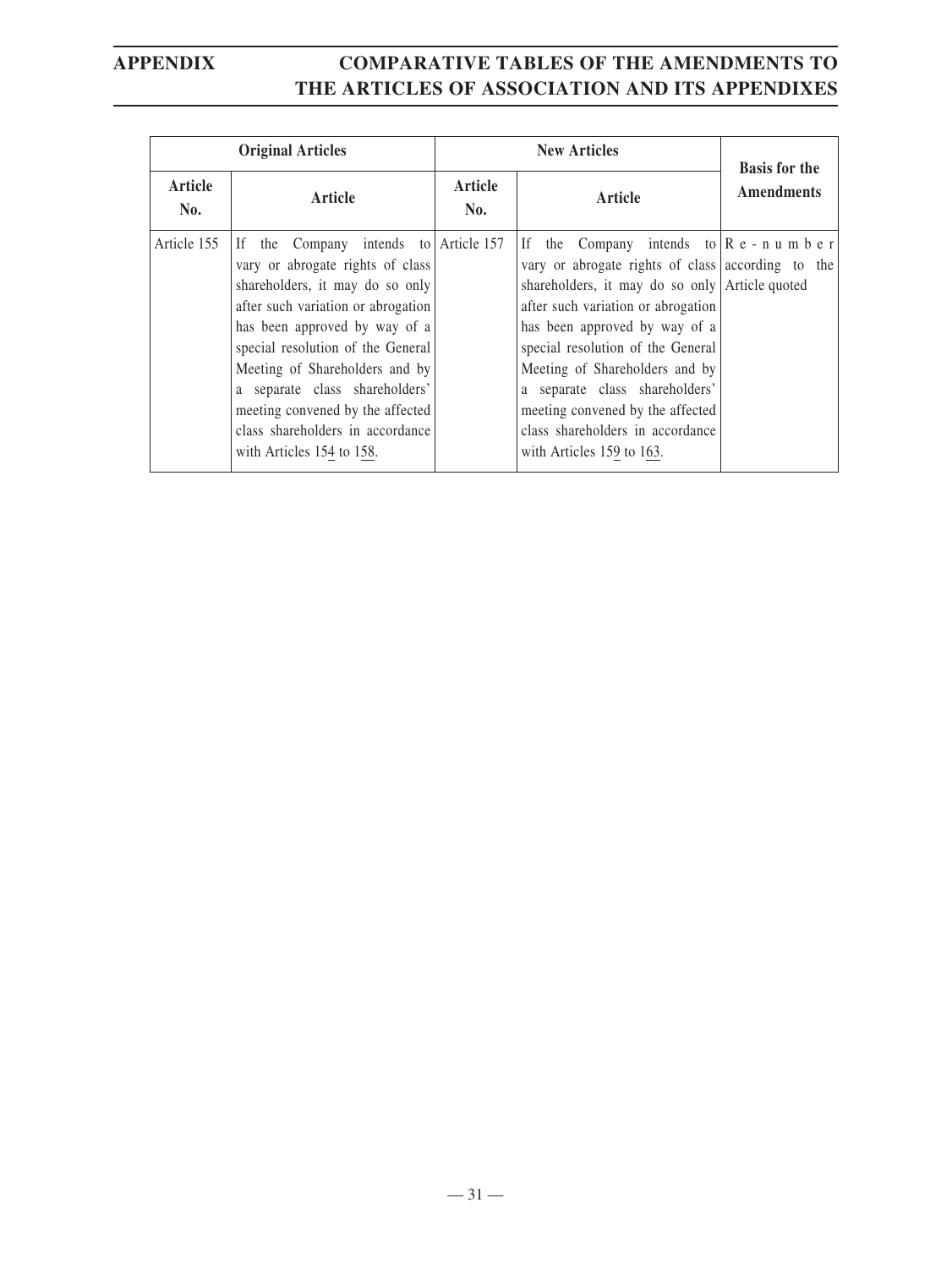| Original Articles | | New Articles | | Basis for the Amendments |
|---|---|---|---|---|
| Article No. | Article | Article No. | Article | |
| Article 155 | If the Company intends to vary or abrogate rights of class shareholders, it may do so only after such variation or abrogation has been approved by way of a special resolution of the General Meeting of Shareholders and by a separate class shareholders' meeting convened by the affected class shareholders in accordance with Articles 154 to 158. | Article 157 | If the Company intends to vary or abrogate rights of class shareholders, it may do so only after such variation or abrogation has been approved by way of a special resolution of the General Meeting of Shareholders and by a separate class shareholders' meeting convened by the affected class shareholders in accordance with Articles 159 to 163. | Re-number according to the Article quoted |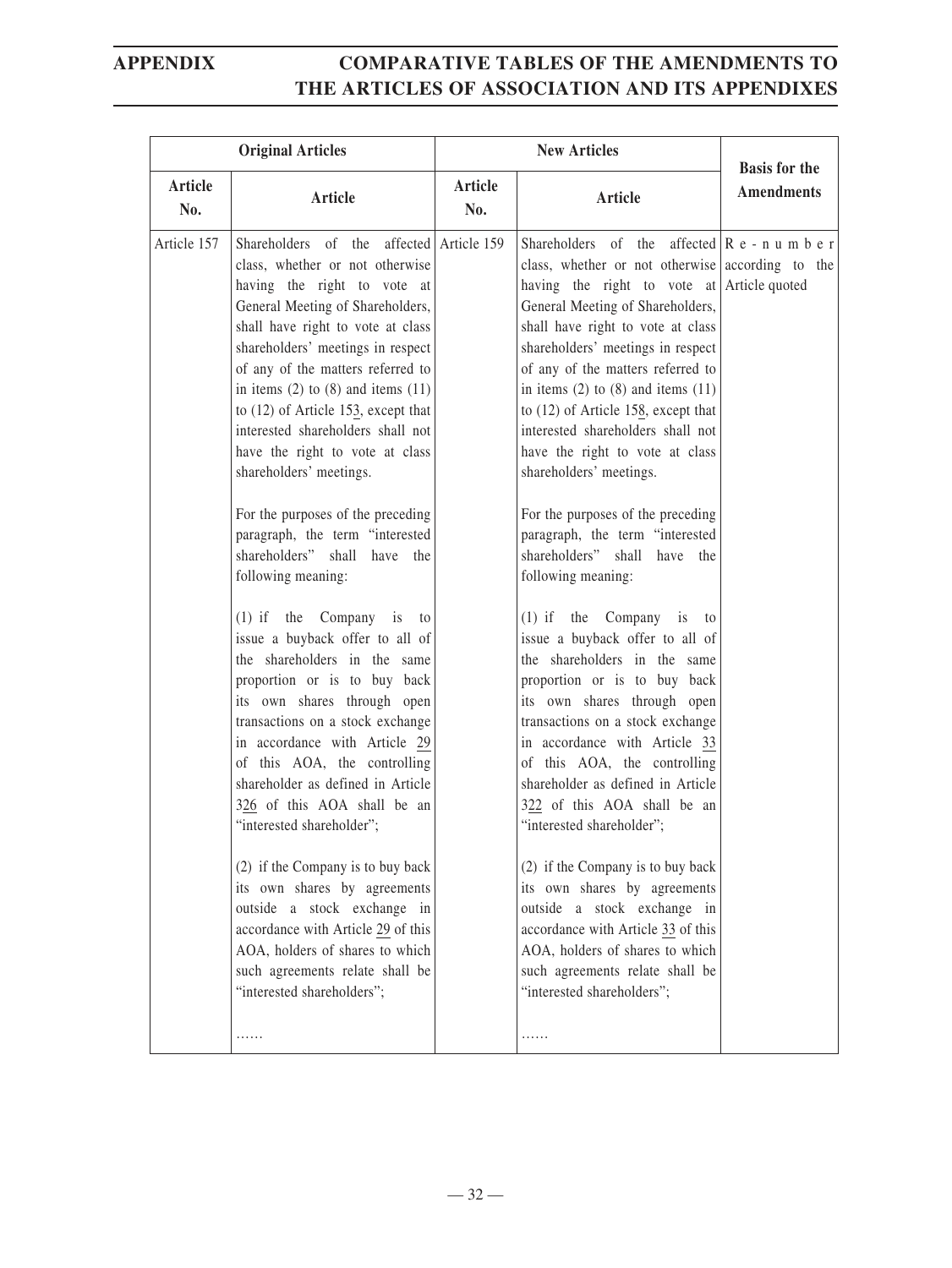| Original Articles | | New Articles | | Basis for the Amendments |
|---|---|---|---|---|
| Article No. | Article | Article No. | Article | |
| Article 157 | Shareholders of the affected class, whether or not otherwise having the right to vote at General Meeting of Shareholders, shall have right to vote at class shareholders' meetings in respect of any of the matters referred to in items (2) to (8) and items (11) to (12) of Article 153, except that interested shareholders shall not have the right to vote at class shareholders' meetings.<br><br>For the purposes of the preceding paragraph, the term "interested shareholders" shall have the following meaning:<br><br>(1) if the Company is to issue a buyback offer to all of the shareholders in the same proportion or is to buy back its own shares through open transactions on a stock exchange in accordance with Article 29 of this AOA, the controlling shareholder as defined in Article 326 of this AOA shall be an "interested shareholder";<br><br>(2) if the Company is to buy back its own shares by agreements outside a stock exchange in accordance with Article 29 of this AOA, holders of shares to which such agreements relate shall be "interested shareholders";<br><br>…… | Article 159 | Shareholders of the affected class, whether or not otherwise having the right to vote at General Meeting of Shareholders, shall have right to vote at class shareholders' meetings in respect of any of the matters referred to in items (2) to (8) and items (11) to (12) of Article 158, except that interested shareholders shall not have the right to vote at class shareholders' meetings.<br><br>For the purposes of the preceding paragraph, the term "interested shareholders" shall have the following meaning:<br><br>(1) if the Company is to issue a buyback offer to all of the shareholders in the same proportion or is to buy back its own shares through open transactions on a stock exchange in accordance with Article 33 of this AOA, the controlling shareholder as defined in Article 322 of this AOA shall be an "interested shareholder";<br><br>(2) if the Company is to buy back its own shares by agreements outside a stock exchange in accordance with Article 33 of this AOA, holders of shares to which such agreements relate shall be "interested shareholders";<br><br>…… | Re-number according to the Article quoted |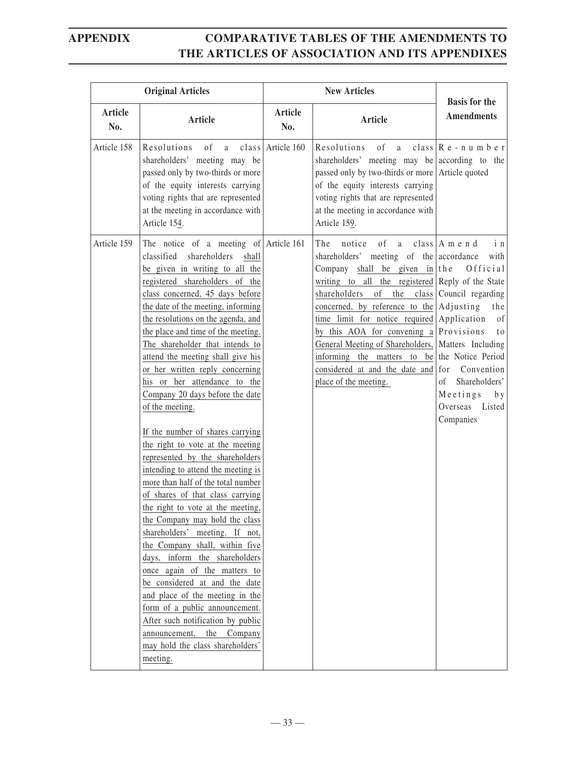| Original Articles | | New Articles | | Basis for the Amendments |
|---|---|---|---|---|
| Article No. | Article | Article No. | Article | |
| Article 158 | Resolutions of a class shareholders' meeting may be passed only by two-thirds or more of the equity interests carrying voting rights that are represented at the meeting in accordance with Article 154. | Article 160 | Resolutions of a class shareholders' meeting may be passed only by two-thirds or more of the equity interests carrying voting rights that are represented at the meeting in accordance with Article 159. | Re-number according to the Article quoted |
| Article 159 | The notice of a meeting of classified shareholders shall be given in writing to all the registered shareholders of the class concerned, 45 days before the date of the meeting, informing the resolutions on the agenda, and the place and time of the meeting. The shareholder that intends to attend the meeting shall give his or her written reply concerning his or her attendance to the Company 20 days before the date of the meeting.<br><br>If the number of shares carrying the right to vote at the meeting represented by the shareholders intending to attend the meeting is more than half of the total number of shares of that class carrying the right to vote at the meeting, the Company may hold the class shareholders' meeting. If not, the Company shall, within five days, inform the shareholders once again of the matters to be considered at and the date and place of the meeting in the form of a public announcement. After such notification by public announcement, the Company may hold the class shareholders' meeting. | Article 161 | The notice of a class shareholders' meeting of the Company shall be given in writing to all the registered shareholders of the class concerned, by reference to the time limit for notice required by this AOA for convening a General Meeting of Shareholders, informing the matters to be considered at and the date and place of the meeting. | Amend in accordance with the Official Reply of the State Council regarding Adjusting the Application of Provisions to Matters Including the Notice Period for Convention of Shareholders' Meetings by Overseas Listed Companies |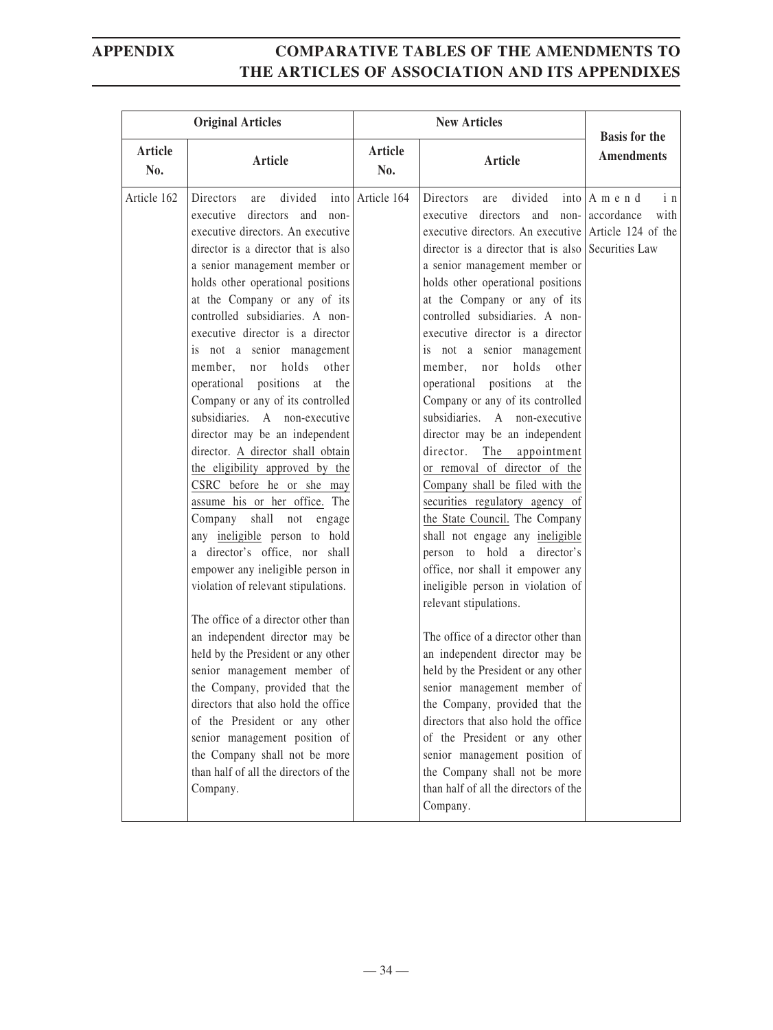| Original Articles | | New Articles | | Basis for the Amendments |
|---|---|---|---|---|
| Article No. | Article | Article No. | Article | |
| Article 162 | Directors are divided into executive directors and non-executive directors. An executive director is a director that is also a senior management member or holds other operational positions at the Company or any of its controlled subsidiaries. A non-executive director is a director is not a senior management member, nor holds other operational positions at the Company or any of its controlled subsidiaries. A non-executive director may be an independent director. A director shall obtain the eligibility approved by the CSRC before he or she may assume his or her office. The Company shall not engage any ineligible person to hold a director's office, nor shall empower any ineligible person in violation of relevant stipulations.<br><br>The office of a director other than an independent director may be held by the President or any other senior management member of the Company, provided that the directors that also hold the office of the President or any other senior management position of the Company shall not be more than half of all the directors of the Company. | Article 164 | Directors are divided into executive directors and non-executive directors. An executive director is a director that is also a senior management member or holds other operational positions at the Company or any of its controlled subsidiaries. A non-executive director is a director is not a senior management member, nor holds other operational positions at the Company or any of its controlled subsidiaries. A non-executive director may be an independent director. The appointment or removal of director of the Company shall be filed with the securities regulatory agency of the State Council. The Company shall not engage any ineligible person to hold a director's office, nor shall it empower any ineligible person in violation of relevant stipulations.<br><br>The office of a director other than an independent director may be held by the President or any other senior management member of the Company, provided that the directors that also hold the office of the President or any other senior management position of the Company shall not be more than half of all the directors of the Company. | Amend in accordance with Article 124 of the Securities Law |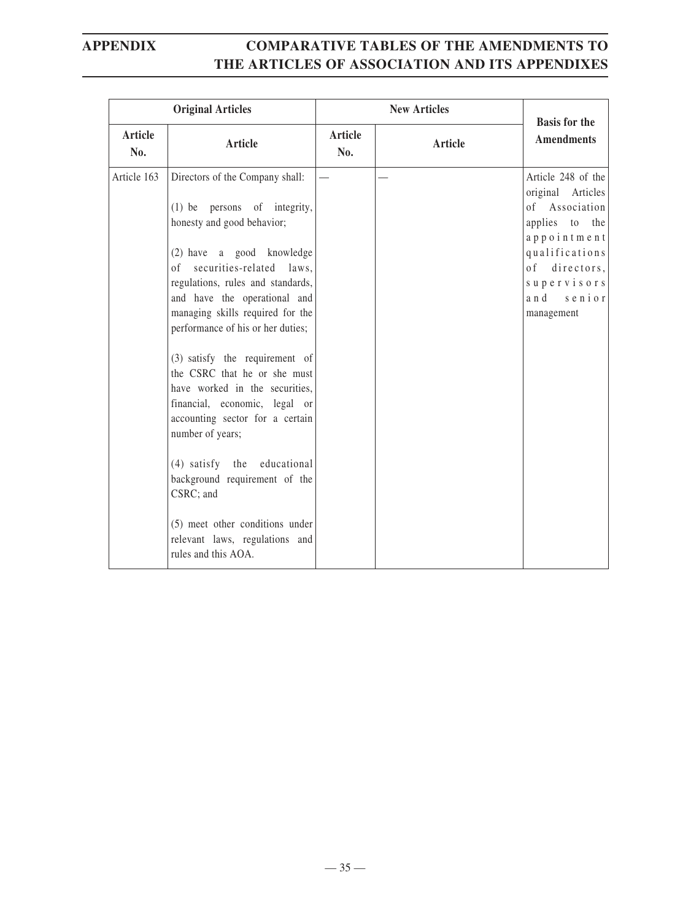| Original Articles | | New Articles | | Basis for the Amendments |
|---|---|---|---|---|
| Article No. | Article | Article No. | Article | |
| Article 163 | Directors of the Company shall:<br><br>(1) be persons of integrity, honesty and good behavior;<br><br>(2) have a good knowledge of securities-related laws, regulations, rules and standards, and have the operational and managing skills required for the performance of his or her duties;<br><br>(3) satisfy the requirement of the CSRC that he or she must have worked in the securities, financial, economic, legal or accounting sector for a certain number of years;<br><br>(4) satisfy the educational background requirement of the CSRC; and<br><br>(5) meet other conditions under relevant laws, regulations and rules and this AOA. | — | — | Article 248 of the original Articles of Association applies to the appointment qualifications of directors, supervisors and senior management |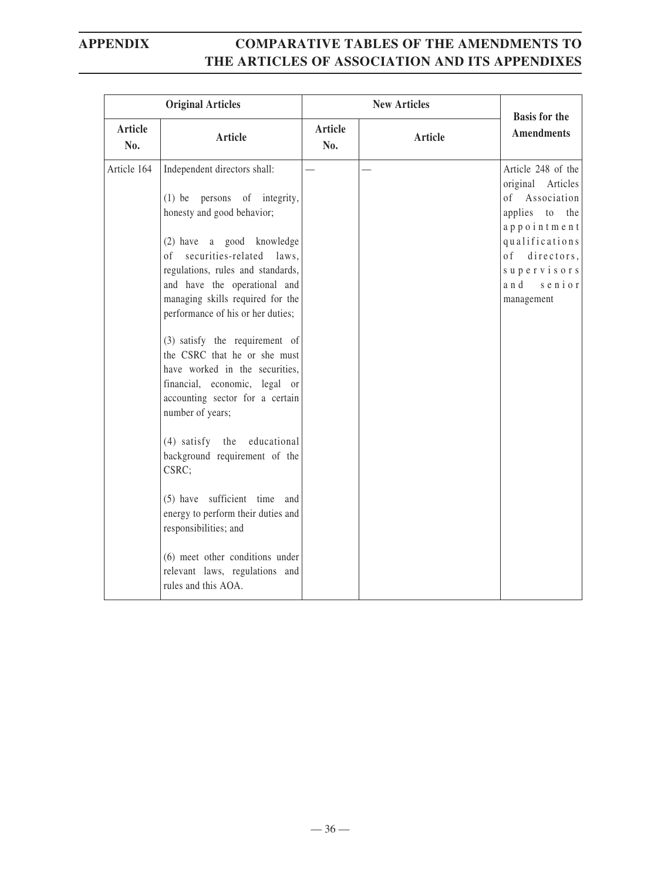| Original Articles | | New Articles | | Basis for the Amendments |
|---|---|---|---|---|
| Article No. | Article | Article No. | Article | |
| Article 164 | Independent directors shall:<br><br>(1) be persons of integrity, honesty and good behavior;<br><br>(2) have a good knowledge of securities-related laws, regulations, rules and standards, and have the operational and managing skills required for the performance of his or her duties;<br><br>(3) satisfy the requirement of the CSRC that he or she must have worked in the securities, financial, economic, legal or accounting sector for a certain number of years;<br><br>(4) satisfy the educational background requirement of the CSRC;<br><br>(5) have sufficient time and energy to perform their duties and responsibilities; and<br><br>(6) meet other conditions under relevant laws, regulations and rules and this AOA. | — | — | Article 248 of the original Articles of Association applies to the appointment qualifications of directors, supervisors and senior management |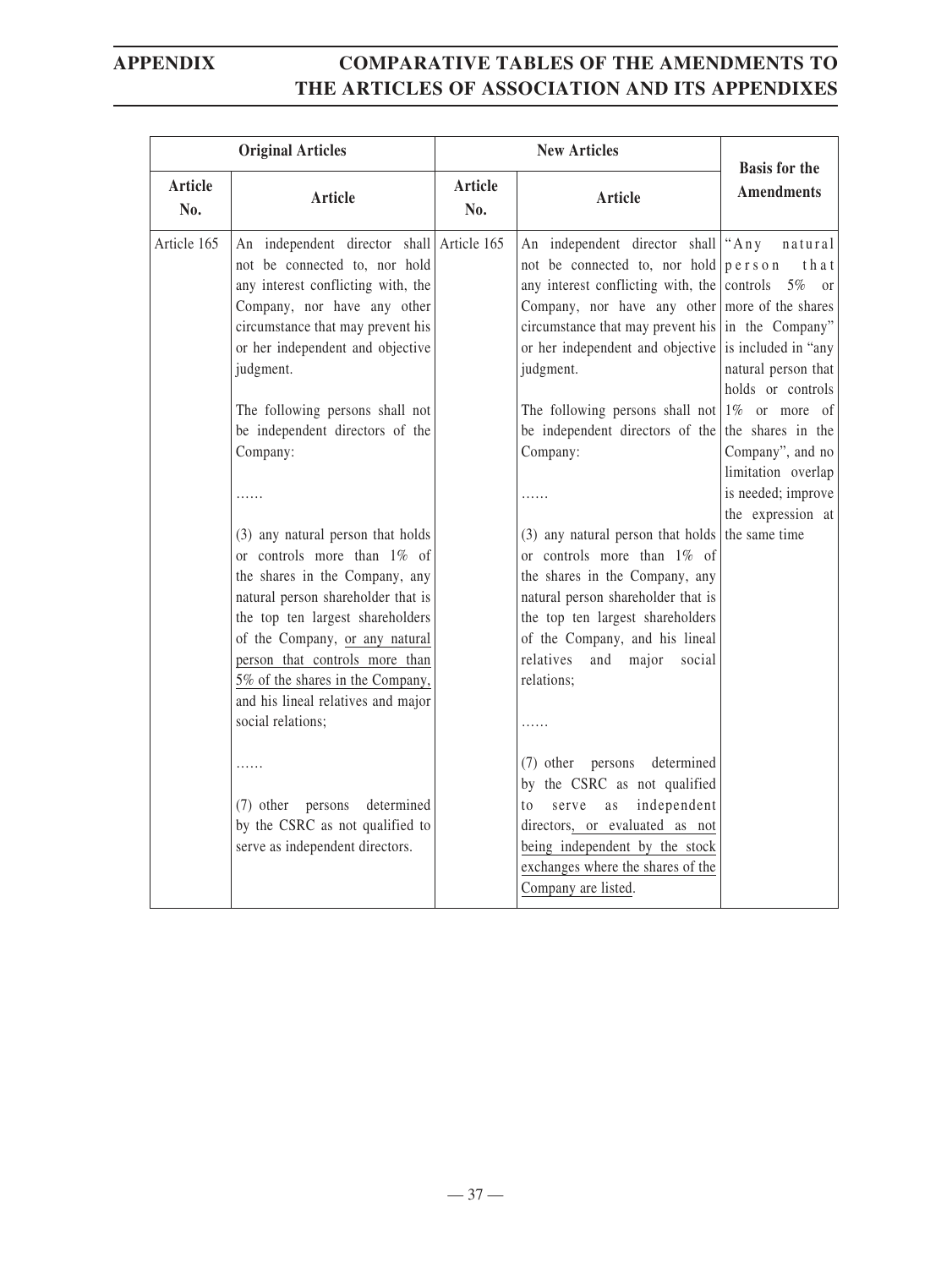| Original Articles | | New Articles | | Basis for the Amendments |
|---|---|---|---|---|
| Article No. | Article | Article No. | Article | |
| Article 165 | An independent director shall not be connected to, nor hold any interest conflicting with, the Company, nor have any other circumstance that may prevent his or her independent and objective judgment.<br><br>The following persons shall not be independent directors of the Company:<br><br>……<br><br>(3) any natural person that holds or controls more than 1% of the shares in the Company, any natural person shareholder that is the top ten largest shareholders of the Company, or any natural person that controls more than 5% of the shares in the Company, and his lineal relatives and major social relations;<br><br>……<br><br>(7) other persons determined by the CSRC as not qualified to serve as independent directors. | Article 165 | An independent director shall not be connected to, nor hold any interest conflicting with, the Company, nor have any other circumstance that may prevent his or her independent and objective judgment.<br><br>The following persons shall not be independent directors of the Company:<br><br>……<br><br>(3) any natural person that holds or controls more than 1% of the shares in the Company, any natural person shareholder that is the top ten largest shareholders of the Company, and his lineal relatives and major social relations;<br><br>……<br><br>(7) other persons determined by the CSRC as not qualified to serve as independent directors, or evaluated as not being independent by the stock exchanges where the shares of the Company are listed. | "Any natural person that controls 5% or more of the shares in the Company" is included in "any natural person that holds or controls 1% or more of the shares in the Company", and no limitation overlap is needed; improve the expression at the same time |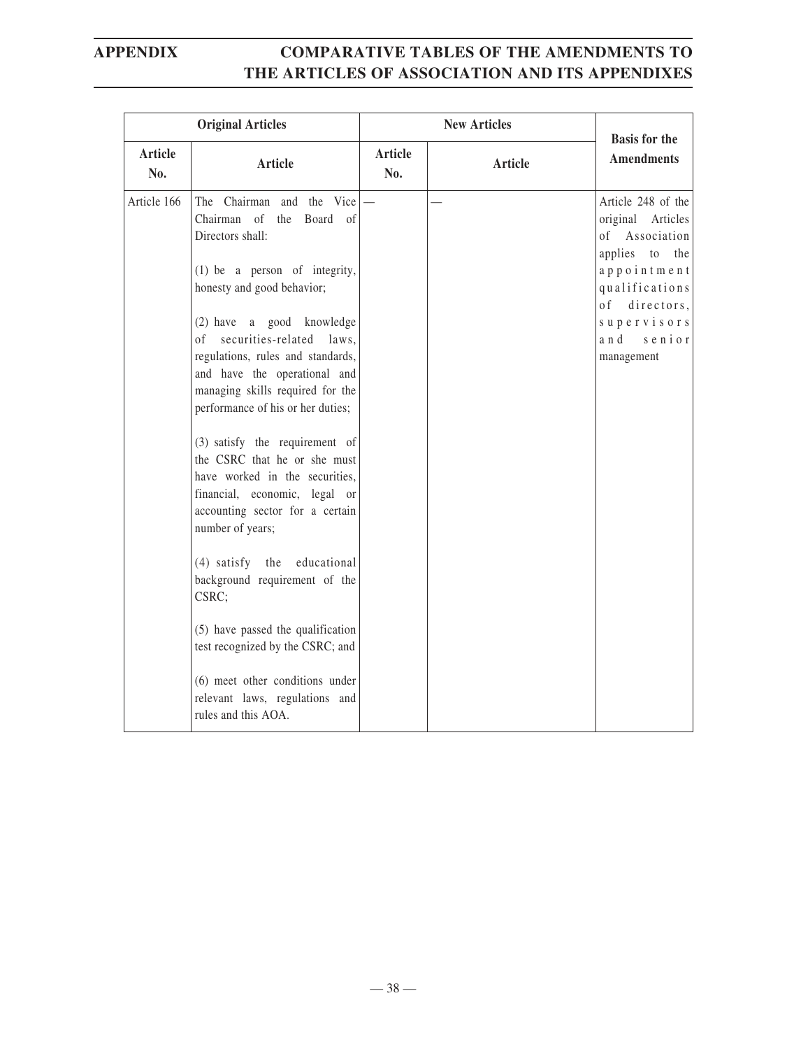| Original Articles | | New Articles | | Basis for the Amendments |
|---|---|---|---|---|
| Article No. | Article | Article No. | Article | |
| Article 166 | The Chairman and the Vice Chairman of the Board of Directors shall:<br><br>(1) be a person of integrity, honesty and good behavior;<br><br>(2) have a good knowledge of securities-related laws, regulations, rules and standards, and have the operational and managing skills required for the performance of his or her duties;<br><br>(3) satisfy the requirement of the CSRC that he or she must have worked in the securities, financial, economic, legal or accounting sector for a certain number of years;<br><br>(4) satisfy the educational background requirement of the CSRC;<br><br>(5) have passed the qualification test recognized by the CSRC; and<br><br>(6) meet other conditions under relevant laws, regulations and rules and this AOA. | — | — | Article 248 of the original Articles of Association applies to the appointment qualifications of directors, supervisors and senior management |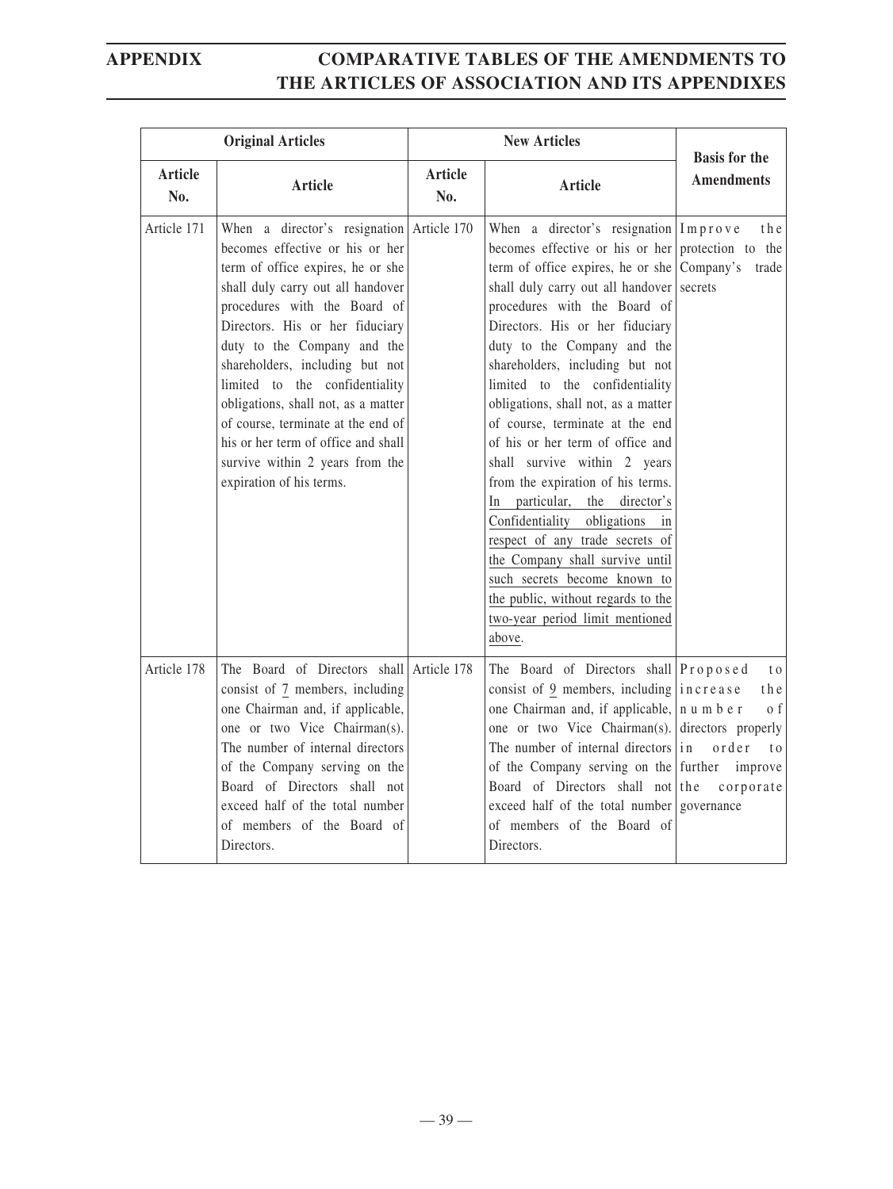| Original Articles | | New Articles | | Basis for the Amendments |
|---|---|---|---|---|
| Article No. | Article | Article No. | Article | |
| Article 171 | When a director's resignation becomes effective or his or her term of office expires, he or she shall duly carry out all handover procedures with the Board of Directors. His or her fiduciary duty to the Company and the shareholders, including but not limited to the confidentiality obligations, shall not, as a matter of course, terminate at the end of his or her term of office and shall survive within 2 years from the expiration of his terms. | Article 170 | When a director's resignation becomes effective or his or her term of office expires, he or she shall duly carry out all handover procedures with the Board of Directors. His or her fiduciary duty to the Company and the shareholders, including but not limited to the confidentiality obligations, shall not, as a matter of course, terminate at the end of his or her term of office and shall survive within 2 years from the expiration of his terms. <u>In particular, the director's Confidentiality obligations in respect of any trade secrets of the Company shall survive until such secrets become known to the public, without regards to the two-year period limit mentioned above</u>. | Improve the protection to the Company's trade secrets |
| Article 178 | The Board of Directors shall consist of <u>7</u> members, including one Chairman and, if applicable, one or two Vice Chairman(s). The number of internal directors of the Company serving on the Board of Directors shall not exceed half of the total number of members of the Board of Directors. | Article 178 | The Board of Directors shall consist of <u>9</u> members, including one Chairman and, if applicable, one or two Vice Chairman(s). The number of internal directors of the Company serving on the Board of Directors shall not exceed half of the total number of members of the Board of Directors. | Proposed to increase the number of directors properly in order to further improve the corporate governance |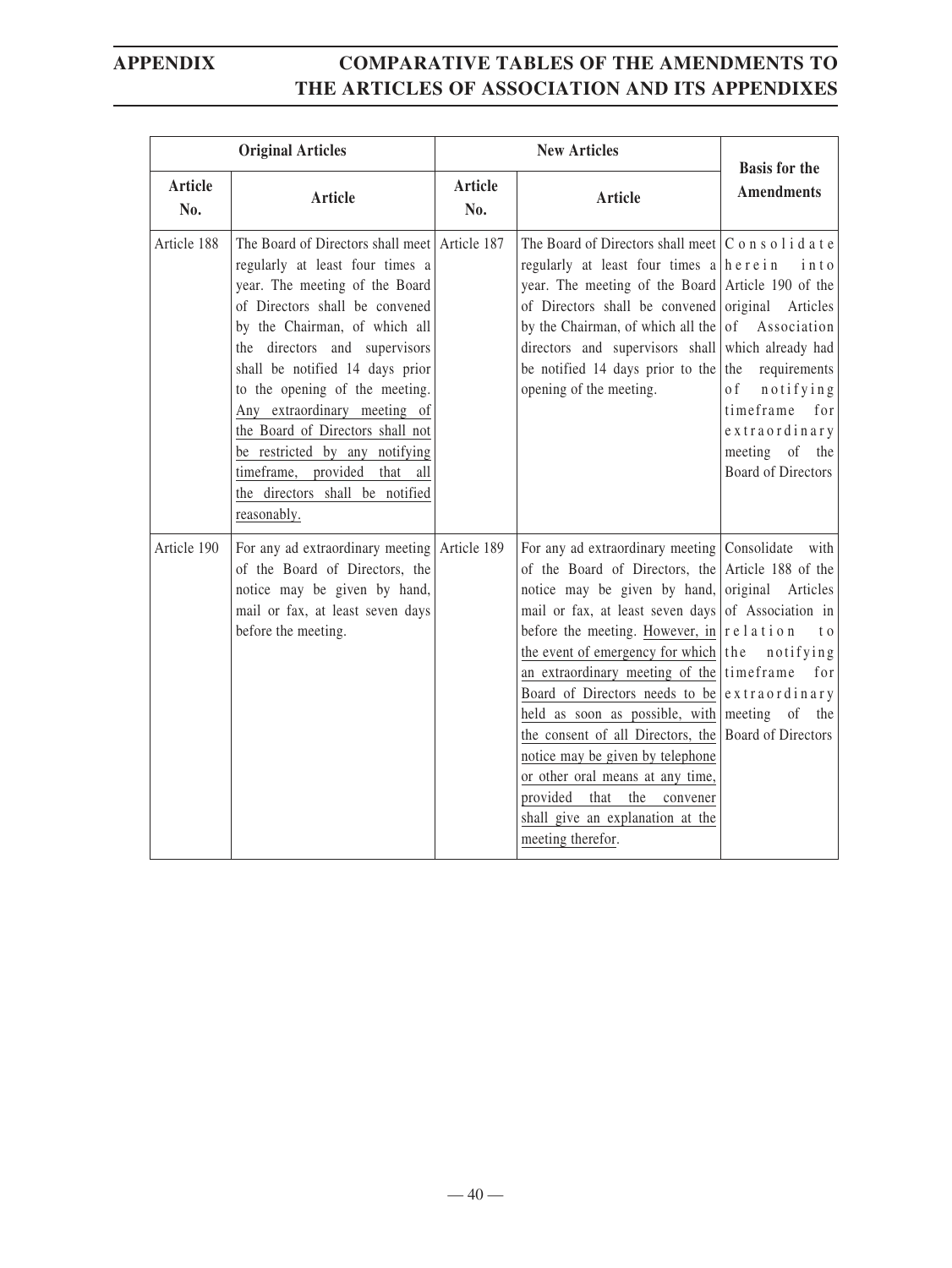| Original Articles | | New Articles | | Basis for the Amendments |
|---|---|---|---|---|
| Article No. | Article | Article No. | Article | |
| Article 188 | The Board of Directors shall meet regularly at least four times a year. The meeting of the Board of Directors shall be convened by the Chairman, of which all the directors and supervisors shall be notified 14 days prior to the opening of the meeting. Any extraordinary meeting of the Board of Directors shall not be restricted by any notifying timeframe, provided that all the directors shall be notified reasonably. | Article 187 | The Board of Directors shall meet regularly at least four times a year. The meeting of the Board of Directors shall be convened by the Chairman, of which all the directors and supervisors shall be notified 14 days prior to the opening of the meeting. | Consolidate herein into Article 190 of the original Articles of Association which already had the requirements of notifying timeframe for extraordinary meeting of the Board of Directors |
| Article 190 | For any ad extraordinary meeting of the Board of Directors, the notice may be given by hand, mail or fax, at least seven days before the meeting. | Article 189 | For any ad extraordinary meeting of the Board of Directors, the notice may be given by hand, mail or fax, at least seven days before the meeting. However, in the event of emergency for which an extraordinary meeting of the Board of Directors needs to be held as soon as possible, with the consent of all Directors, the notice may be given by telephone or other oral means at any time, provided that the convener shall give an explanation at the meeting therefor. | Consolidate with Article 188 of the original Articles of Association in relation to the notifying timeframe for extraordinary meeting of the Board of Directors |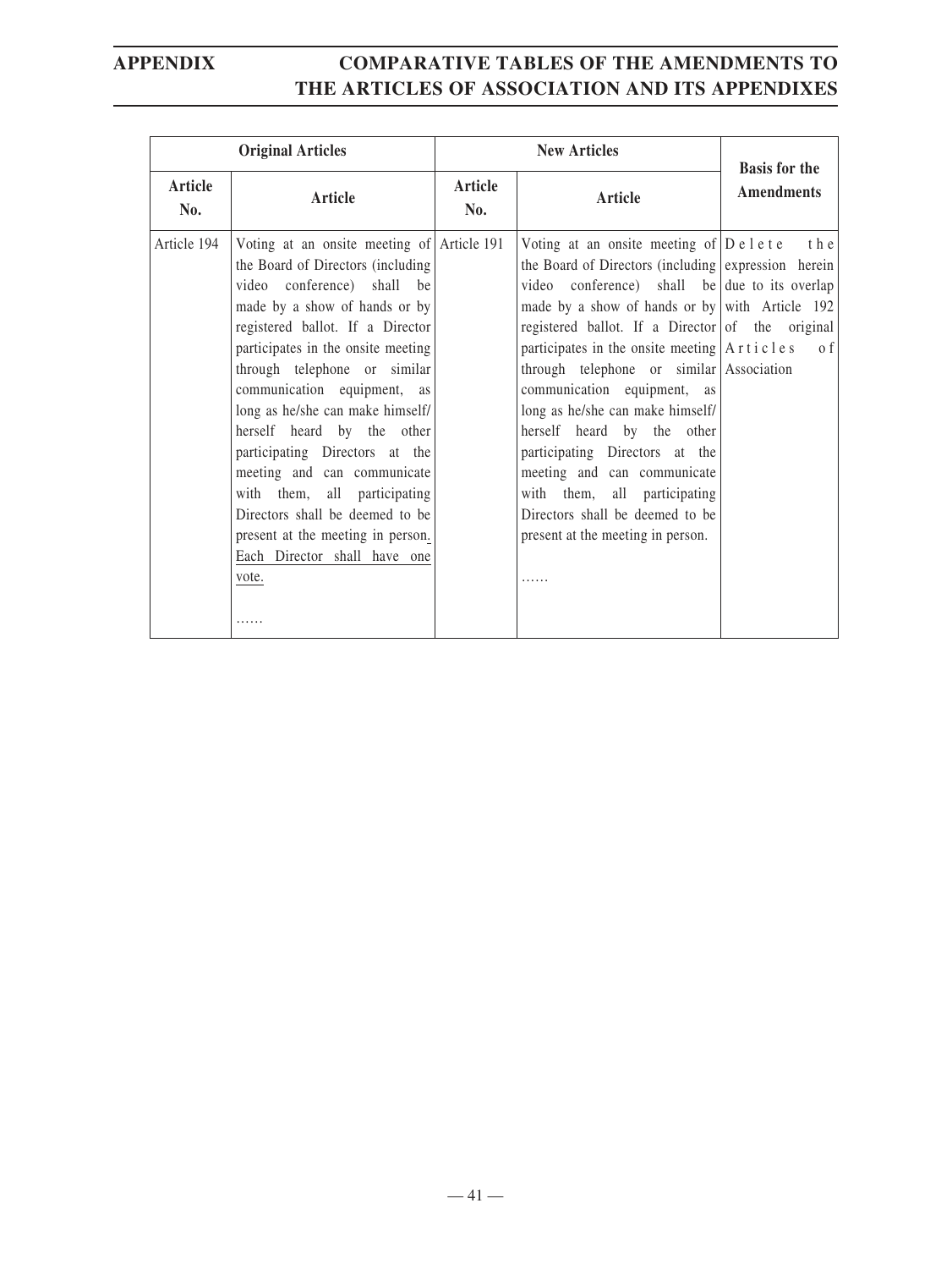| Original Articles | | New Articles | | Basis for the Amendments |
|---|---|---|---|---|
| Article No. | Article | Article No. | Article | |
| Article 194 | Voting at an onsite meeting of the Board of Directors (including video conference) shall be made by a show of hands or by registered ballot. If a Director participates in the onsite meeting through telephone or similar communication equipment, as long as he/she can make himself/herself heard by the other participating Directors at the meeting and can communicate with them, all participating Directors shall be deemed to be present at the meeting in person. Each Director shall have one vote.<br><br>…… | Article 191 | Voting at an onsite meeting of the Board of Directors (including video conference) shall be made by a show of hands or by registered ballot. If a Director participates in the onsite meeting through telephone or similar communication equipment, as long as he/she can make himself/herself heard by the other participating Directors at the meeting and can communicate with them, all participating Directors shall be deemed to be present at the meeting in person.<br><br>…… | Delete the expression herein due to its overlap with Article 192 of the original Articles of Association |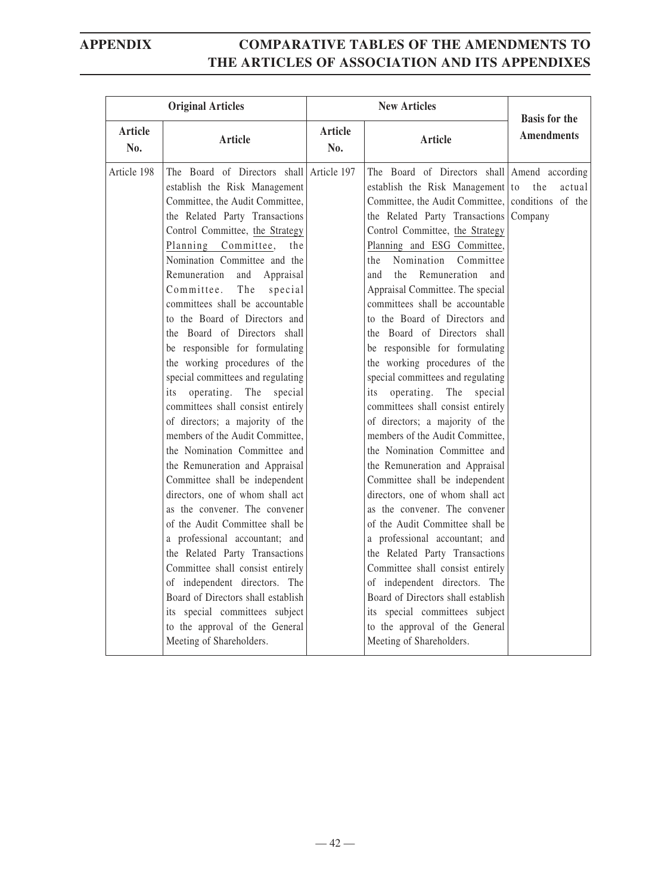| Original Articles | | New Articles | | Basis for the Amendments |
|---|---|---|---|---|
| Article No. | Article | Article No. | Article | |
| Article 198 | The Board of Directors shall establish the Risk Management Committee, the Audit Committee, the Related Party Transactions Control Committee, <u>the Strategy Planning Committee</u>, the Nomination Committee and the Remuneration and Appraisal Committee. The special committees shall be accountable to the Board of Directors and the Board of Directors shall be responsible for formulating the working procedures of the special committees and regulating its operating. The special committees shall consist entirely of directors; a majority of the members of the Audit Committee, the Nomination Committee and the Remuneration and Appraisal Committee shall be independent directors, one of whom shall act as the convener. The convener of the Audit Committee shall be a professional accountant; and the Related Party Transactions Committee shall consist entirely of independent directors. The Board of Directors shall establish its special committees subject to the approval of the General Meeting of Shareholders. | Article 197 | The Board of Directors shall establish the Risk Management Committee, the Audit Committee, the Related Party Transactions Control Committee, <u>the Strategy Planning and ESG Committee</u>, the Nomination Committee and the Remuneration and Appraisal Committee. The special committees shall be accountable to the Board of Directors and the Board of Directors shall be responsible for formulating the working procedures of the special committees and regulating its operating. The special committees shall consist entirely of directors; a majority of the members of the Audit Committee, the Nomination Committee and the Remuneration and Appraisal Committee shall be independent directors, one of whom shall act as the convener. The convener of the Audit Committee shall be a professional accountant; and the Related Party Transactions Committee shall consist entirely of independent directors. The Board of Directors shall establish its special committees subject to the approval of the General Meeting of Shareholders. | Amend according to the actual conditions of the Company |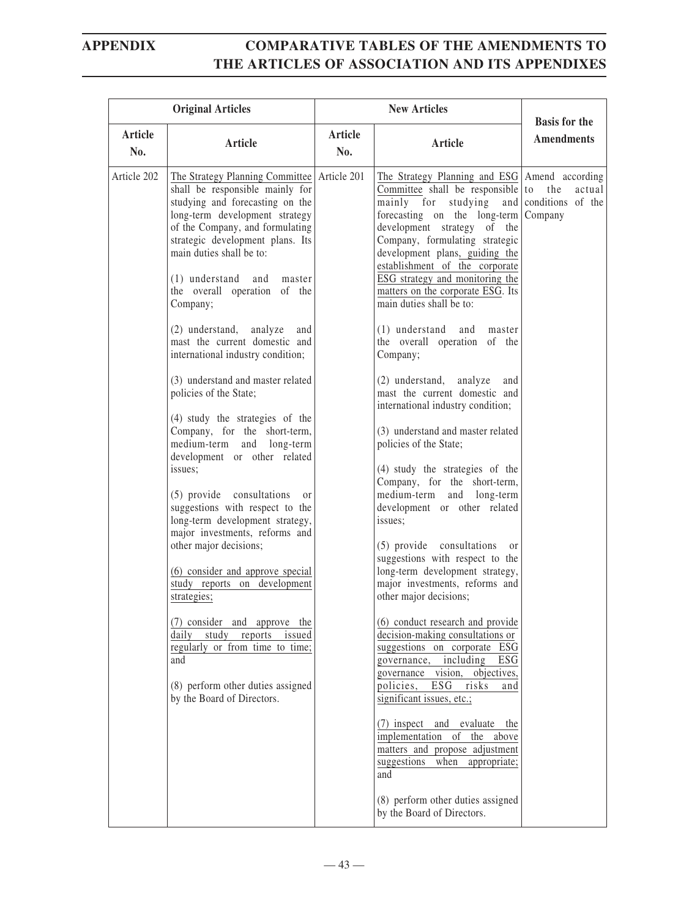| Original Articles | | New Articles | | Basis for the Amendments |
|---|---|---|---|---|
| Article No. | Article | Article No. | Article | |
| Article 202 | The Strategy Planning Committee shall be responsible mainly for studying and forecasting on the long-term development strategy of the Company, and formulating strategic development plans. Its main duties shall be to:<br><br>(1) understand and master the overall operation of the Company;<br><br>(2) understand, analyze and mast the current domestic and international industry condition;<br><br>(3) understand and master related policies of the State;<br><br>(4) study the strategies of the Company, for the short-term, medium-term and long-term development or other related issues;<br><br>(5) provide consultations or suggestions with respect to the long-term development strategy, major investments, reforms and other major decisions;<br><br>(6) consider and approve special study reports on development strategies;<br><br>(7) consider and approve the daily study reports issued regularly or from time to time; and<br><br>(8) perform other duties assigned by the Board of Directors. | Article 201 | The Strategy Planning and ESG Committee shall be responsible mainly for studying and forecasting on the long-term development strategy of the Company, formulating strategic development plans, guiding the establishment of the corporate ESG strategy and monitoring the matters on the corporate ESG. Its main duties shall be to:<br><br>(1) understand and master the overall operation of the Company;<br><br>(2) understand, analyze and mast the current domestic and international industry condition;<br><br>(3) understand and master related policies of the State;<br><br>(4) study the strategies of the Company, for the short-term, medium-term and long-term development or other related issues;<br><br>(5) provide consultations or suggestions with respect to the long-term development strategy, major investments, reforms and other major decisions;<br><br>(6) conduct research and provide decision-making consultations or suggestions on corporate ESG governance, including ESG governance vision, objectives, policies, ESG risks and significant issues, etc.;<br><br>(7) inspect and evaluate the implementation of the above matters and propose adjustment suggestions when appropriate; and<br><br>(8) perform other duties assigned by the Board of Directors. | Amend according to the actual conditions of the Company |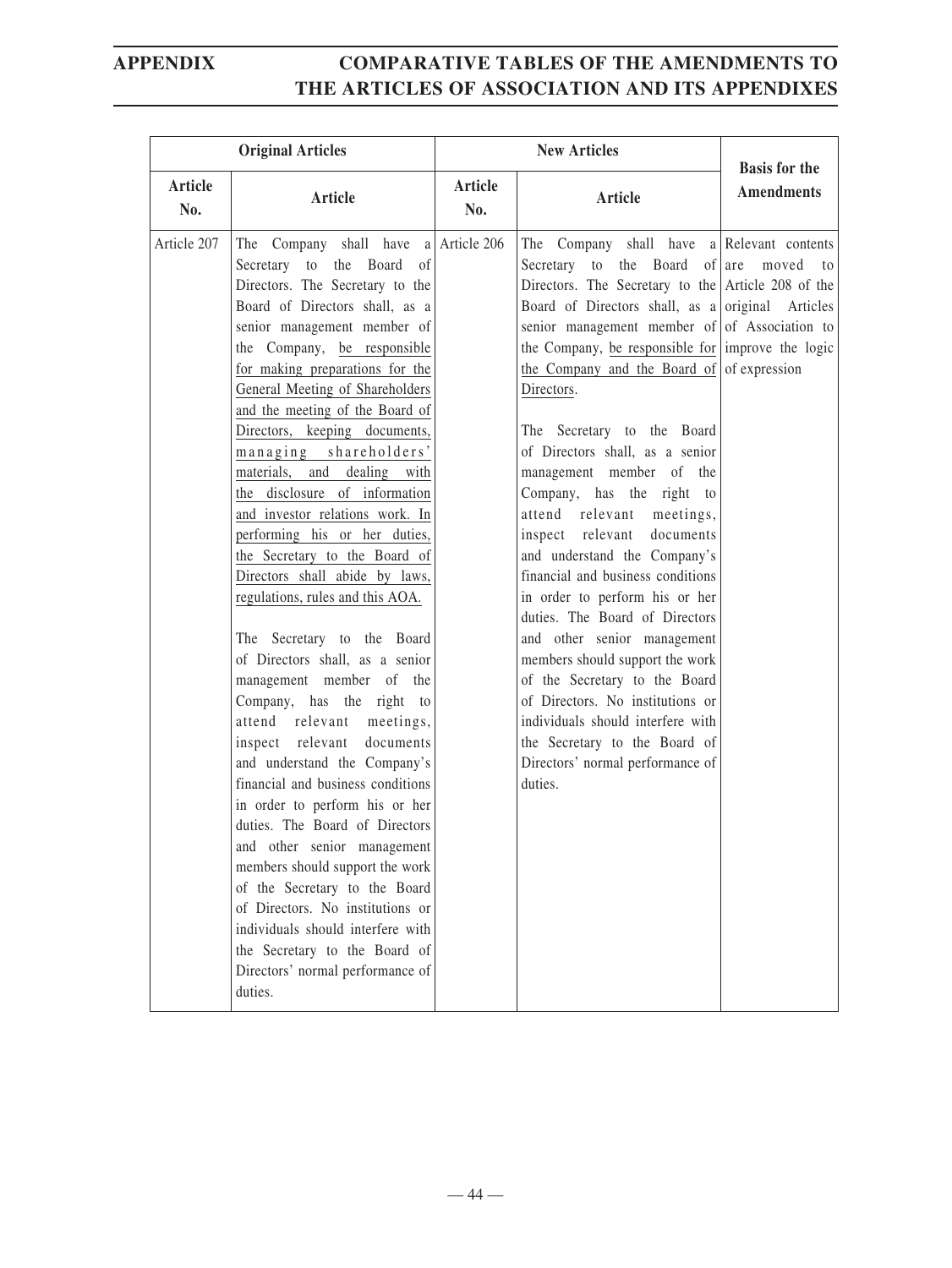| Original Articles | | New Articles | | Basis for the Amendments |
|---|---|---|---|---|
| Article No. | Article | Article No. | Article | |
| Article 207 | The Company shall have a Secretary to the Board of Directors. The Secretary to the Board of Directors shall, as a senior management member of the Company, be responsible for making preparations for the General Meeting of Shareholders and the meeting of the Board of Directors, keeping documents, managing shareholders' materials, and dealing with the disclosure of information and investor relations work. In performing his or her duties, the Secretary to the Board of Directors shall abide by laws, regulations, rules and this AOA.<br><br>The Secretary to the Board of Directors shall, as a senior management member of the Company, has the right to attend relevant meetings, inspect relevant documents and understand the Company's financial and business conditions in order to perform his or her duties. The Board of Directors and other senior management members should support the work of the Secretary to the Board of Directors. No institutions or individuals should interfere with the Secretary to the Board of Directors' normal performance of duties. | Article 206 | The Company shall have a Secretary to the Board of Directors. The Secretary to the Board of Directors shall, as a senior management member of the Company, be responsible for the Company and the Board of Directors.<br><br>The Secretary to the Board of Directors shall, as a senior management member of the Company, has the right to attend relevant meetings, inspect relevant documents and understand the Company's financial and business conditions in order to perform his or her duties. The Board of Directors and other senior management members should support the work of the Secretary to the Board of Directors. No institutions or individuals should interfere with the Secretary to the Board of Directors' normal performance of duties. | Relevant contents are moved to Article 208 of the original Articles of Association to improve the logic of expression |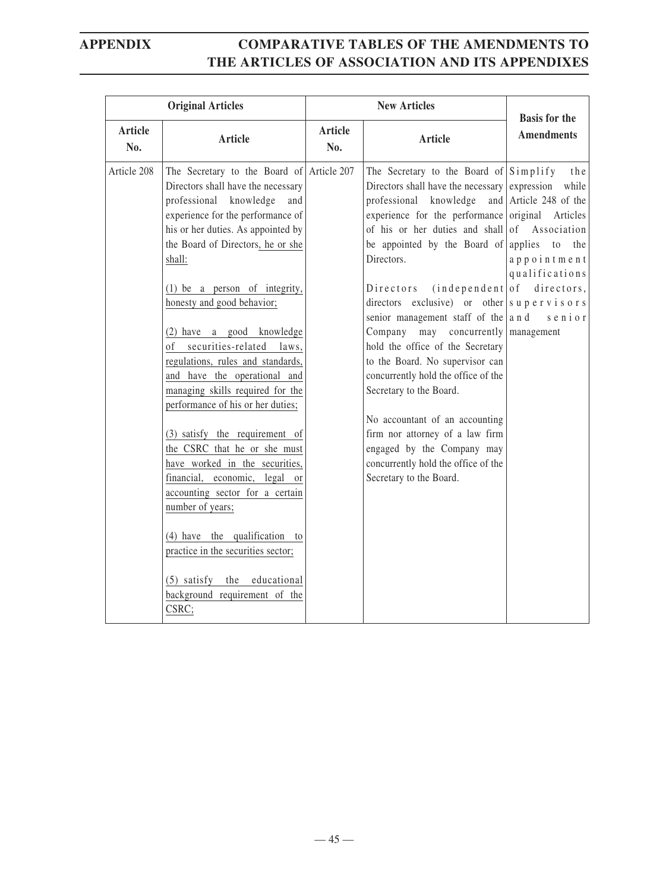| Original Articles | | New Articles | | Basis for the Amendments |
|---|---|---|---|---|
| Article No. | Article | Article No. | Article | |
| Article 208 | The Secretary to the Board of Directors shall have the necessary professional knowledge and experience for the performance of his or her duties. As appointed by the Board of Directors, he or she shall:<br><br>(1) be a person of integrity, honesty and good behavior;<br><br>(2) have a good knowledge of securities-related laws, regulations, rules and standards, and have the operational and managing skills required for the performance of his or her duties;<br><br>(3) satisfy the requirement of the CSRC that he or she must have worked in the securities, financial, economic, legal or accounting sector for a certain number of years;<br><br>(4) have the qualification to practice in the securities sector;<br><br>(5) satisfy the educational background requirement of the CSRC; | Article 207 | The Secretary to the Board of Directors shall have the necessary professional knowledge and experience for the performance of his or her duties and shall be appointed by the Board of Directors.<br><br>Directors (independent directors exclusive) or other senior management staff of the Company may concurrently hold the office of the Secretary to the Board. No supervisor can concurrently hold the office of the Secretary to the Board.<br><br>No accountant of an accounting firm nor attorney of a law firm engaged by the Company may concurrently hold the office of the Secretary to the Board. | Simplify the expression while Article 248 of the original Articles of Association applies to the appointment qualifications of directors, supervisors and senior management |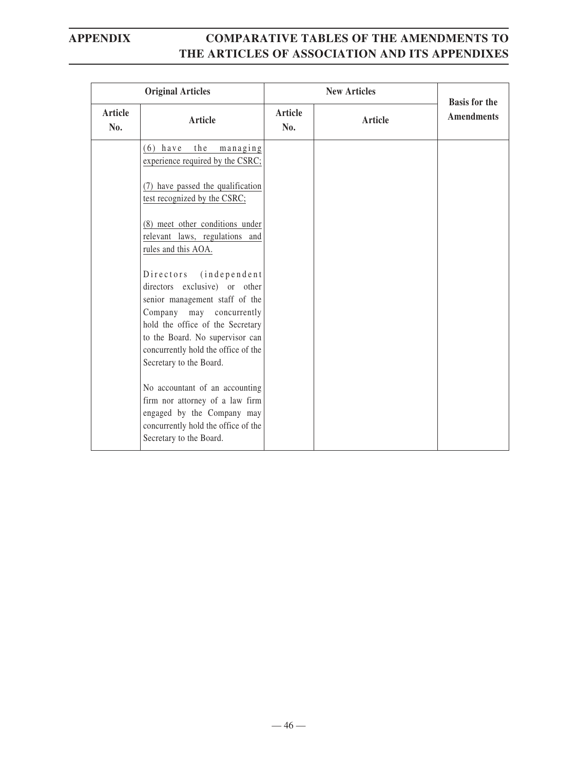| Original Articles | | New Articles | | Basis for the Amendments |
|---|---|---|---|---|
| Article No. | Article | Article No. | Article | |
| | (6) have the managing experience required by the CSRC;<br><br>(7) have passed the qualification test recognized by the CSRC;<br><br>(8) meet other conditions under relevant laws, regulations and rules and this AOA.<br><br>Directors (independent directors exclusive) or other senior management staff of the Company may concurrently hold the office of the Secretary to the Board. No supervisor can concurrently hold the office of the Secretary to the Board.<br><br>No accountant of an accounting firm nor attorney of a law firm engaged by the Company may concurrently hold the office of the Secretary to the Board. | | | |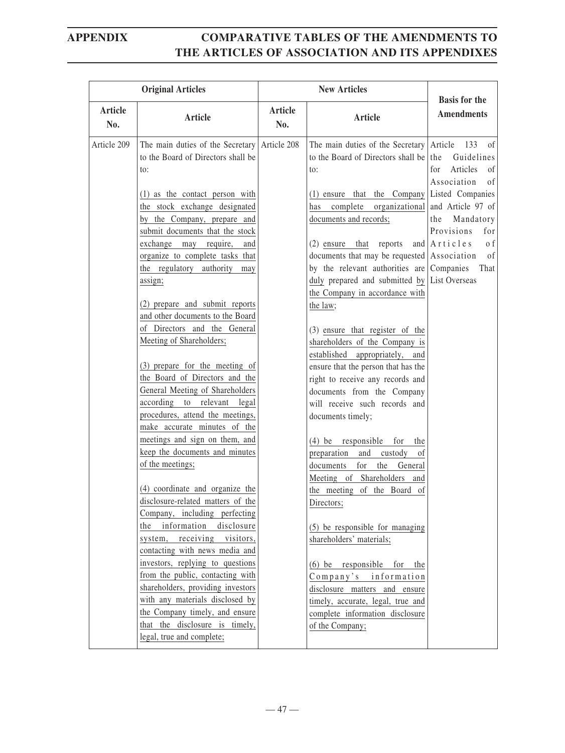| Original Articles | | New Articles | | Basis for the Amendments |
|---|---|---|---|---|
| Article No. | Article | Article No. | Article | |
| Article 209 | The main duties of the Secretary to the Board of Directors shall be to:<br><br>(1) as the contact person with the stock exchange designated by the Company, prepare and submit documents that the stock exchange may require, and organize to complete tasks that the regulatory authority may assign;<br><br>(2) prepare and submit reports and other documents to the Board of Directors and the General Meeting of Shareholders;<br><br>(3) prepare for the meeting of the Board of Directors and the General Meeting of Shareholders according to relevant legal procedures, attend the meetings, make accurate minutes of the meetings and sign on them, and keep the documents and minutes of the meetings;<br><br>(4) coordinate and organize the disclosure-related matters of the Company, including perfecting the information disclosure system, receiving visitors, contacting with news media and investors, replying to questions from the public, contacting with shareholders, providing investors with any materials disclosed by the Company timely, and ensure that the disclosure is timely, legal, true and complete; | Article 208 | The main duties of the Secretary to the Board of Directors shall be to:<br><br>(1) ensure that the Company has complete organizational documents and records;<br><br>(2) ensure that reports and documents that may be requested by the relevant authorities are duly prepared and submitted by the Company in accordance with the law;<br><br>(3) ensure that register of the shareholders of the Company is established appropriately, and ensure that the person that has the right to receive any records and documents from the Company will receive such records and documents timely;<br><br>(4) be responsible for the preparation and custody of documents for the General Meeting of Shareholders and the meeting of the Board of Directors;<br><br>(5) be responsible for managing shareholders' materials;<br><br>(6) be responsible for the Company's information disclosure matters and ensure timely, accurate, legal, true and complete information disclosure of the Company; | Article 133 of the Guidelines for Articles of Association of Listed Companies and Article 97 of the Mandatory Provisions for Articles of Association of Companies That List Overseas |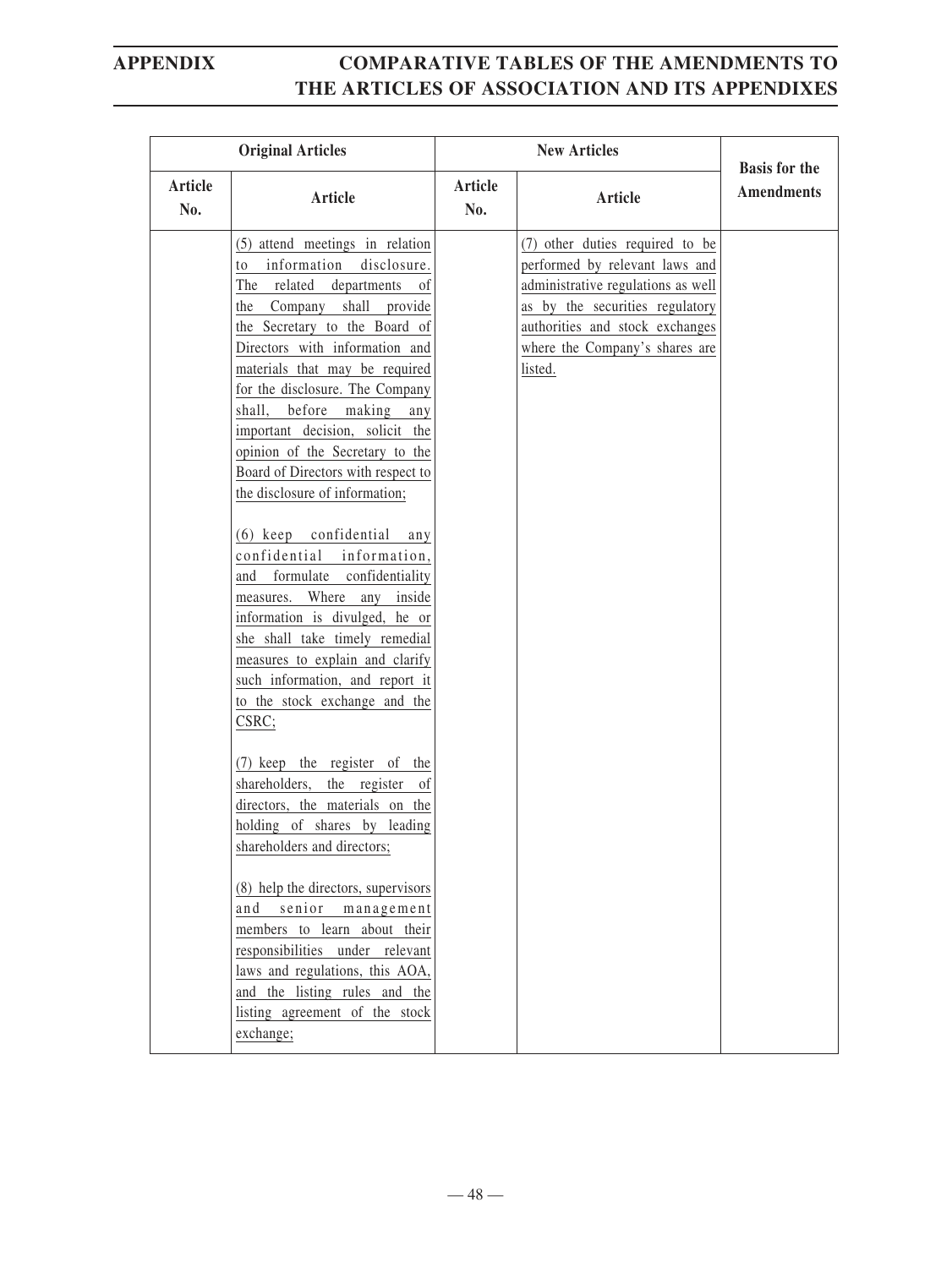| Original Articles | | New Articles | | Basis for the Amendments |
|---|---|---|---|---|
| Article No. | Article | Article No. | Article | |
| | (5) attend meetings in relation to information disclosure. The related departments of the Company shall provide the Secretary to the Board of Directors with information and materials that may be required for the disclosure. The Company shall, before making any important decision, solicit the opinion of the Secretary to the Board of Directors with respect to the disclosure of information;<br><br>(6) keep confidential any confidential information, and formulate confidentiality measures. Where any inside information is divulged, he or she shall take timely remedial measures to explain and clarify such information, and report it to the stock exchange and the CSRC;<br><br>(7) keep the register of the shareholders, the register of directors, the materials on the holding of shares by leading shareholders and directors;<br><br>(8) help the directors, supervisors and senior management members to learn about their responsibilities under relevant laws and regulations, this AOA, and the listing rules and the listing agreement of the stock exchange; | | (7) other duties required to be performed by relevant laws and administrative regulations as well as by the securities regulatory authorities and stock exchanges where the Company's shares are listed. | |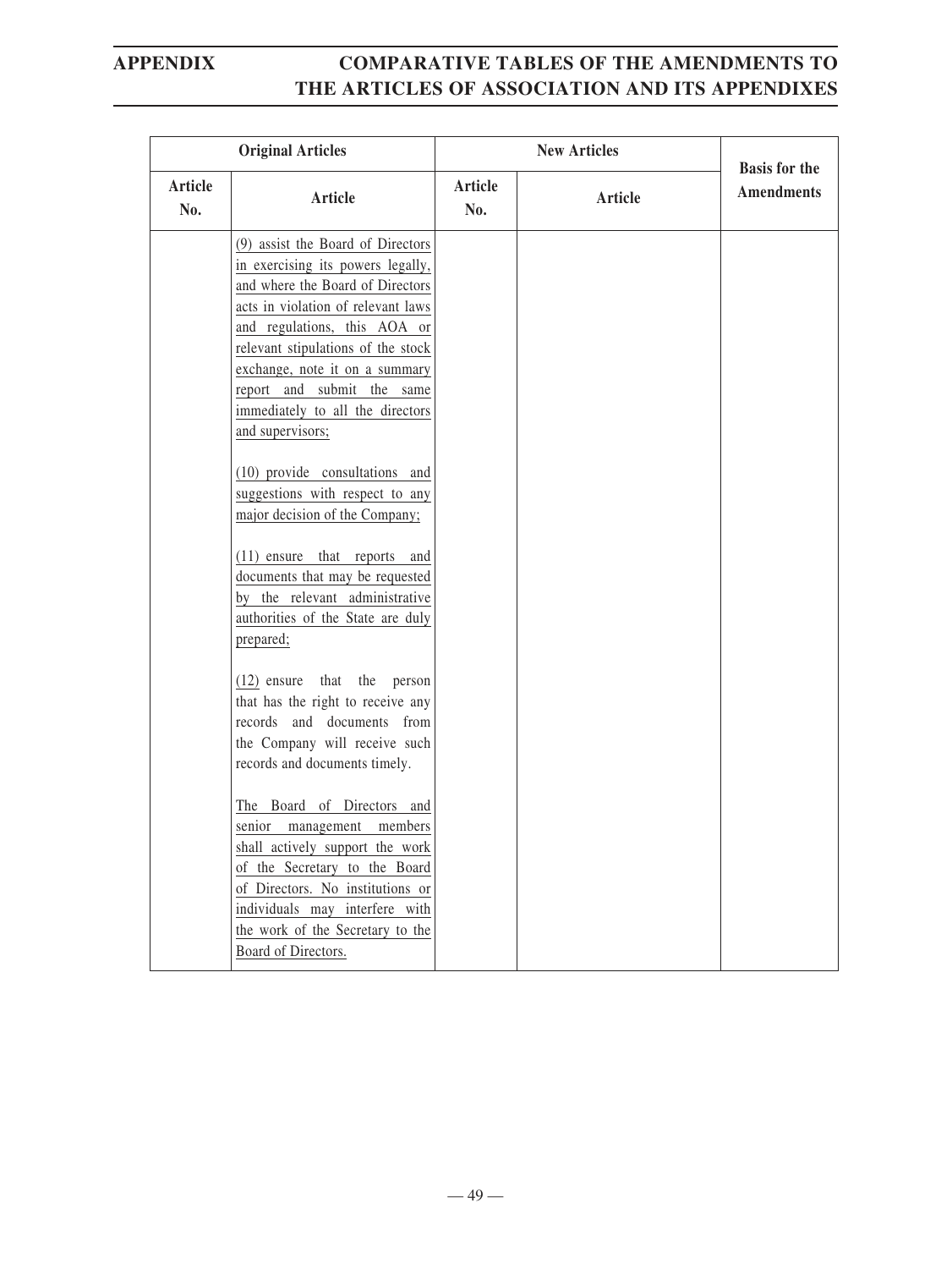| Original Articles | | New Articles | | Basis for the Amendments |
|---|---|---|---|---|
| Article No. | Article | Article No. | Article | |
| | (9) assist the Board of Directors in exercising its powers legally, and where the Board of Directors acts in violation of relevant laws and regulations, this AOA or relevant stipulations of the stock exchange, note it on a summary report and submit the same immediately to all the directors and supervisors;<br><br>(10) provide consultations and suggestions with respect to any major decision of the Company;<br><br>(11) ensure that reports and documents that may be requested by the relevant administrative authorities of the State are duly prepared;<br><br>(12) ensure that the person that has the right to receive any records and documents from the Company will receive such records and documents timely.<br><br>The Board of Directors and senior management members shall actively support the work of the Secretary to the Board of Directors. No institutions or individuals may interfere with the work of the Secretary to the Board of Directors. | | | |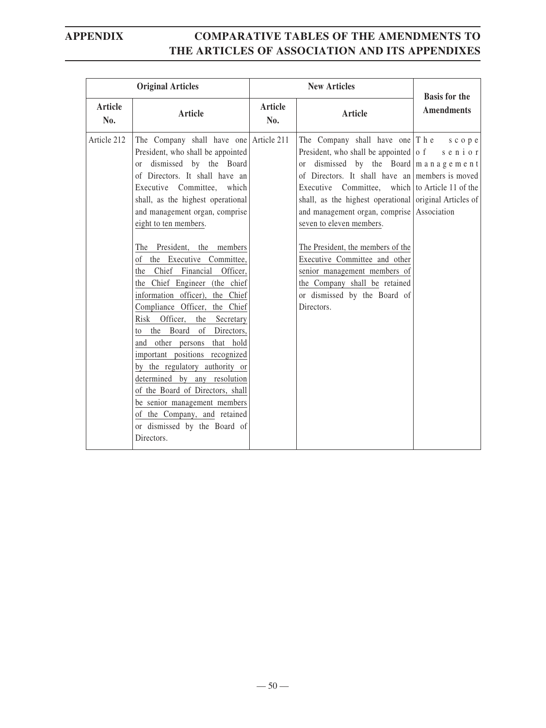| Original Articles | | New Articles | | Basis for the Amendments |
|---|---|---|---|---|
| Article No. | Article | Article No. | Article | |
| Article 212 | The Company shall have one President, who shall be appointed or dismissed by the Board of Directors. It shall have an Executive Committee, which shall, as the highest operational and management organ, comprise eight to ten members.<br><br>The President, the members of the Executive Committee, the Chief Financial Officer, the Chief Engineer (the chief information officer), the Chief Compliance Officer, the Chief Risk Officer, the Secretary to the Board of Directors, and other persons that hold important positions recognized by the regulatory authority or determined by any resolution of the Board of Directors, shall be senior management members of the Company, and retained or dismissed by the Board of Directors. | Article 211 | The Company shall have one President, who shall be appointed or dismissed by the Board of Directors. It shall have an Executive Committee, which shall, as the highest operational and management organ, comprise seven to eleven members.<br><br>The President, the members of the Executive Committee and other senior management members of the Company shall be retained or dismissed by the Board of Directors. | The scope of senior management members is moved to Article 11 of the original Articles of Association |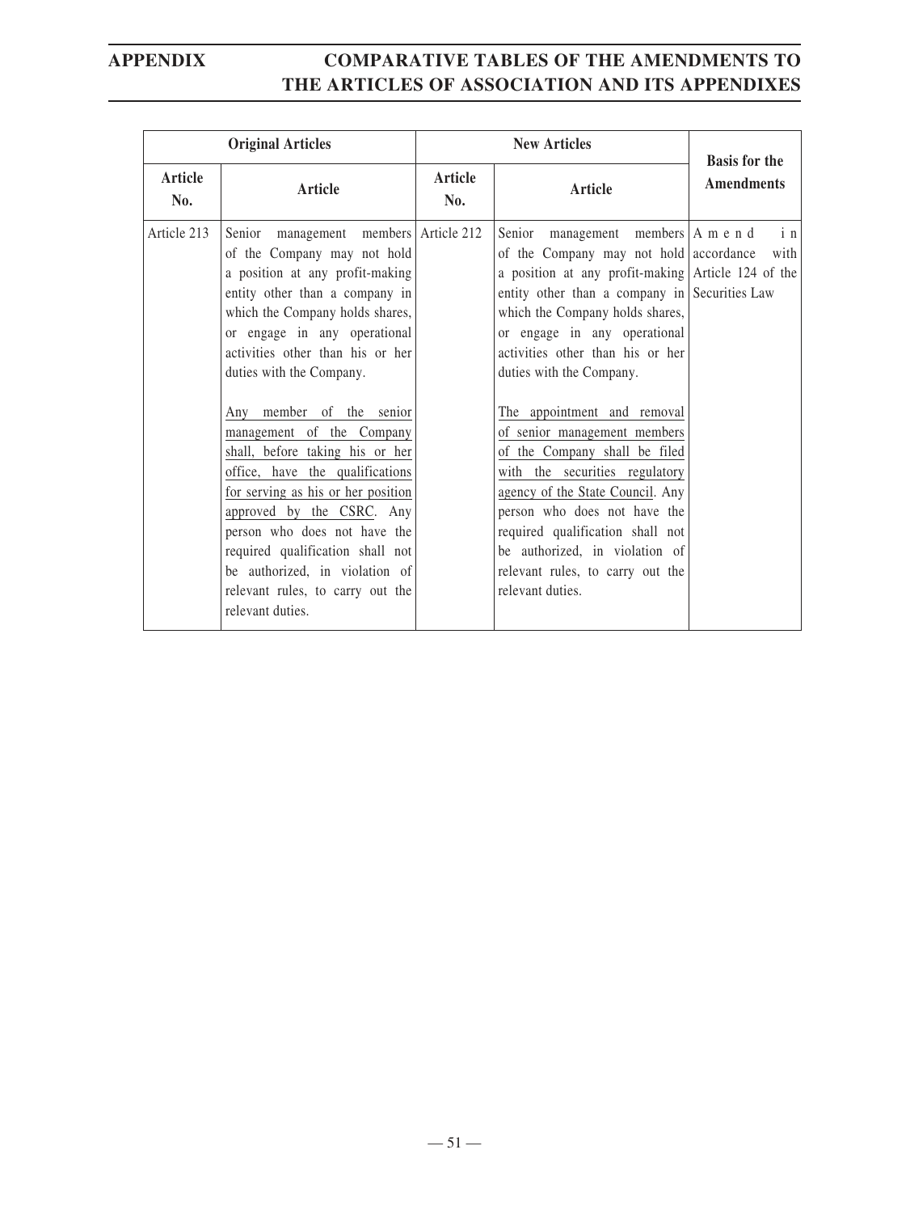| Original Articles | | New Articles | | Basis for the Amendments |
|---|---|---|---|---|
| **Article No.** | **Article** | **Article No.** | **Article** | |
| Article 213 | Senior management members of the Company may not hold a position at any profit-making entity other than a company in which the Company holds shares, or engage in any operational activities other than his or her duties with the Company.<br><br>Any member of the senior management of the Company shall, before taking his or her office, have the qualifications for serving as his or her position approved by the CSRC. Any person who does not have the required qualification shall not be authorized, in violation of relevant rules, to carry out the relevant duties. | Article 212 | Senior management members of the Company may not hold a position at any profit-making entity other than a company in which the Company holds shares, or engage in any operational activities other than his or her duties with the Company.<br><br>The appointment and removal of senior management members of the Company shall be filed with the securities regulatory agency of the State Council. Any person who does not have the required qualification shall not be authorized, in violation of relevant rules, to carry out the relevant duties. | Amend in accordance with Article 124 of the Securities Law |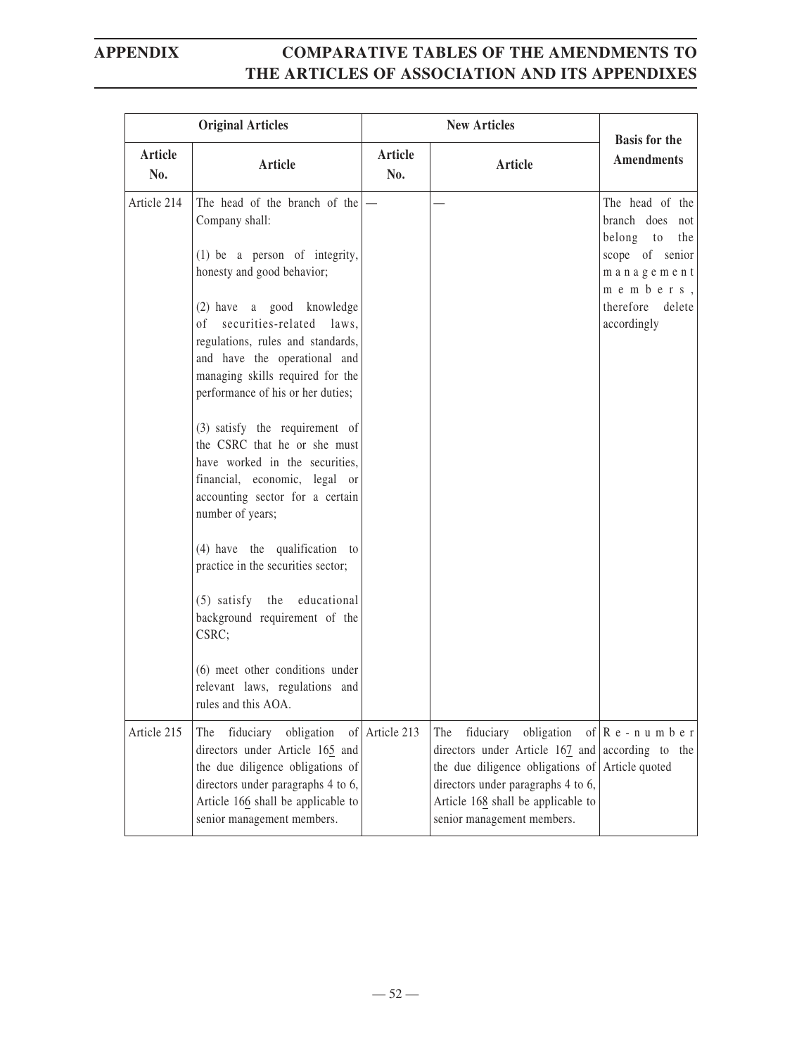## APPENDIX COMPARATIVE TABLES OF THE AMENDMENTS TO THE ARTICLES OF ASSOCIATION AND ITS APPENDIXES

| Original Articles | | New Articles | | Basis for the Amendments |
|---|---|---|---|---|
| Article No. | Article | Article No. | Article | |
| Article 214 | The head of the branch of the Company shall:<br><br>(1) be a person of integrity, honesty and good behavior;<br><br>(2) have a good knowledge of securities-related laws, regulations, rules and standards, and have the operational and managing skills required for the performance of his or her duties;<br><br>(3) satisfy the requirement of the CSRC that he or she must have worked in the securities, financial, economic, legal or accounting sector for a certain number of years;<br><br>(4) have the qualification to practice in the securities sector;<br><br>(5) satisfy the educational background requirement of the CSRC;<br><br>(6) meet other conditions under relevant laws, regulations and rules and this AOA. | — | — | The head of the branch does not belong to the scope of senior management members, therefore delete accordingly |
| Article 215 | The fiduciary obligation of directors under Article 165 and the due diligence obligations of directors under paragraphs 4 to 6, Article 166 shall be applicable to senior management members. | Article 213 | The fiduciary obligation of directors under Article 167 and the due diligence obligations of directors under paragraphs 4 to 6, Article 168 shall be applicable to senior management members. | Re-number according to the Article quoted |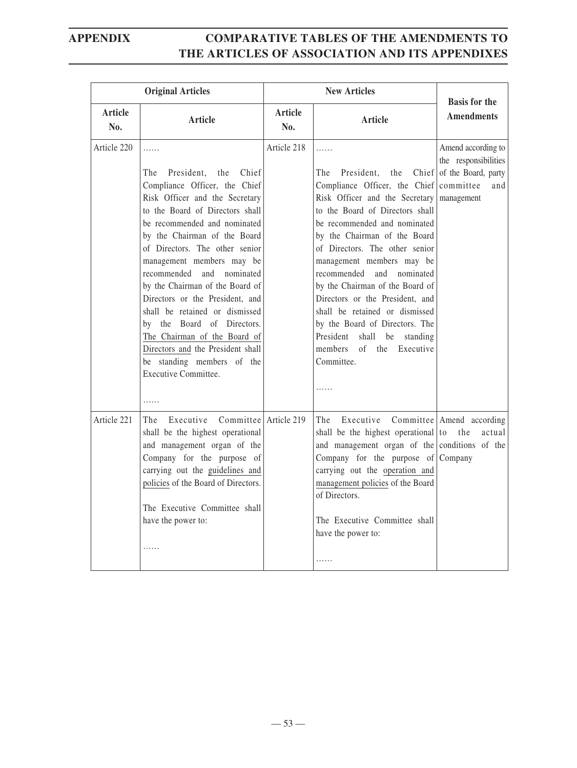| Original Articles | | New Articles | | Basis for the Amendments |
|---|---|---|---|---|
| Article No. | Article | Article No. | Article | |
| Article 220 | ……<br><br>The President, the Chief Compliance Officer, the Chief Risk Officer and the Secretary to the Board of Directors shall be recommended and nominated by the Chairman of the Board of Directors. The other senior management members may be recommended and nominated by the Chairman of the Board of Directors or the President, and shall be retained or dismissed by the Board of Directors. The Chairman of the Board of Directors and the President shall be standing members of the Executive Committee.<br><br>…… | Article 218 | ……<br><br>The President, the Chief Compliance Officer, the Chief Risk Officer and the Secretary to the Board of Directors shall be recommended and nominated by the Chairman of the Board of Directors. The other senior management members may be recommended and nominated by the Chairman of the Board of Directors or the President, and shall be retained or dismissed by the Board of Directors. The President shall be standing members of the Executive Committee.<br><br>…… | Amend according to the responsibilities of the Board, party committee and management |
| Article 221 | The Executive Committee shall be the highest operational and management organ of the Company for the purpose of carrying out the guidelines and policies of the Board of Directors.<br><br>The Executive Committee shall have the power to:<br><br>…… | Article 219 | The Executive Committee shall be the highest operational and management organ of the Company for the purpose of carrying out the operation and management policies of the Board of Directors.<br><br>The Executive Committee shall have the power to:<br><br>…… | Amend according to the actual conditions of the Company |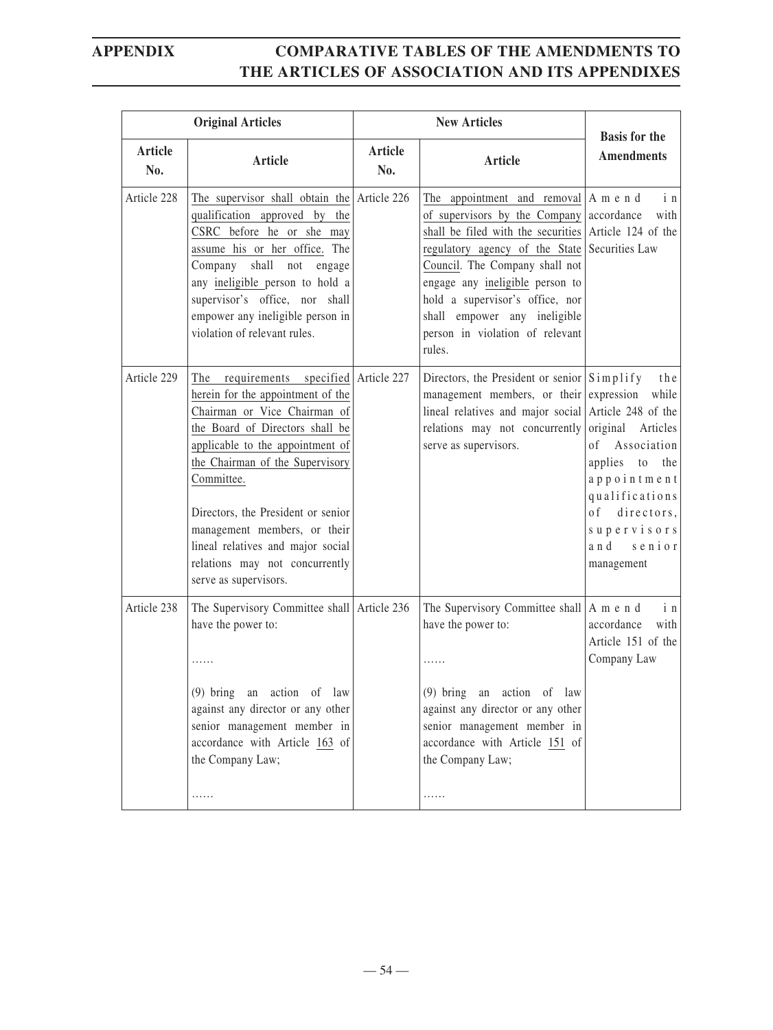| Original Articles | | New Articles | | Basis for the Amendments |
|---|---|---|---|---|
| Article No. | Article | Article No. | Article | |
| Article 228 | The supervisor shall obtain the qualification approved by the CSRC before he or she may assume his or her office. The Company shall not engage any ineligible person to hold a supervisor's office, nor shall empower any ineligible person in violation of relevant rules. | Article 226 | The appointment and removal of supervisors by the Company shall be filed with the securities regulatory agency of the State Council. The Company shall not engage any ineligible person to hold a supervisor's office, nor shall empower any ineligible person in violation of relevant rules. | Amend in accordance with Article 124 of the Securities Law |
| Article 229 | The requirements specified herein for the appointment of the Chairman or Vice Chairman of the Board of Directors shall be applicable to the appointment of the Chairman of the Supervisory Committee.<br><br>Directors, the President or senior management members, or their lineal relatives and major social relations may not concurrently serve as supervisors. | Article 227 | Directors, the President or senior management members, or their lineal relatives and major social relations may not concurrently serve as supervisors. | Simplify the expression while Article 248 of the original Articles of Association applies to the appointment qualifications of directors, supervisors and senior management |
| Article 238 | The Supervisory Committee shall have the power to:<br><br>……<br><br>(9) bring an action of law against any director or any other senior management member in accordance with Article 163 of the Company Law;<br><br>…… | Article 236 | The Supervisory Committee shall have the power to:<br><br>……<br><br>(9) bring an action of law against any director or any other senior management member in accordance with Article 151 of the Company Law;<br><br>…… | Amend in accordance with Article 151 of the Company Law |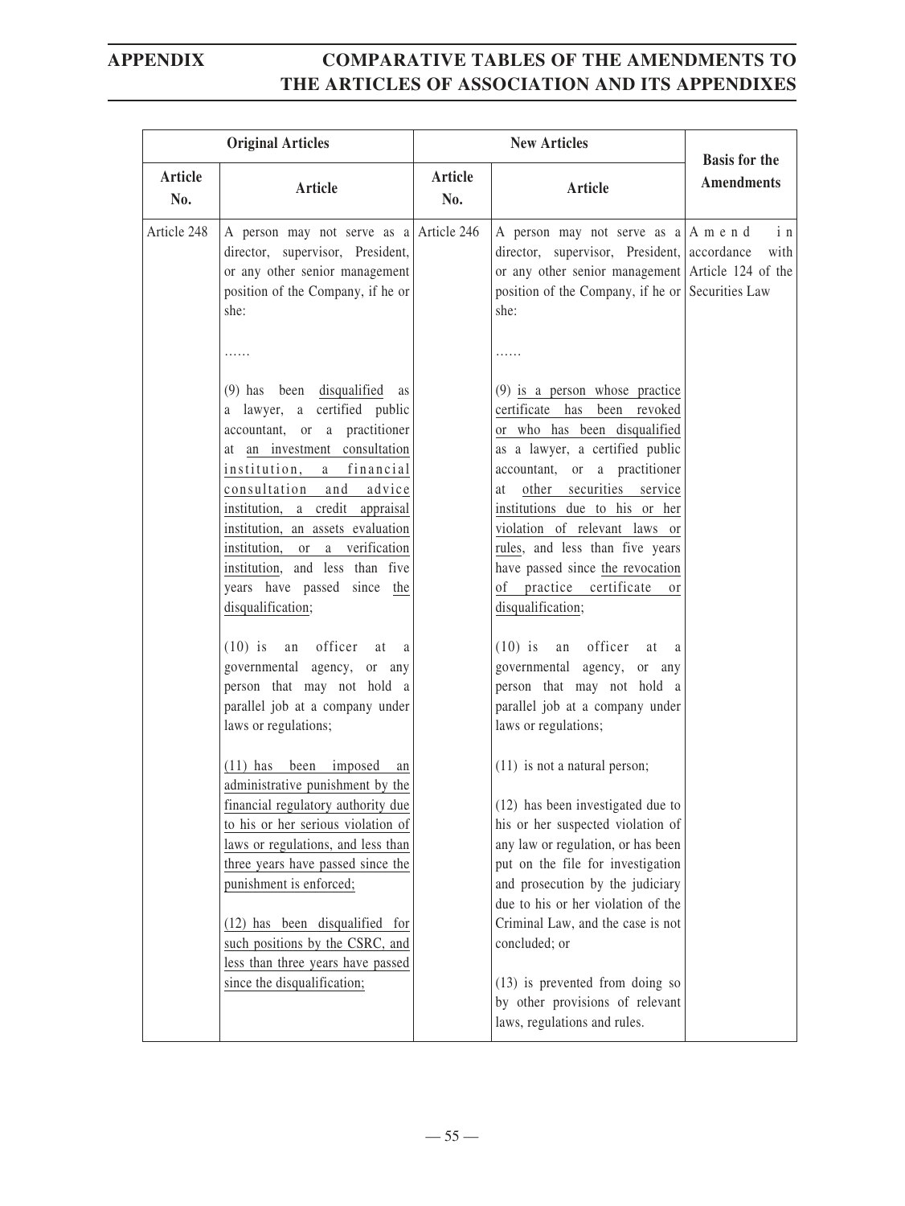| Original Articles | | New Articles | | Basis for the Amendments |
|---|---|---|---|---|
| Article No. | Article | Article No. | Article | |
| Article 248 | A person may not serve as a director, supervisor, President, or any other senior management position of the Company, if he or she:<br><br>……<br><br>(9) has been disqualified as a lawyer, a certified public accountant, or a practitioner at an investment consultation institution, a financial consultation and advice institution, a credit appraisal institution, an assets evaluation institution, or a verification institution, and less than five years have passed since the disqualification;<br><br>(10) is an officer at a governmental agency, or any person that may not hold a parallel job at a company under laws or regulations;<br><br>(11) has been imposed an administrative punishment by the financial regulatory authority due to his or her serious violation of laws or regulations, and less than three years have passed since the punishment is enforced;<br><br>(12) has been disqualified for such positions by the CSRC, and less than three years have passed since the disqualification; | Article 246 | A person may not serve as a director, supervisor, President, or any other senior management position of the Company, if he or she:<br><br>……<br><br>(9) is a person whose practice certificate has been revoked or who has been disqualified as a lawyer, a certified public accountant, or a practitioner at other securities service institutions due to his or her violation of relevant laws or rules, and less than five years have passed since the revocation of practice certificate or disqualification;<br><br>(10) is an officer at a governmental agency, or any person that may not hold a parallel job at a company under laws or regulations;<br><br>(11) is not a natural person;<br><br>(12) has been investigated due to his or her suspected violation of any law or regulation, or has been put on the file for investigation and prosecution by the judiciary due to his or her violation of the Criminal Law, and the case is not concluded; or<br><br>(13) is prevented from doing so by other provisions of relevant laws, regulations and rules. | Amend in accordance with Article 124 of the Securities Law |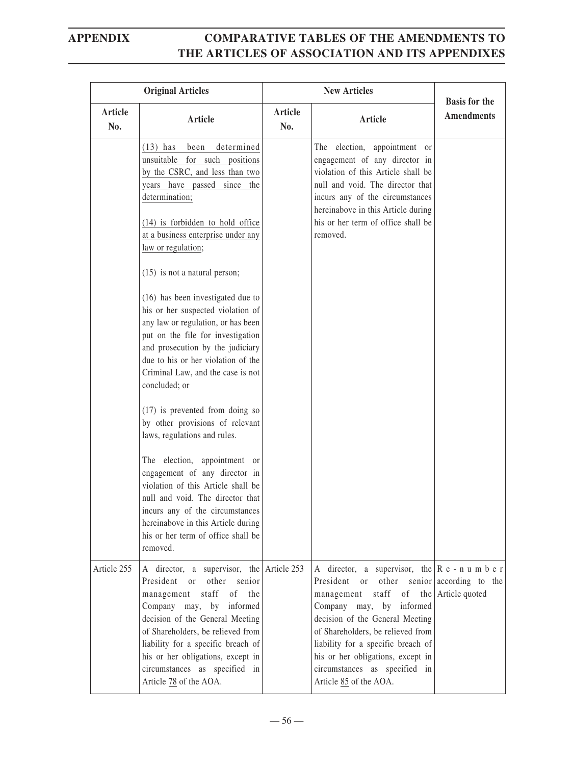| Original Articles | | New Articles | | Basis for the Amendments |
|---|---|---|---|---|
| Article No. | Article | Article No. | Article | |
| | (13) has been determined unsuitable for such positions by the CSRC, and less than two years have passed since the determination;<br><br>(14) is forbidden to hold office at a business enterprise under any law or regulation;<br><br>(15) is not a natural person;<br><br>(16) has been investigated due to his or her suspected violation of any law or regulation, or has been put on the file for investigation and prosecution by the judiciary due to his or her violation of the Criminal Law, and the case is not concluded; or<br><br>(17) is prevented from doing so by other provisions of relevant laws, regulations and rules.<br><br>The election, appointment or engagement of any director in violation of this Article shall be null and void. The director that incurs any of the circumstances hereinabove in this Article during his or her term of office shall be removed. | | The election, appointment or engagement of any director in violation of this Article shall be null and void. The director that incurs any of the circumstances hereinabove in this Article during his or her term of office shall be removed. | |
| Article 255 | A director, a supervisor, the President or other senior management staff of the Company may, by informed decision of the General Meeting of Shareholders, be relieved from liability for a specific breach of his or her obligations, except in circumstances as specified in Article 78 of the AOA. | Article 253 | A director, a supervisor, the President or other senior management staff of the Company may, by informed decision of the General Meeting of Shareholders, be relieved from liability for a specific breach of his or her obligations, except in circumstances as specified in Article 85 of the AOA. | Re-number according to the Article quoted |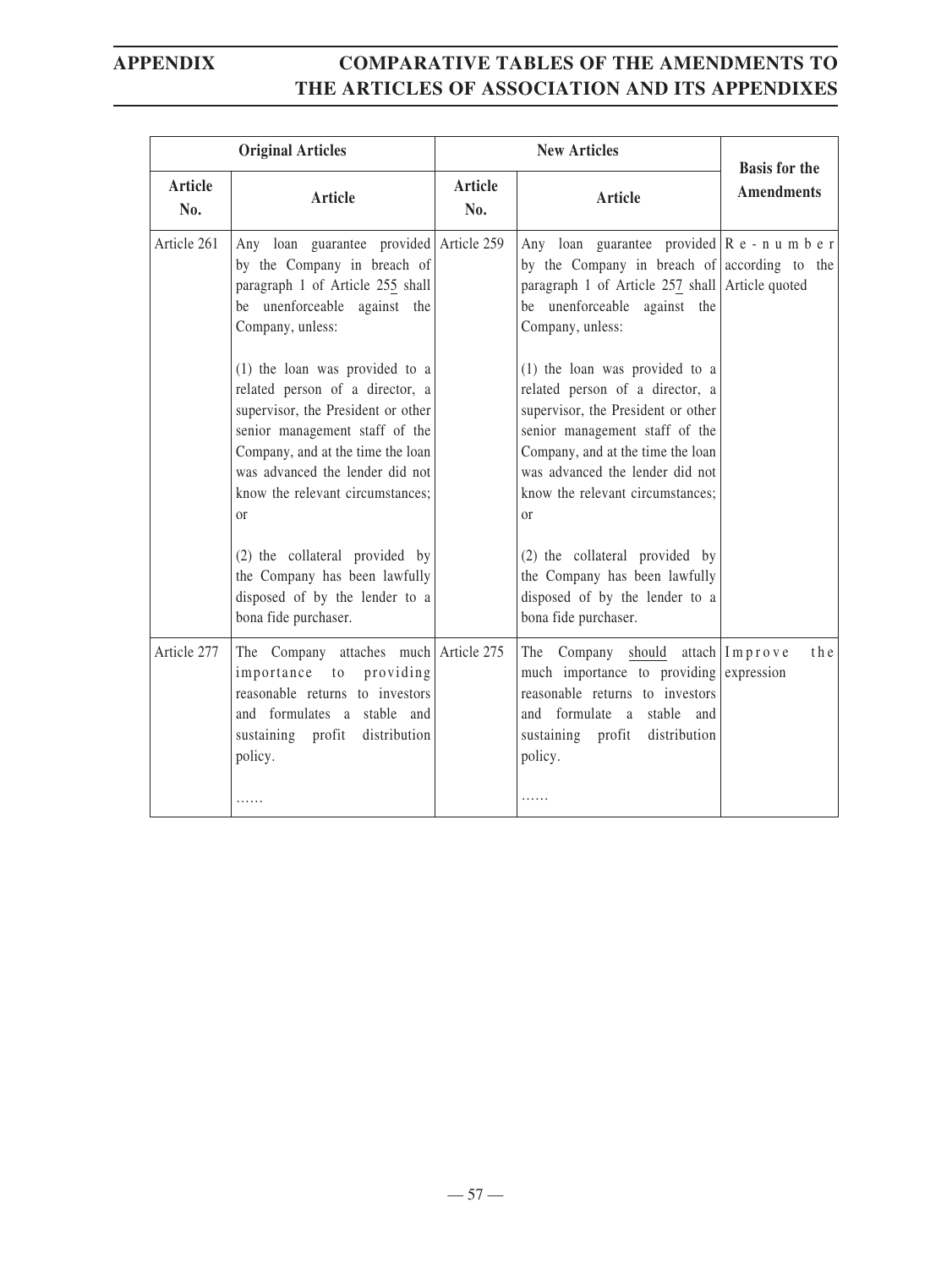| Original Articles | | New Articles | | Basis for the Amendments |
|---|---|---|---|---|
| Article No. | Article | Article No. | Article | |
| Article 261 | Any loan guarantee provided by the Company in breach of paragraph 1 of Article 255 shall be unenforceable against the Company, unless:<br><br>(1) the loan was provided to a related person of a director, a supervisor, the President or other senior management staff of the Company, and at the time the loan was advanced the lender did not know the relevant circumstances; or<br><br>(2) the collateral provided by the Company has been lawfully disposed of by the lender to a bona fide purchaser. | Article 259 | Any loan guarantee provided by the Company in breach of paragraph 1 of Article 257 shall be unenforceable against the Company, unless:<br><br>(1) the loan was provided to a related person of a director, a supervisor, the President or other senior management staff of the Company, and at the time the loan was advanced the lender did not know the relevant circumstances; or<br><br>(2) the collateral provided by the Company has been lawfully disposed of by the lender to a bona fide purchaser. | Re-number according to the Article quoted |
| Article 277 | The Company attaches much importance to providing reasonable returns to investors and formulates a stable and sustaining profit distribution policy.<br><br>…… | Article 275 | The Company should attach much importance to providing reasonable returns to investors and formulate a stable and sustaining profit distribution policy.<br><br>…… | Improve the expression |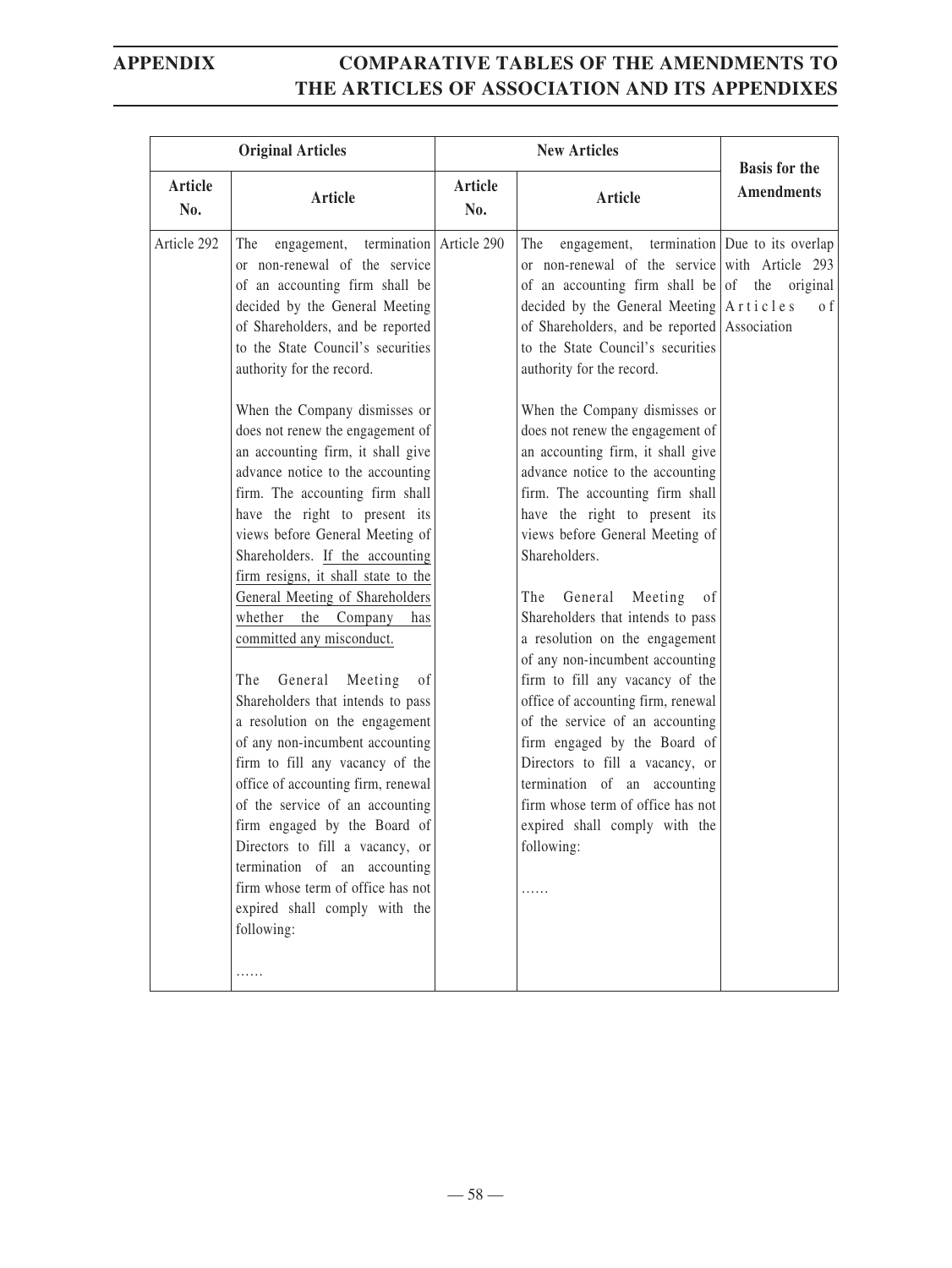| Original Articles | | New Articles | | Basis for the Amendments |
|---|---|---|---|---|
| Article No. | Article | Article No. | Article | |
| Article 292 | The engagement, termination or non-renewal of the service of an accounting firm shall be decided by the General Meeting of Shareholders, and be reported to the State Council's securities authority for the record.<br><br>When the Company dismisses or does not renew the engagement of an accounting firm, it shall give advance notice to the accounting firm. The accounting firm shall have the right to present its views before General Meeting of Shareholders. <u>If the accounting firm resigns, it shall state to the General Meeting of Shareholders whether the Company has committed any misconduct.</u><br><br>The General Meeting of Shareholders that intends to pass a resolution on the engagement of any non-incumbent accounting firm to fill any vacancy of the office of accounting firm, renewal of the service of an accounting firm engaged by the Board of Directors to fill a vacancy, or termination of an accounting firm whose term of office has not expired shall comply with the following:<br><br>…… | Article 290 | The engagement, termination or non-renewal of the service of an accounting firm shall be decided by the General Meeting of Shareholders, and be reported to the State Council's securities authority for the record.<br><br>When the Company dismisses or does not renew the engagement of an accounting firm, it shall give advance notice to the accounting firm. The accounting firm shall have the right to present its views before General Meeting of Shareholders.<br><br>The General Meeting of Shareholders that intends to pass a resolution on the engagement of any non-incumbent accounting firm to fill any vacancy of the office of accounting firm, renewal of the service of an accounting firm engaged by the Board of Directors to fill a vacancy, or termination of an accounting firm whose term of office has not expired shall comply with the following:<br><br>…… | Due to its overlap with Article 293 of the original Articles of Association |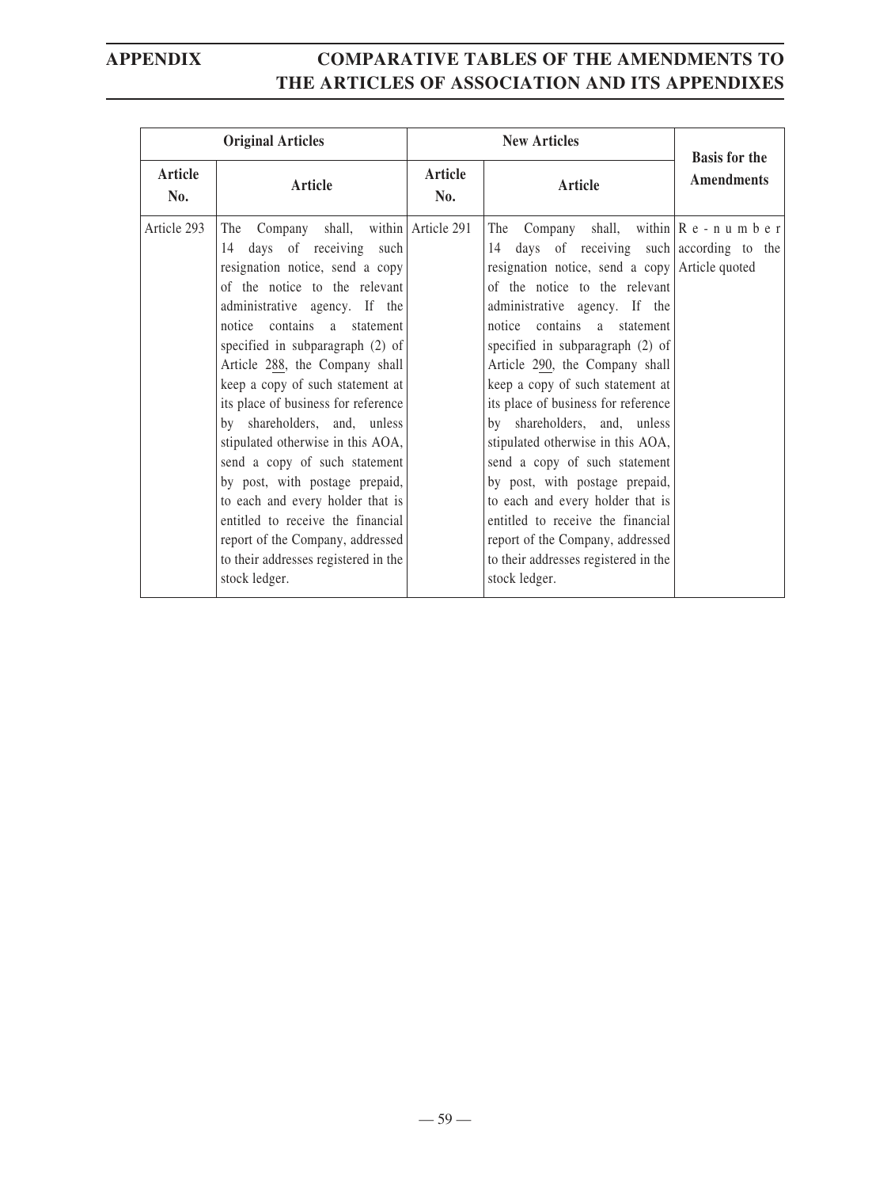| Original Articles | | New Articles | | Basis for the Amendments |
|---|---|---|---|---|
| Article No. | Article | Article No. | Article | |
| Article 293 | The Company shall, within 14 days of receiving such resignation notice, send a copy of the notice to the relevant administrative agency. If the notice contains a statement specified in subparagraph (2) of Article 288, the Company shall keep a copy of such statement at its place of business for reference by shareholders, and, unless stipulated otherwise in this AOA, send a copy of such statement by post, with postage prepaid, to each and every holder that is entitled to receive the financial report of the Company, addressed to their addresses registered in the stock ledger. | Article 291 | The Company shall, within 14 days of receiving such resignation notice, send a copy of the notice to the relevant administrative agency. If the notice contains a statement specified in subparagraph (2) of Article 290, the Company shall keep a copy of such statement at its place of business for reference by shareholders, and, unless stipulated otherwise in this AOA, send a copy of such statement by post, with postage prepaid, to each and every holder that is entitled to receive the financial report of the Company, addressed to their addresses registered in the stock ledger. | Re-number according to the Article quoted |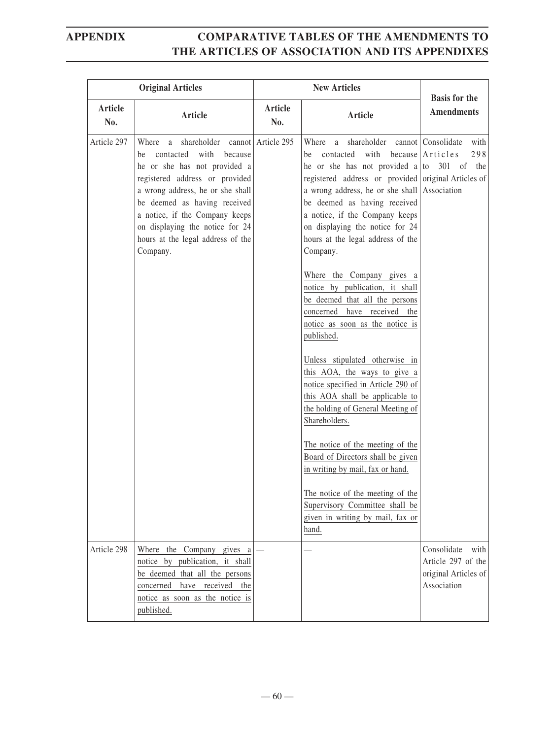| Original Articles | | New Articles | | Basis for the Amendments |
|---|---|---|---|---|
| Article No. | Article | Article No. | Article | |
| Article 297 | Where a shareholder cannot be contacted with because he or she has not provided a registered address or provided a wrong address, he or she shall be deemed as having received a notice, if the Company keeps on displaying the notice for 24 hours at the legal address of the Company. | Article 295 | Where a shareholder cannot be contacted with because he or she has not provided a registered address or provided a wrong address, he or she shall be deemed as having received a notice, if the Company keeps on displaying the notice for 24 hours at the legal address of the Company.<br><br>Where the Company gives a notice by publication, it shall be deemed that all the persons concerned have received the notice as soon as the notice is published.<br><br>Unless stipulated otherwise in this AOA, the ways to give a notice specified in Article 290 of this AOA shall be applicable to the holding of General Meeting of Shareholders.<br><br>The notice of the meeting of the Board of Directors shall be given in writing by mail, fax or hand.<br><br>The notice of the meeting of the Supervisory Committee shall be given in writing by mail, fax or hand. | Consolidate with Articles 298 to 301 of the original Articles of Association |
| Article 298 | Where the Company gives a notice by publication, it shall be deemed that all the persons concerned have received the notice as soon as the notice is published. | — | — | Consolidate with Article 297 of the original Articles of Association |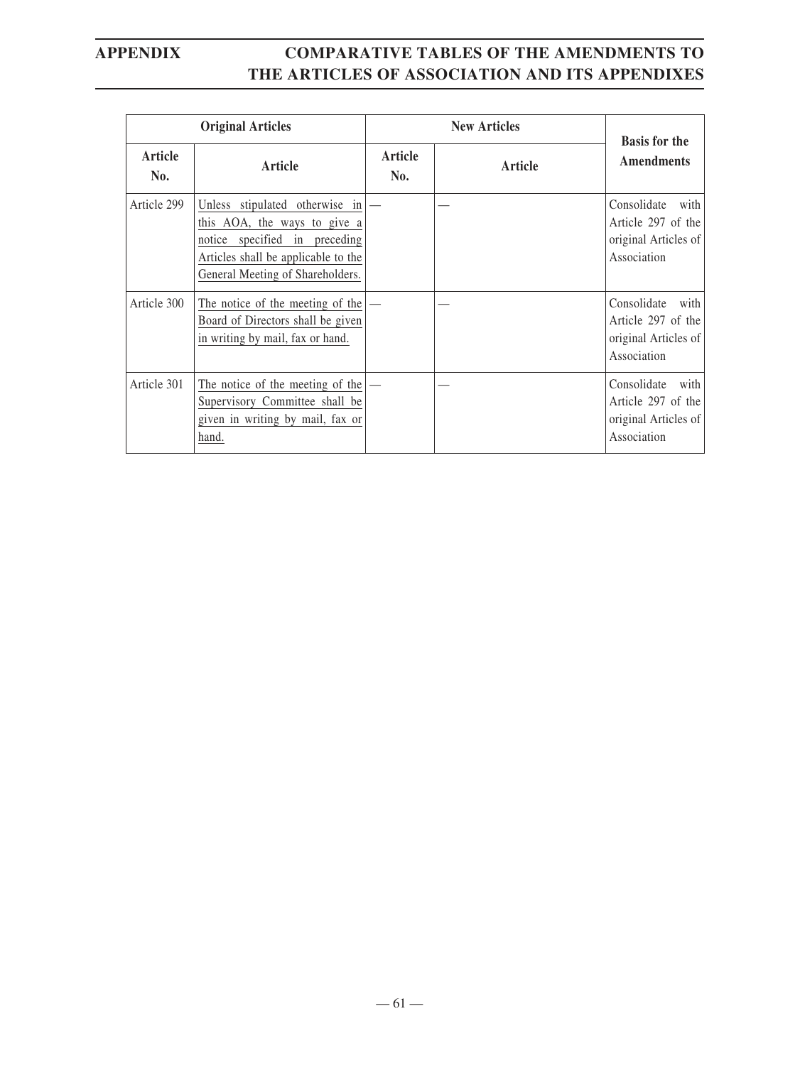| Original Articles | | New Articles | | Basis for the Amendments |
|---|---|---|---|---|
| Article No. | Article | Article No. | Article | |
| Article 299 | Unless stipulated otherwise in this AOA, the ways to give a notice specified in preceding Articles shall be applicable to the General Meeting of Shareholders. | — | — | Consolidate with Article 297 of the original Articles of Association |
| Article 300 | The notice of the meeting of the Board of Directors shall be given in writing by mail, fax or hand. | — | — | Consolidate with Article 297 of the original Articles of Association |
| Article 301 | The notice of the meeting of the Supervisory Committee shall be given in writing by mail, fax or hand. | — | — | Consolidate with Article 297 of the original Articles of Association |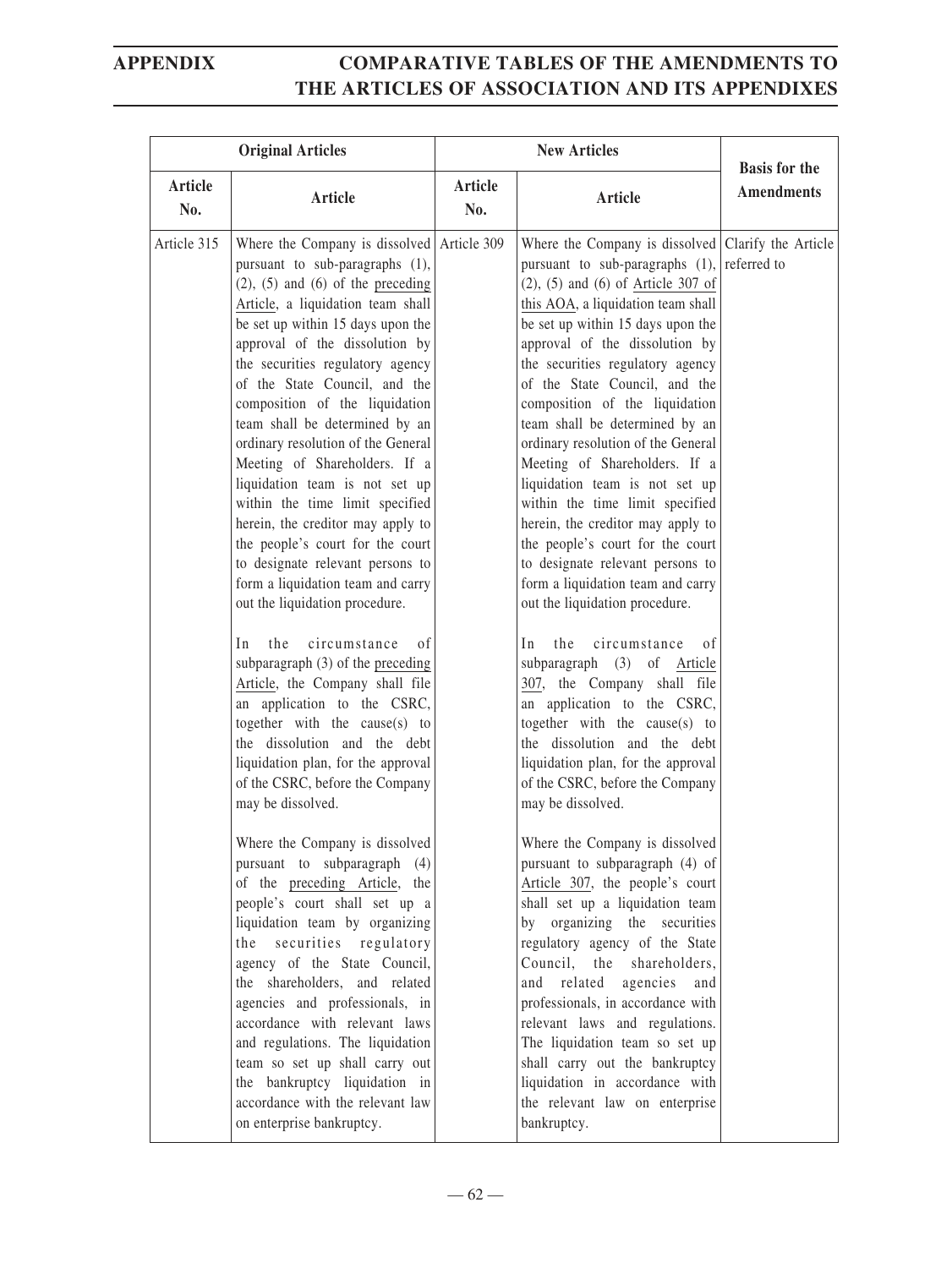| Original Articles | | New Articles | | Basis for the Amendments |
|---|---|---|---|---|
| Article No. | Article | Article No. | Article | |
| Article 315 | Where the Company is dissolved pursuant to sub-paragraphs (1), (2), (5) and (6) of the preceding Article, a liquidation team shall be set up within 15 days upon the approval of the dissolution by the securities regulatory agency of the State Council, and the composition of the liquidation team shall be determined by an ordinary resolution of the General Meeting of Shareholders. If a liquidation team is not set up within the time limit specified herein, the creditor may apply to the people's court for the court to designate relevant persons to form a liquidation team and carry out the liquidation procedure.<br><br>In the circumstance of subparagraph (3) of the preceding Article, the Company shall file an application to the CSRC, together with the cause(s) to the dissolution and the debt liquidation plan, for the approval of the CSRC, before the Company may be dissolved.<br><br>Where the Company is dissolved pursuant to subparagraph (4) of the preceding Article, the people's court shall set up a liquidation team by organizing the securities regulatory agency of the State Council, the shareholders, and related agencies and professionals, in accordance with relevant laws and regulations. The liquidation team so set up shall carry out the bankruptcy liquidation in accordance with the relevant law on enterprise bankruptcy. | Article 309 | Where the Company is dissolved pursuant to sub-paragraphs (1), (2), (5) and (6) of Article 307 of this AOA, a liquidation team shall be set up within 15 days upon the approval of the dissolution by the securities regulatory agency of the State Council, and the composition of the liquidation team shall be determined by an ordinary resolution of the General Meeting of Shareholders. If a liquidation team is not set up within the time limit specified herein, the creditor may apply to the people's court for the court to designate relevant persons to form a liquidation team and carry out the liquidation procedure.<br><br>In the circumstance of subparagraph (3) of Article 307, the Company shall file an application to the CSRC, together with the cause(s) to the dissolution and the debt liquidation plan, for the approval of the CSRC, before the Company may be dissolved.<br><br>Where the Company is dissolved pursuant to subparagraph (4) of Article 307, the people's court shall set up a liquidation team by organizing the securities regulatory agency of the State Council, the shareholders, and related agencies and professionals, in accordance with relevant laws and regulations. The liquidation team so set up shall carry out the bankruptcy liquidation in accordance with the relevant law on enterprise bankruptcy. | Clarify the Article referred to |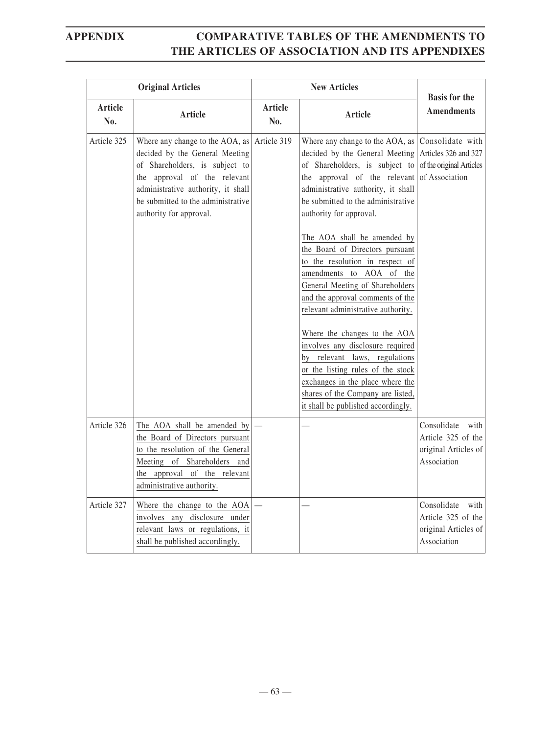| Original Articles | | New Articles | | Basis for the Amendments |
|---|---|---|---|---|
| Article No. | Article | Article No. | Article | |
| Article 325 | Where any change to the AOA, as decided by the General Meeting of Shareholders, is subject to the approval of the relevant administrative authority, it shall be submitted to the administrative authority for approval. | Article 319 | Where any change to the AOA, as decided by the General Meeting of Shareholders, is subject to the approval of the relevant administrative authority, it shall be submitted to the administrative authority for approval.<br><br>The AOA shall be amended by the Board of Directors pursuant to the resolution in respect of amendments to AOA of the General Meeting of Shareholders and the approval comments of the relevant administrative authority.<br><br>Where the changes to the AOA involves any disclosure required by relevant laws, regulations or the listing rules of the stock exchanges in the place where the shares of the Company are listed, it shall be published accordingly. | Consolidate with Articles 326 and 327 of the original Articles of Association |
| Article 326 | The AOA shall be amended by the Board of Directors pursuant to the resolution of the General Meeting of Shareholders and the approval of the relevant administrative authority. | — | — | Consolidate with Article 325 of the original Articles of Association |
| Article 327 | Where the change to the AOA involves any disclosure under relevant laws or regulations, it shall be published accordingly. | — | — | Consolidate with Article 325 of the original Articles of Association |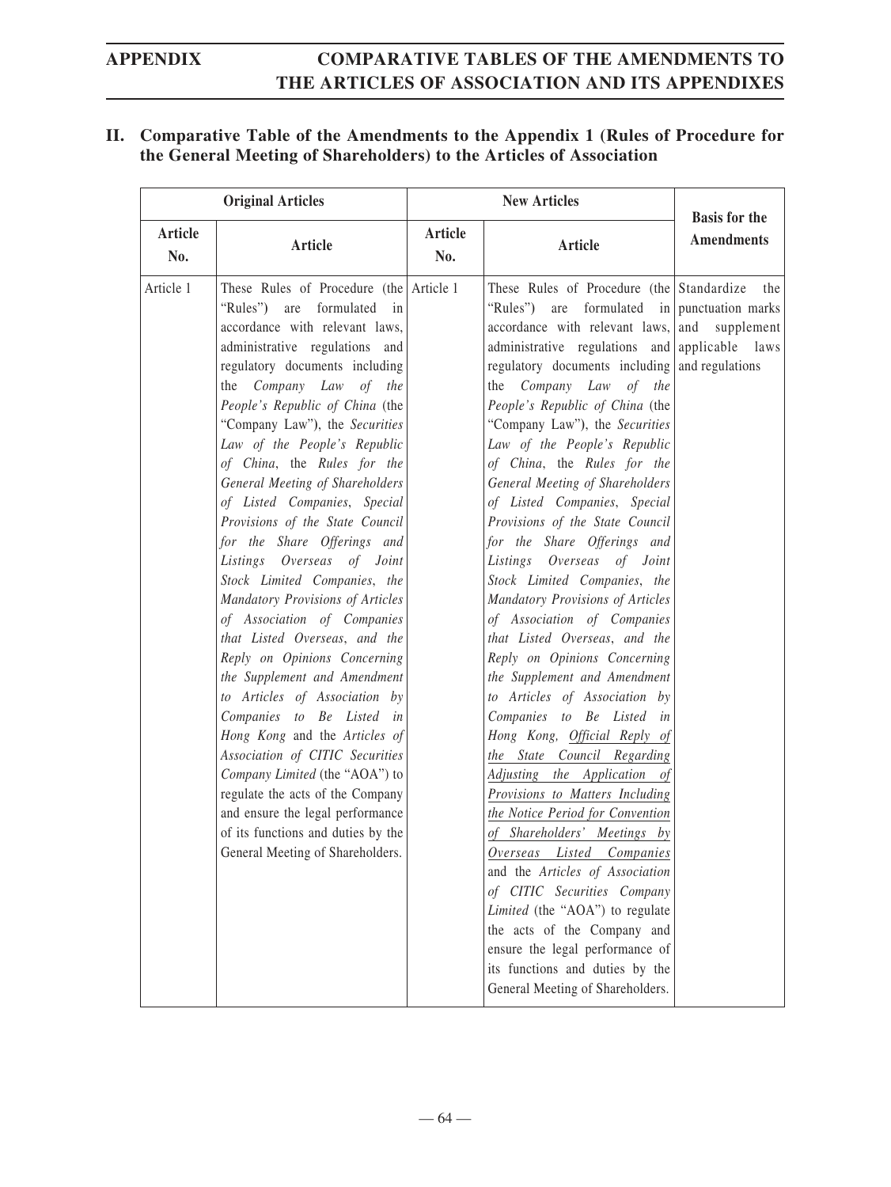## II. Comparative Table of the Amendments to the Appendix 1 (Rules of Procedure for the General Meeting of Shareholders) to the Articles of Association

| Original Articles | | New Articles | | Basis for the Amendments |
|---|---|---|---|---|
| Article No. | Article | Article No. | Article | |
| Article 1 | These Rules of Procedure (the "Rules") are formulated in accordance with relevant laws, administrative regulations and regulatory documents including the *Company Law of the People's Republic of China* (the "Company Law"), the *Securities Law of the People's Republic of China*, the *Rules for the General Meeting of Shareholders of Listed Companies*, *Special Provisions of the State Council for the Share Offerings and Listings Overseas of Joint Stock Limited Companies*, the *Mandatory Provisions of Articles of Association of Companies that Listed Overseas*, and the *Reply on Opinions Concerning the Supplement and Amendment to Articles of Association by Companies to Be Listed in Hong Kong* and the *Articles of Association of CITIC Securities Company Limited* (the "AOA") to regulate the acts of the Company and ensure the legal performance of its functions and duties by the General Meeting of Shareholders. | Article 1 | These Rules of Procedure (the "Rules") are formulated in accordance with relevant laws, administrative regulations and regulatory documents including the *Company Law of the People's Republic of China* (the "Company Law"), the *Securities Law of the People's Republic of China*, the *Rules for the General Meeting of Shareholders of Listed Companies*, *Special Provisions of the State Council for the Share Offerings and Listings Overseas of Joint Stock Limited Companies*, the *Mandatory Provisions of Articles of Association of Companies that Listed Overseas*, and the *Reply on Opinions Concerning the Supplement and Amendment to Articles of Association by Companies to Be Listed in Hong Kong*, *Official Reply of the State Council Regarding Adjusting the Application of Provisions to Matters Including the Notice Period for Convention of Shareholders' Meetings by Overseas Listed Companies* and the *Articles of Association of CITIC Securities Company Limited* (the "AOA") to regulate the acts of the Company and ensure the legal performance of its functions and duties by the General Meeting of Shareholders. | Standardize the punctuation marks and supplement applicable laws and regulations |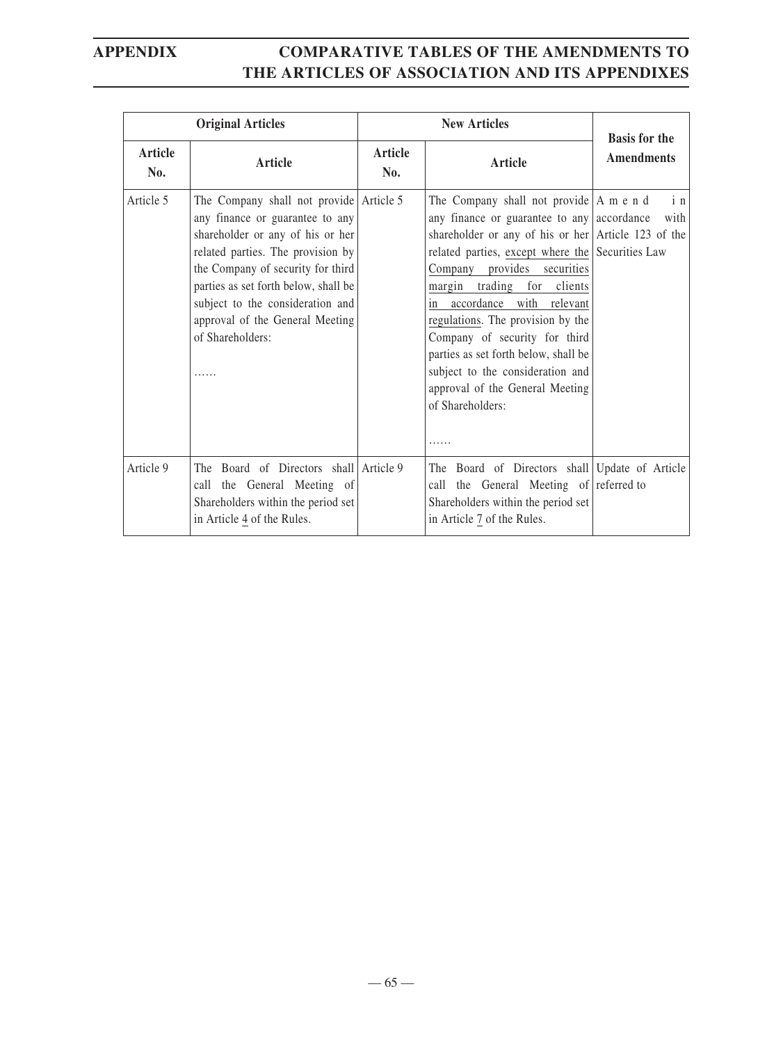| Original Articles | | New Articles | | Basis for the Amendments |
|---|---|---|---|---|
| Article No. | Article | Article No. | Article | |
| Article 5 | The Company shall not provide any finance or guarantee to any shareholder or any of his or her related parties. The provision by the Company of security for third parties as set forth below, shall be subject to the consideration and approval of the General Meeting of Shareholders:<br>…… | Article 5 | The Company shall not provide any finance or guarantee to any shareholder or any of his or her related parties, except where the Company provides securities margin trading for clients in accordance with relevant regulations. The provision by the Company of security for third parties as set forth below, shall be subject to the consideration and approval of the General Meeting of Shareholders:<br>…… | Amend in accordance with Article 123 of the Securities Law |
| Article 9 | The Board of Directors shall call the General Meeting of Shareholders within the period set in Article 4 of the Rules. | Article 9 | The Board of Directors shall call the General Meeting of Shareholders within the period set in Article 7 of the Rules. | Update of Article referred to |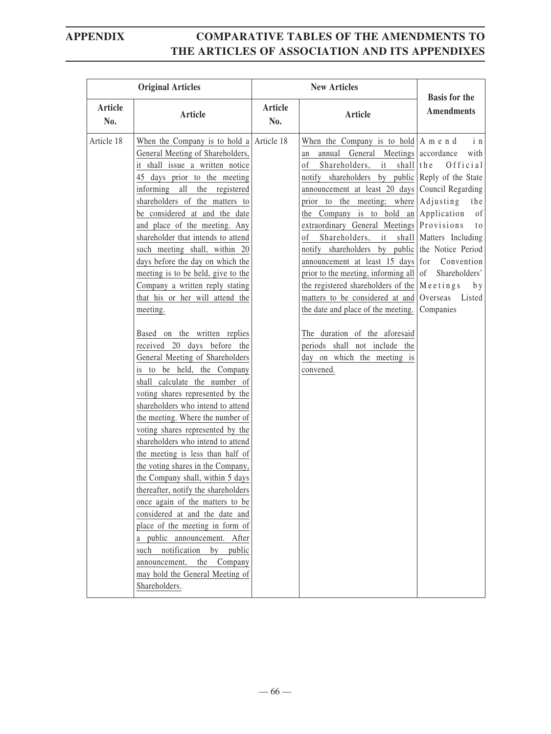| Original Articles | | New Articles | | Basis for the Amendments |
|---|---|---|---|---|
| Article No. | Article | Article No. | Article | |
| Article 18 | When the Company is to hold a General Meeting of Shareholders, it shall issue a written notice 45 days prior to the meeting informing all the registered shareholders of the matters to be considered at and the date and place of the meeting. Any shareholder that intends to attend such meeting shall, within 20 days before the day on which the meeting is to be held, give to the Company a written reply stating that his or her will attend the meeting.<br><br>Based on the written replies received 20 days before the General Meeting of Shareholders is to be held, the Company shall calculate the number of voting shares represented by the shareholders who intend to attend the meeting. Where the number of voting shares represented by the shareholders who intend to attend the meeting is less than half of the voting shares in the Company, the Company shall, within 5 days thereafter, notify the shareholders once again of the matters to be considered at and the date and place of the meeting in form of a public announcement. After such notification by public announcement, the Company may hold the General Meeting of Shareholders. | Article 18 | When the Company is to hold an annual General Meetings of Shareholders, it shall notify shareholders by public announcement at least 20 days prior to the meeting; where the Company is to hold an extraordinary General Meetings of Shareholders, it shall notify shareholders by public announcement at least 15 days prior to the meeting, informing all the registered shareholders of the matters to be considered at and the date and place of the meeting.<br><br>The duration of the aforesaid periods shall not include the day on which the meeting is convened. | Amend in accordance with the Official Reply of the State Council Regarding Adjusting the Application of Provisions to Matters Including the Notice Period for Convention of Shareholders' Meetings by Overseas Listed Companies |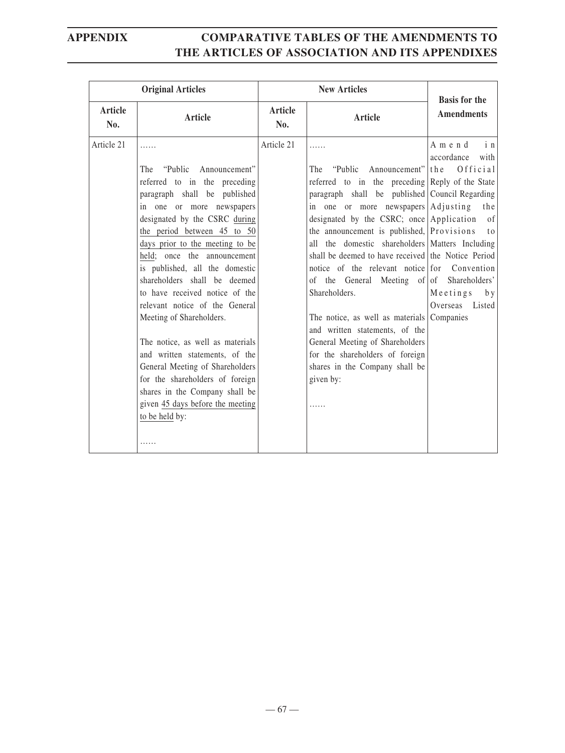| Original Articles | | New Articles | | Basis for the Amendments |
|---|---|---|---|---|
| Article No. | Article | Article No. | Article | |
| Article 21 | ……<br><br>The "Public Announcement" referred to in the preceding paragraph shall be published in one or more newspapers designated by the CSRC <u>during the period between 45 to 50 days prior to the meeting to be held</u>; once the announcement is published, all the domestic shareholders shall be deemed to have received notice of the relevant notice of the General Meeting of Shareholders.<br><br>The notice, as well as materials and written statements, of the General Meeting of Shareholders for the shareholders of foreign shares in the Company shall be given <u>45 days before the meeting to be held</u> by:<br><br>…… | Article 21 | ……<br><br>The "Public Announcement" referred to in the preceding paragraph shall be published in one or more newspapers designated by the CSRC; once the announcement is published, all the domestic shareholders shall be deemed to have received notice of the relevant notice of the General Meeting of Shareholders.<br><br>The notice, as well as materials and written statements, of the General Meeting of Shareholders for the shareholders of foreign shares in the Company shall be given by:<br><br>…… | Amend in accordance with the Official Reply of the State Council Regarding Adjusting the Application of Provisions to Matters Including the Notice Period for Convention of Shareholders' Meetings by Overseas Listed Companies |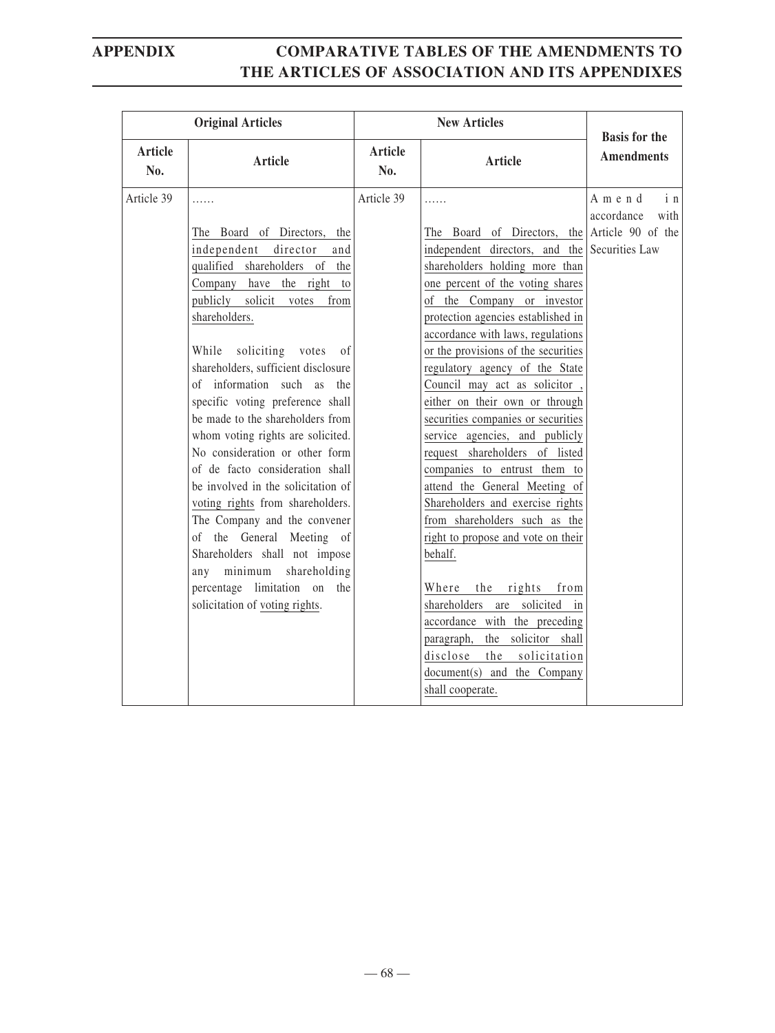| Original Articles | | New Articles | | Basis for the Amendments |
|---|---|---|---|---|
| Article No. | Article | Article No. | Article | |
| Article 39 | ……<br><br>The Board of Directors, the independent director and qualified shareholders of the Company have the right to publicly solicit votes from shareholders.<br><br>While soliciting votes of shareholders, sufficient disclosure of information such as the specific voting preference shall be made to the shareholders from whom voting rights are solicited. No consideration or other form of de facto consideration shall be involved in the solicitation of voting rights from shareholders. The Company and the convener of the General Meeting of Shareholders shall not impose any minimum shareholding percentage limitation on the solicitation of voting rights. | Article 39 | ……<br><br>The Board of Directors, the independent directors, and the shareholders holding more than one percent of the voting shares of the Company or investor protection agencies established in accordance with laws, regulations or the provisions of the securities regulatory agency of the State Council may act as solicitor , either on their own or through securities companies or securities service agencies, and publicly request shareholders of listed companies to entrust them to attend the General Meeting of Shareholders and exercise rights from shareholders such as the right to propose and vote on their behalf.<br><br>Where the rights from shareholders are solicited in accordance with the preceding paragraph, the solicitor shall disclose the solicitation document(s) and the Company shall cooperate. | Amend in accordance with Article 90 of the Securities Law |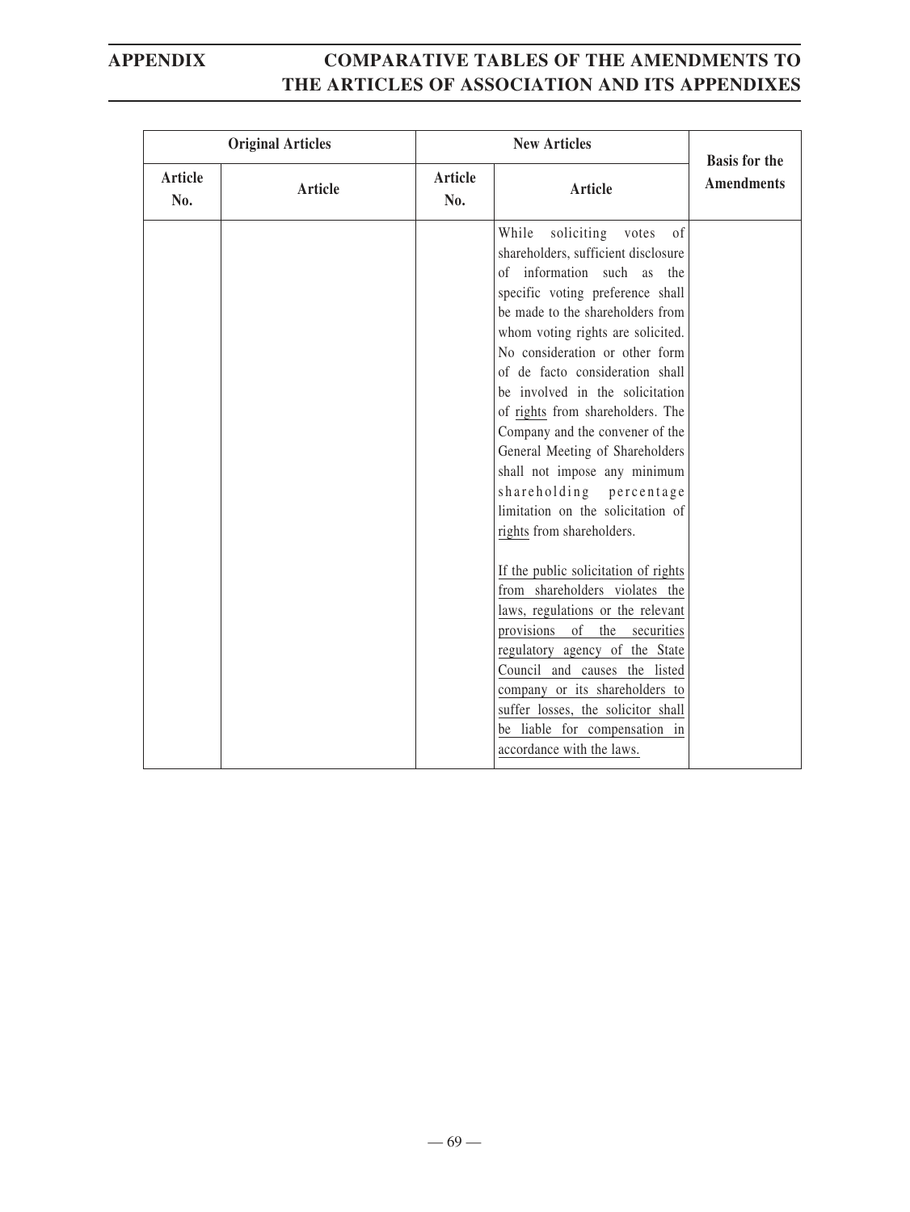| Original Articles | | New Articles | | Basis for the Amendments |
|---|---|---|---|---|
| Article No. | Article | Article No. | Article | |
| | | | While soliciting votes of shareholders, sufficient disclosure of information such as the specific voting preference shall be made to the shareholders from whom voting rights are solicited. No consideration or other form of de facto consideration shall be involved in the solicitation of rights from shareholders. The Company and the convener of the General Meeting of Shareholders shall not impose any minimum shareholding percentage limitation on the solicitation of rights from shareholders.<br><br>If the public solicitation of rights from shareholders violates the laws, regulations or the relevant provisions of the securities regulatory agency of the State Council and causes the listed company or its shareholders to suffer losses, the solicitor shall be liable for compensation in accordance with the laws. | |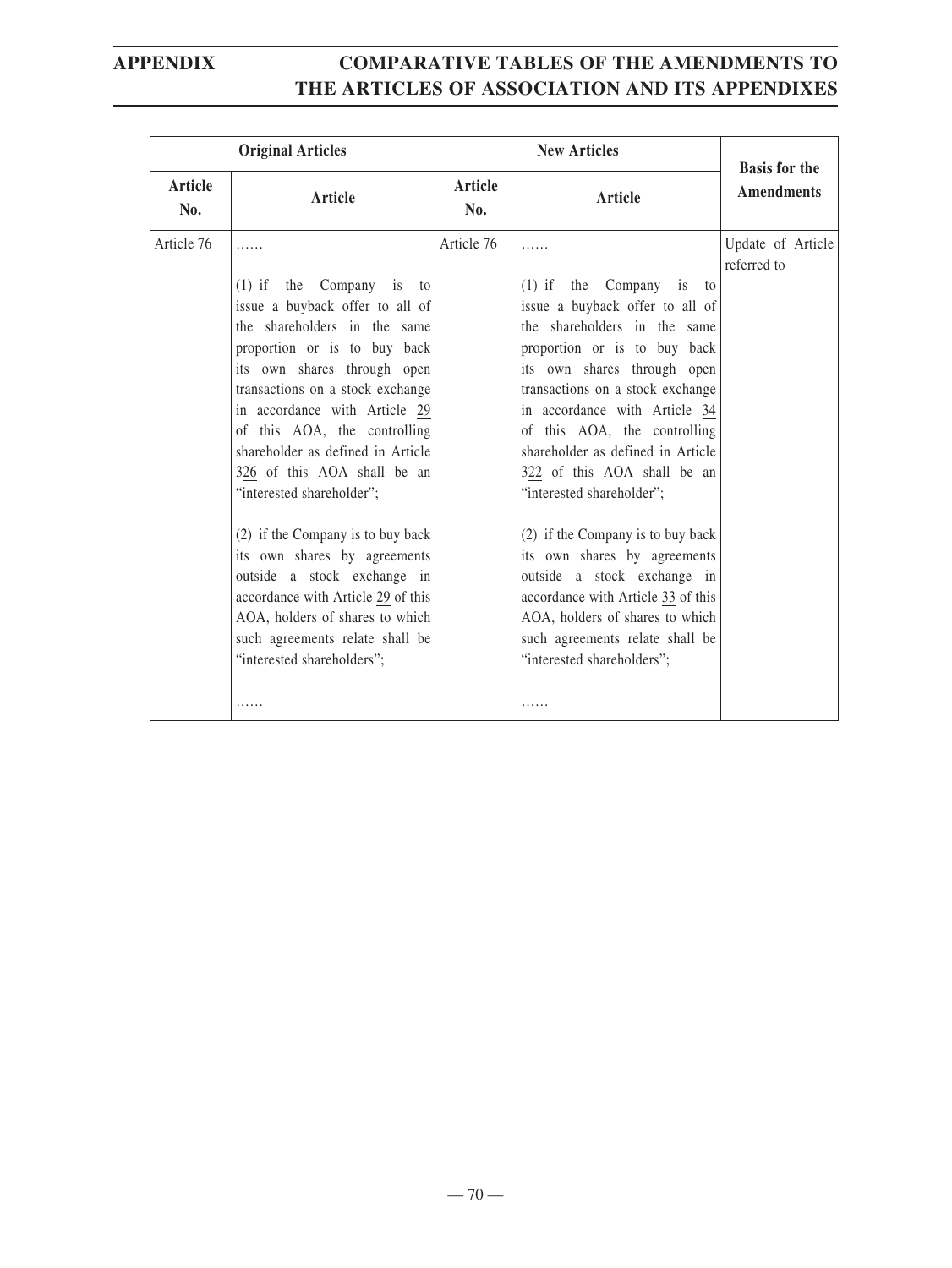| Original Articles | | New Articles | | Basis for the Amendments |
|---|---|---|---|---|
| Article No. | Article | Article No. | Article | |
| Article 76 | ……<br><br>(1) if the Company is to issue a buyback offer to all of the shareholders in the same proportion or is to buy back its own shares through open transactions on a stock exchange in accordance with Article 29 of this AOA, the controlling shareholder as defined in Article 326 of this AOA shall be an "interested shareholder";<br><br>(2) if the Company is to buy back its own shares by agreements outside a stock exchange in accordance with Article 29 of this AOA, holders of shares to which such agreements relate shall be "interested shareholders";<br><br>…… | Article 76 | ……<br><br>(1) if the Company is to issue a buyback offer to all of the shareholders in the same proportion or is to buy back its own shares through open transactions on a stock exchange in accordance with Article 34 of this AOA, the controlling shareholder as defined in Article 322 of this AOA shall be an "interested shareholder";<br><br>(2) if the Company is to buy back its own shares by agreements outside a stock exchange in accordance with Article 33 of this AOA, holders of shares to which such agreements relate shall be "interested shareholders";<br><br>…… | Update of Article referred to |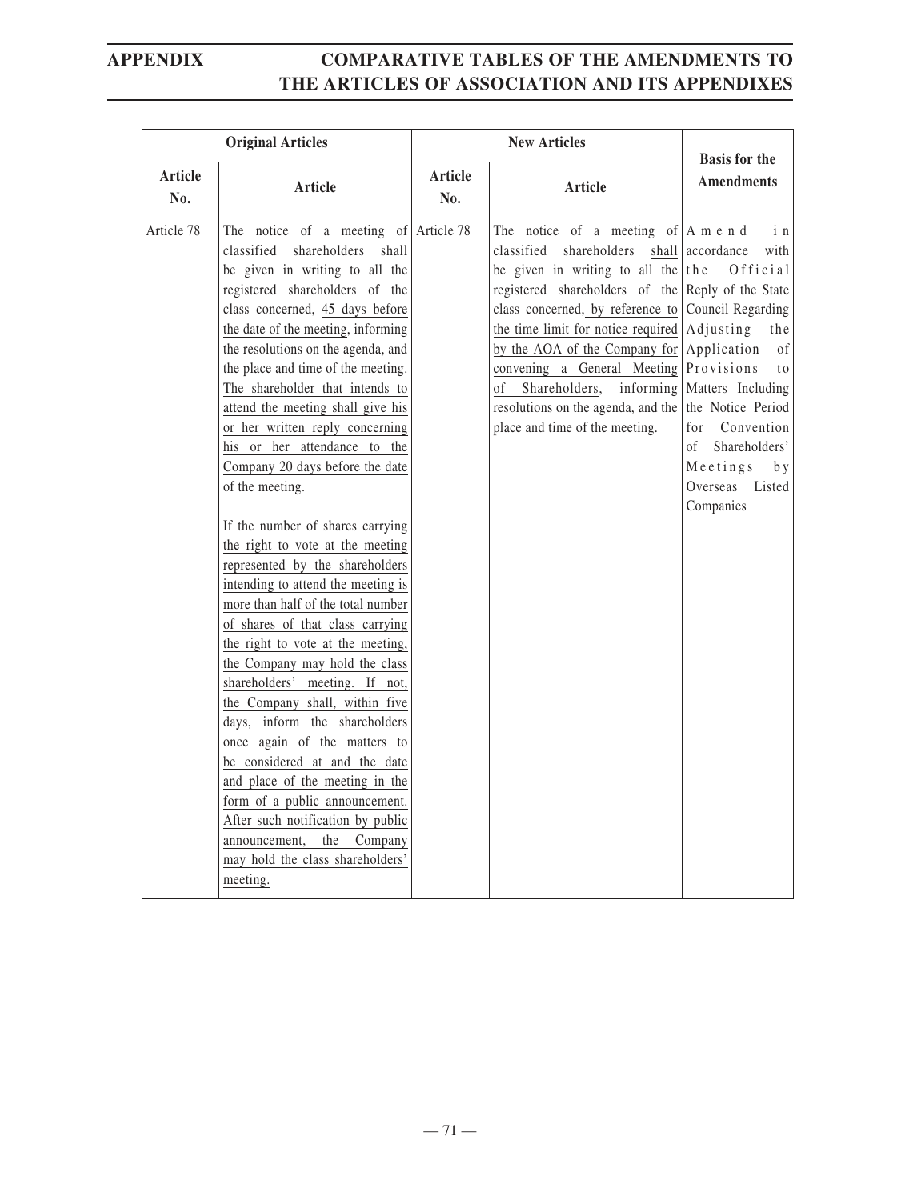| Original Articles | | New Articles | | Basis for the Amendments |
|---|---|---|---|---|
| Article No. | Article | Article No. | Article | |
| Article 78 | The notice of a meeting of classified shareholders shall be given in writing to all the registered shareholders of the class concerned, 45 days before the date of the meeting, informing the resolutions on the agenda, and the place and time of the meeting. The shareholder that intends to attend the meeting shall give his or her written reply concerning his or her attendance to the Company 20 days before the date of the meeting.<br><br>If the number of shares carrying the right to vote at the meeting represented by the shareholders intending to attend the meeting is more than half of the total number of shares of that class carrying the right to vote at the meeting, the Company may hold the class shareholders' meeting. If not, the Company shall, within five days, inform the shareholders once again of the matters to be considered at and the date and place of the meeting in the form of a public announcement. After such notification by public announcement, the Company may hold the class shareholders' meeting. | Article 78 | The notice of a meeting of classified shareholders shall be given in writing to all the registered shareholders of the class concerned, by reference to the time limit for notice required by the AOA of the Company for convening a General Meeting of Shareholders, informing resolutions on the agenda, and the place and time of the meeting. | Amend in accordance with the Official Reply of the State Council Regarding Adjusting the Application of Provisions to Matters Including the Notice Period for Convention of Shareholders' Meetings by Overseas Listed Companies |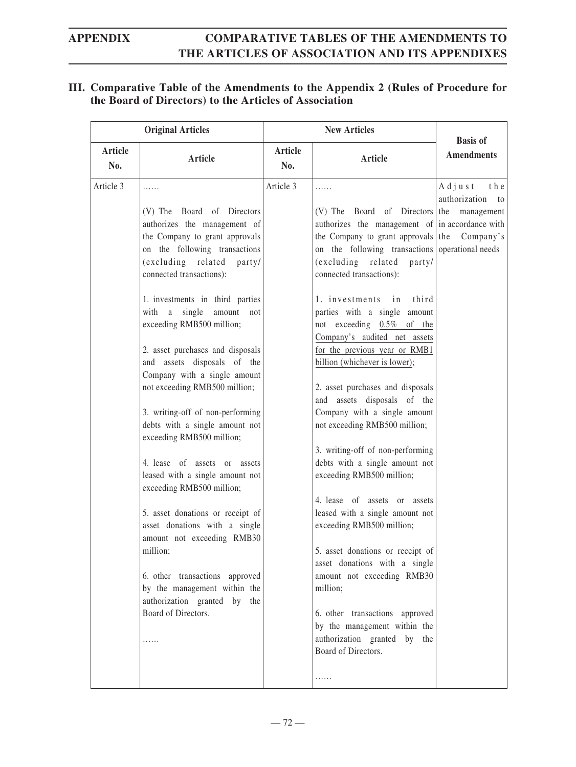## III. Comparative Table of the Amendments to the Appendix 2 (Rules of Procedure for the Board of Directors) to the Articles of Association

| Original Articles | | New Articles | | Basis of Amendments |
|---|---|---|---|---|
| Article No. | Article | Article No. | Article | |
| Article 3 | ……<br><br>(V) The Board of Directors authorizes the management of the Company to grant approvals on the following transactions (excluding related party/ connected transactions):<br><br>1. investments in third parties with a single amount not exceeding RMB500 million;<br><br>2. asset purchases and disposals and assets disposals of the Company with a single amount not exceeding RMB500 million;<br><br>3. writing-off of non-performing debts with a single amount not exceeding RMB500 million;<br><br>4. lease of assets or assets leased with a single amount not exceeding RMB500 million;<br><br>5. asset donations or receipt of asset donations with a single amount not exceeding RMB30 million;<br><br>6. other transactions approved by the management within the authorization granted by the Board of Directors.<br><br>…… | Article 3 | ……<br><br>(V) The Board of Directors authorizes the management of the Company to grant approvals on the following transactions (excluding related party/ connected transactions):<br><br>1. investments in third parties with a single amount not exceeding 0.5% of the Company's audited net assets for the previous year or RMB1 billion (whichever is lower);<br><br>2. asset purchases and disposals and assets disposals of the Company with a single amount not exceeding RMB500 million;<br><br>3. writing-off of non-performing debts with a single amount not exceeding RMB500 million;<br><br>4. lease of assets or assets leased with a single amount not exceeding RMB500 million;<br><br>5. asset donations or receipt of asset donations with a single amount not exceeding RMB30 million;<br><br>6. other transactions approved by the management within the authorization granted by the Board of Directors.<br><br>…… | Adjust the authorization to the management in accordance with the Company's operational needs |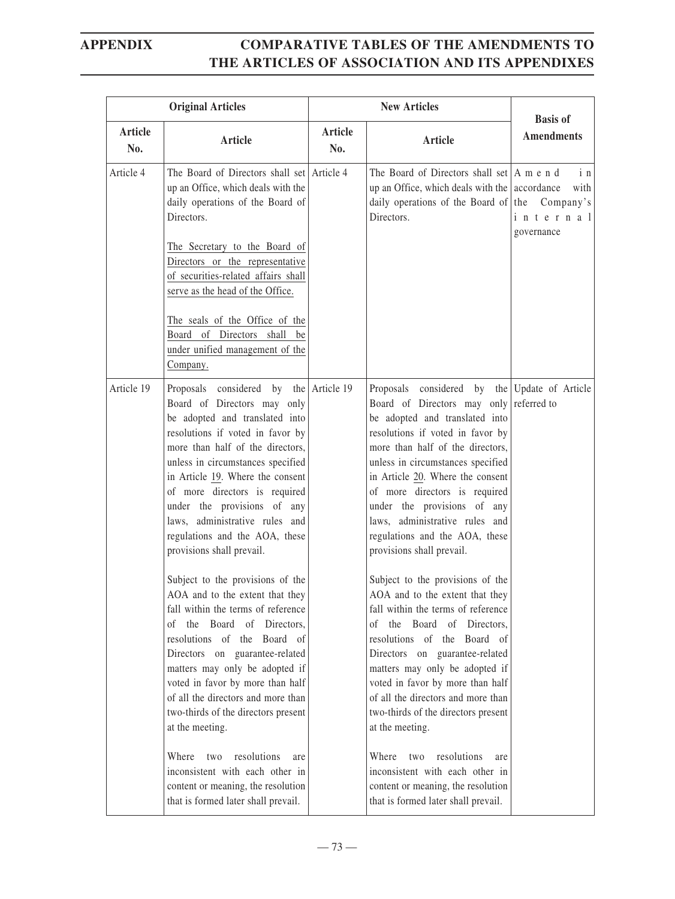| Original Articles | | New Articles | | Basis of Amendments |
|---|---|---|---|---|
| Article No. | Article | Article No. | Article | |
| Article 4 | The Board of Directors shall set up an Office, which deals with the daily operations of the Board of Directors.<br><br>The Secretary to the Board of Directors or the representative of securities-related affairs shall serve as the head of the Office.<br><br>The seals of the Office of the Board of Directors shall be under unified management of the Company. | Article 4 | The Board of Directors shall set up an Office, which deals with the daily operations of the Board of Directors. | Amend in accordance with the Company's internal governance |
| Article 19 | Proposals considered by the Board of Directors may only be adopted and translated into resolutions if voted in favor by more than half of the directors, unless in circumstances specified in Article 19. Where the consent of more directors is required under the provisions of any laws, administrative rules and regulations and the AOA, these provisions shall prevail.<br><br>Subject to the provisions of the AOA and to the extent that they fall within the terms of reference of the Board of Directors, resolutions of the Board of Directors on guarantee-related matters may only be adopted if voted in favor by more than half of all the directors and more than two-thirds of the directors present at the meeting.<br><br>Where two resolutions are inconsistent with each other in content or meaning, the resolution that is formed later shall prevail. | Article 19 | Proposals considered by the Board of Directors may only be adopted and translated into resolutions if voted in favor by more than half of the directors, unless in circumstances specified in Article 20. Where the consent of more directors is required under the provisions of any laws, administrative rules and regulations and the AOA, these provisions shall prevail.<br><br>Subject to the provisions of the AOA and to the extent that they fall within the terms of reference of the Board of Directors, resolutions of the Board of Directors on guarantee-related matters may only be adopted if voted in favor by more than half of all the directors and more than two-thirds of the directors present at the meeting.<br><br>Where two resolutions are inconsistent with each other in content or meaning, the resolution that is formed later shall prevail. | Update of Article referred to |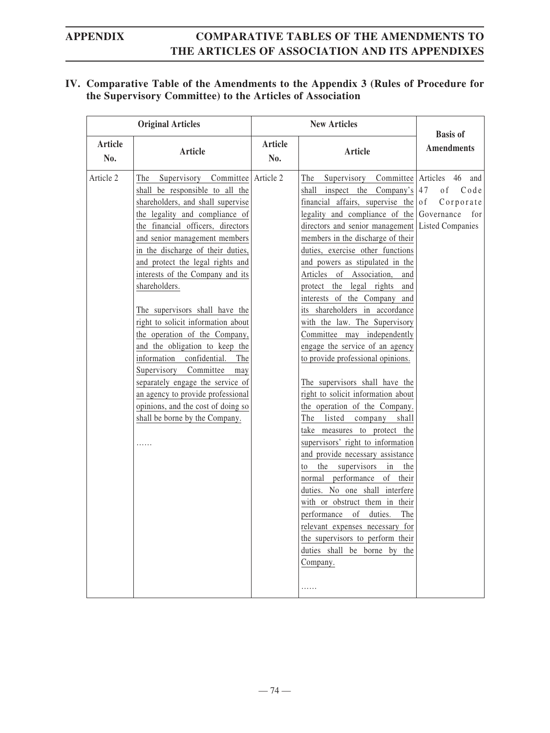## IV. Comparative Table of the Amendments to the Appendix 3 (Rules of Procedure for the Supervisory Committee) to the Articles of Association

| Original Articles | | New Articles | | Basis of Amendments |
|---|---|---|---|---|
| Article No. | Article | Article No. | Article | |
| Article 2 | The Supervisory Committee shall be responsible to all the shareholders, and shall supervise the legality and compliance of the financial officers, directors and senior management members in the discharge of their duties, and protect the legal rights and interests of the Company and its shareholders.<br><br>The supervisors shall have the right to solicit information about the operation of the Company, and the obligation to keep the information confidential. The Supervisory Committee may separately engage the service of an agency to provide professional opinions, and the cost of doing so shall be borne by the Company.<br><br>…… | Article 2 | The Supervisory Committee shall inspect the Company's financial affairs, supervise the legality and compliance of the directors and senior management members in the discharge of their duties, exercise other functions and powers as stipulated in the Articles of Association, and protect the legal rights and interests of the Company and its shareholders in accordance with the law. The Supervisory Committee may independently engage the service of an agency to provide professional opinions.<br><br>The supervisors shall have the right to solicit information about the operation of the Company. The listed company shall take measures to protect the supervisors' right to information and provide necessary assistance to the supervisors in the normal performance of their duties. No one shall interfere with or obstruct them in their performance of duties. The relevant expenses necessary for the supervisors to perform their duties shall be borne by the Company.<br><br>…… | Articles 46 and 47 of Code of Corporate Governance for Listed Companies |